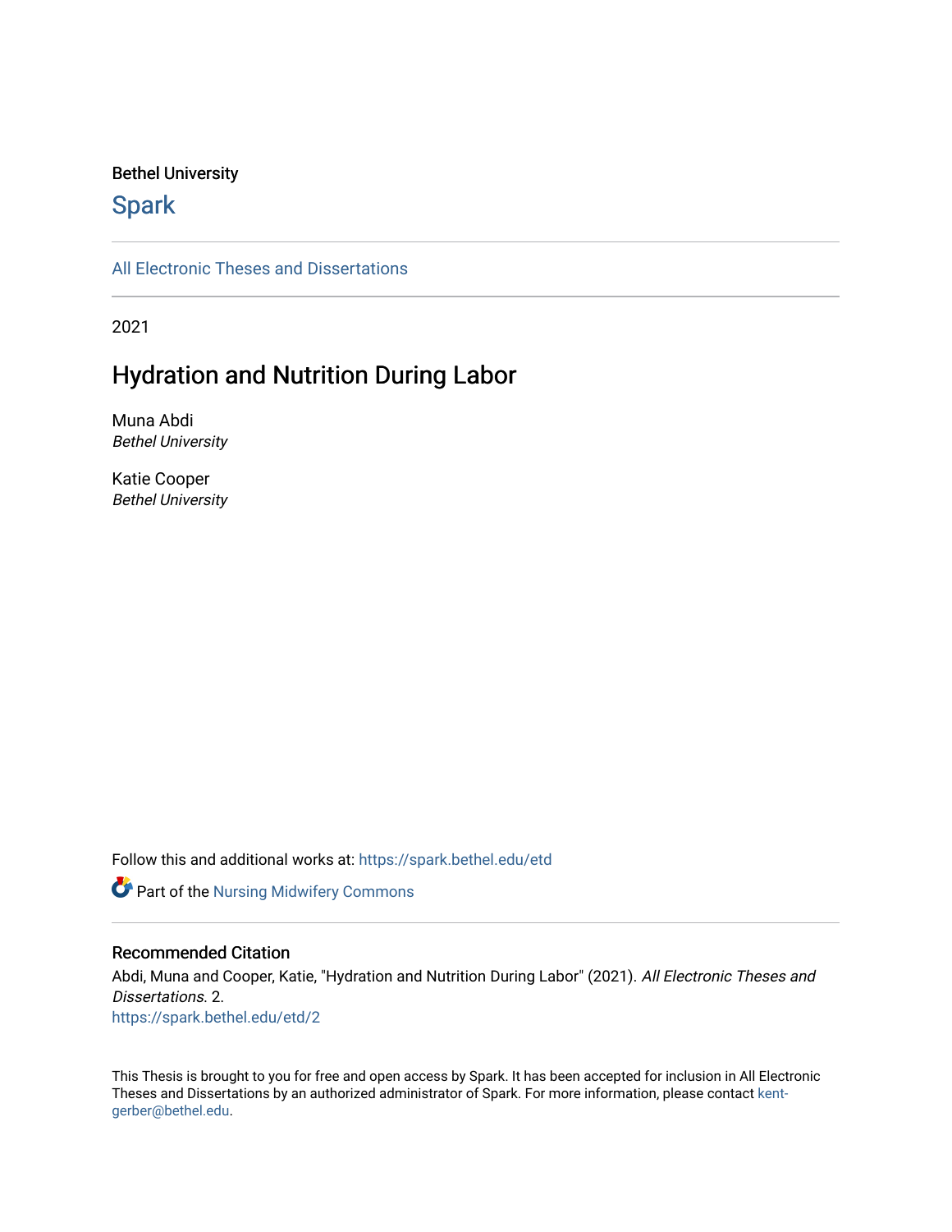Bethel University

# Spark

All Electronic Theses and Dissertations

2021

## Hydration and Nutrition During Labor

Muna Abdi
*Bethel University*

Katie Cooper
*Bethel University*

Follow this and additional works at: https://spark.bethel.edu/etd

Part of the Nursing Midwifery Commons

### Recommended Citation

Abdi, Muna and Cooper, Katie, "Hydration and Nutrition During Labor" (2021). *All Electronic Theses and Dissertations*. 2.
https://spark.bethel.edu/etd/2

This Thesis is brought to you for free and open access by Spark. It has been accepted for inclusion in All Electronic Theses and Dissertations by an authorized administrator of Spark. For more information, please contact kent-gerber@bethel.edu.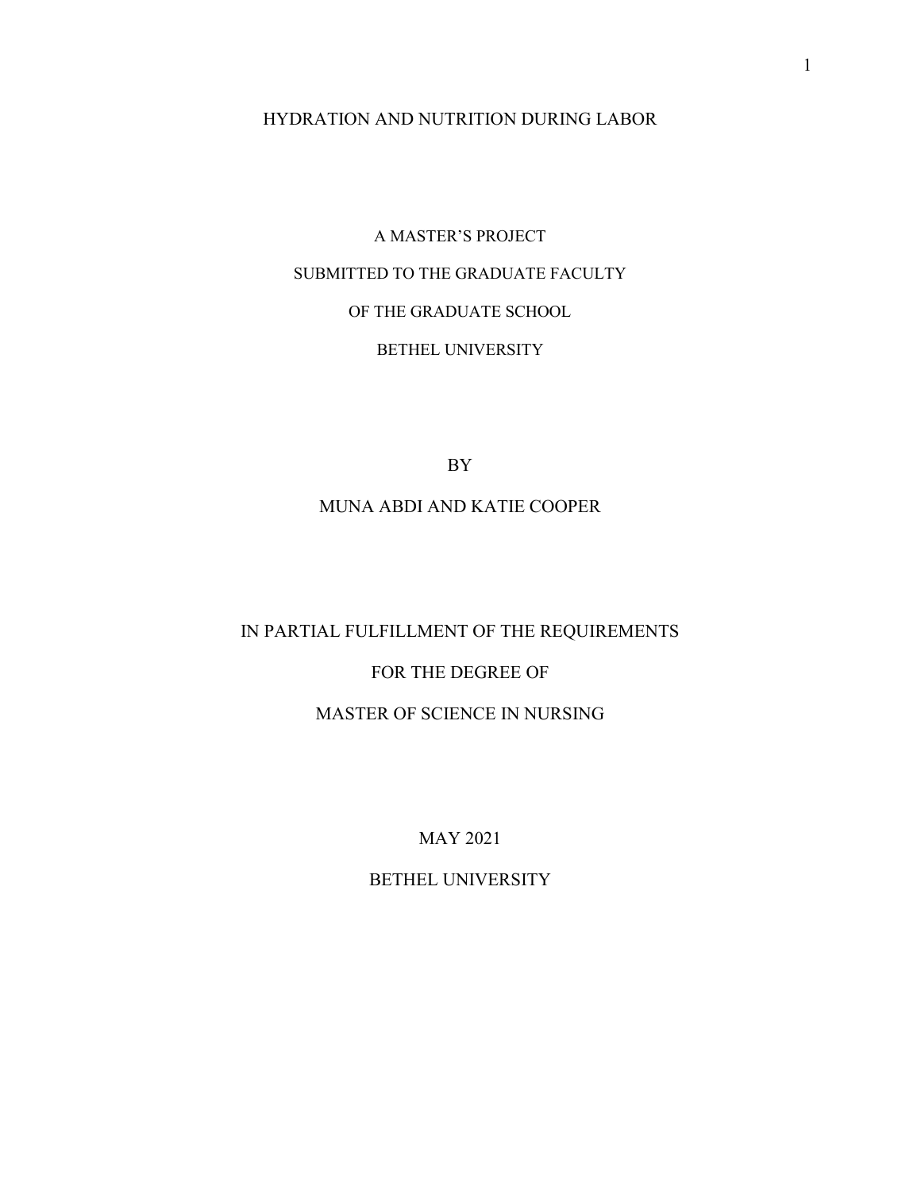# HYDRATION AND NUTRITION DURING LABOR

A MASTER'S PROJECT

SUBMITTED TO THE GRADUATE FACULTY

OF THE GRADUATE SCHOOL

BETHEL UNIVERSITY

BY

MUNA ABDI AND KATIE COOPER

IN PARTIAL FULFILLMENT OF THE REQUIREMENTS

FOR THE DEGREE OF

MASTER OF SCIENCE IN NURSING

MAY 2021

BETHEL UNIVERSITY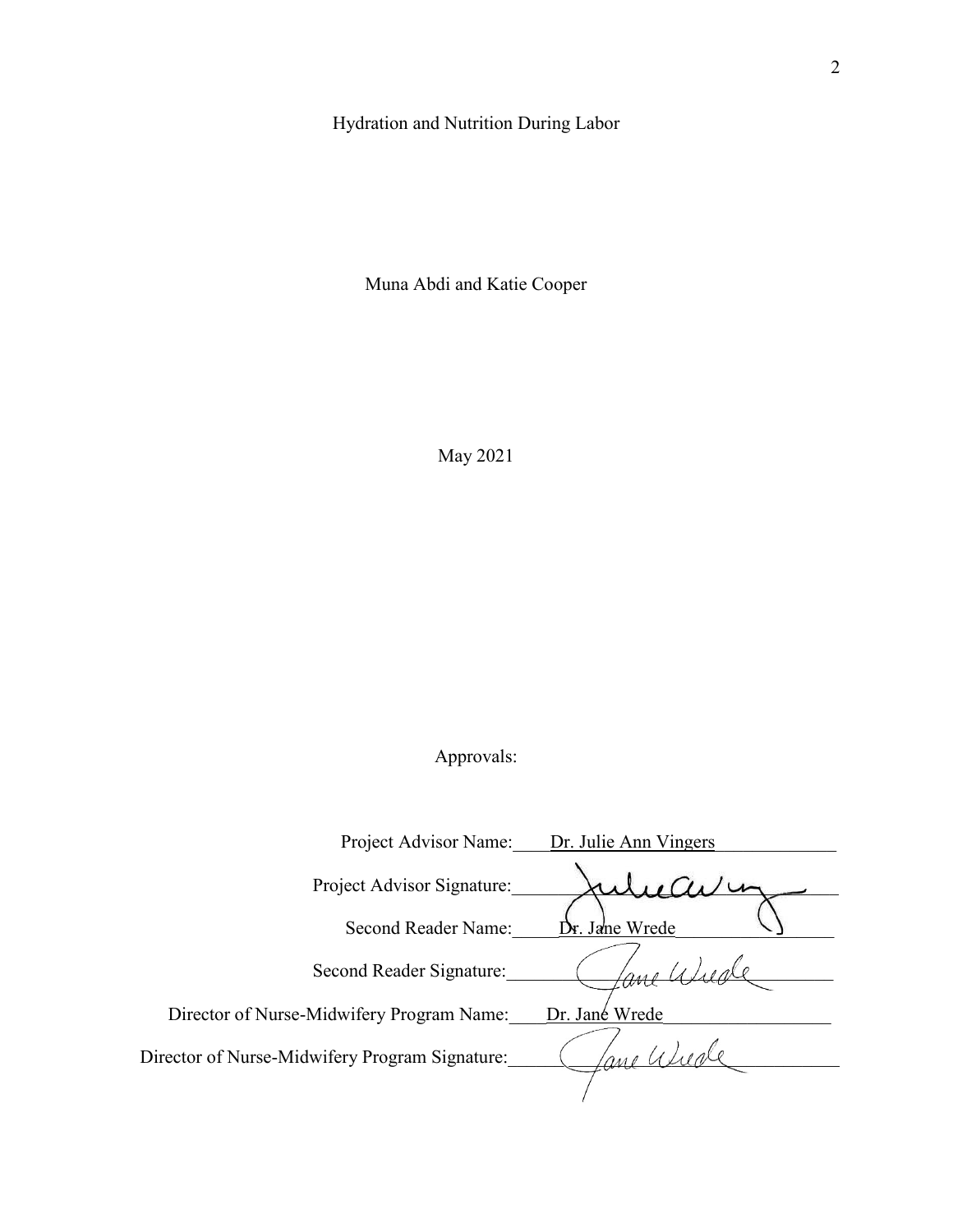Hydration and Nutrition During Labor

Muna Abdi and Katie Cooper

May 2021

Approvals:

Project Advisor Name: Dr. Julie Ann Vingers

Project Advisor Signature: 

Second Reader Name: Dr. Jane Wrede

Second Reader Signature: 

Director of Nurse-Midwifery Program Name: Dr. Jane Wrede

Director of Nurse-Midwifery Program Signature: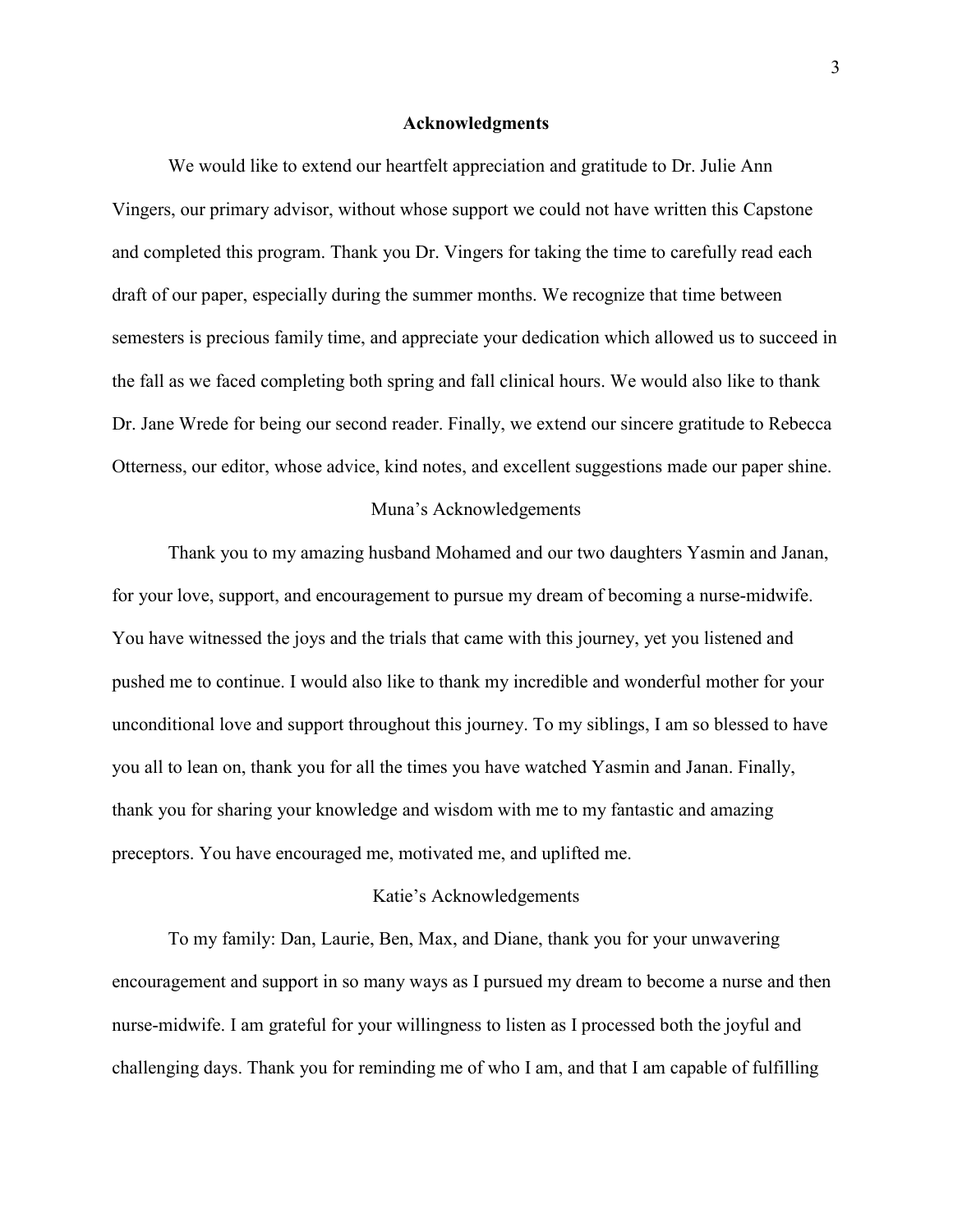## Acknowledgments

We would like to extend our heartfelt appreciation and gratitude to Dr. Julie Ann Vingers, our primary advisor, without whose support we could not have written this Capstone and completed this program. Thank you Dr. Vingers for taking the time to carefully read each draft of our paper, especially during the summer months. We recognize that time between semesters is precious family time, and appreciate your dedication which allowed us to succeed in the fall as we faced completing both spring and fall clinical hours. We would also like to thank Dr. Jane Wrede for being our second reader. Finally, we extend our sincere gratitude to Rebecca Otterness, our editor, whose advice, kind notes, and excellent suggestions made our paper shine.

### Muna's Acknowledgements

Thank you to my amazing husband Mohamed and our two daughters Yasmin and Janan, for your love, support, and encouragement to pursue my dream of becoming a nurse-midwife. You have witnessed the joys and the trials that came with this journey, yet you listened and pushed me to continue. I would also like to thank my incredible and wonderful mother for your unconditional love and support throughout this journey. To my siblings, I am so blessed to have you all to lean on, thank you for all the times you have watched Yasmin and Janan. Finally, thank you for sharing your knowledge and wisdom with me to my fantastic and amazing preceptors. You have encouraged me, motivated me, and uplifted me.

### Katie's Acknowledgements

To my family: Dan, Laurie, Ben, Max, and Diane, thank you for your unwavering encouragement and support in so many ways as I pursued my dream to become a nurse and then nurse-midwife. I am grateful for your willingness to listen as I processed both the joyful and challenging days. Thank you for reminding me of who I am, and that I am capable of fulfilling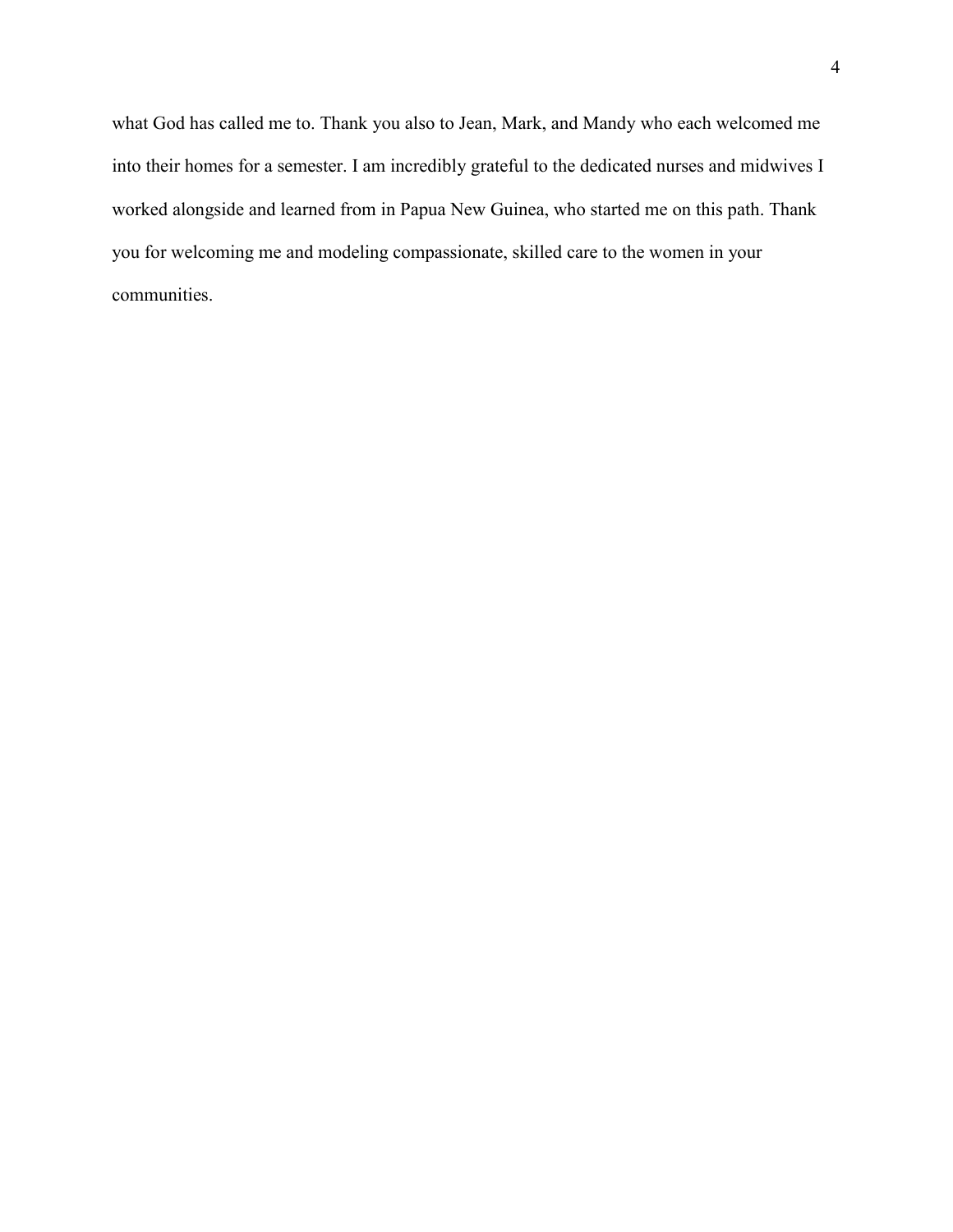what God has called me to. Thank you also to Jean, Mark, and Mandy who each welcomed me into their homes for a semester. I am incredibly grateful to the dedicated nurses and midwives I worked alongside and learned from in Papua New Guinea, who started me on this path. Thank you for welcoming me and modeling compassionate, skilled care to the women in your communities.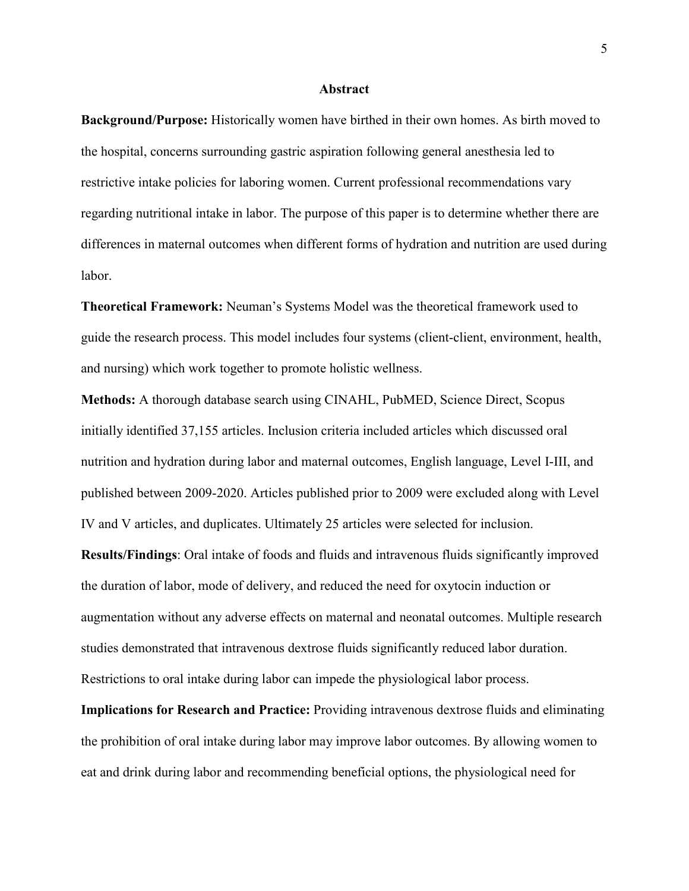# Abstract

**Background/Purpose:** Historically women have birthed in their own homes. As birth moved to the hospital, concerns surrounding gastric aspiration following general anesthesia led to restrictive intake policies for laboring women. Current professional recommendations vary regarding nutritional intake in labor. The purpose of this paper is to determine whether there are differences in maternal outcomes when different forms of hydration and nutrition are used during labor.

**Theoretical Framework:** Neuman's Systems Model was the theoretical framework used to guide the research process. This model includes four systems (client-client, environment, health, and nursing) which work together to promote holistic wellness.

**Methods:** A thorough database search using CINAHL, PubMED, Science Direct, Scopus initially identified 37,155 articles. Inclusion criteria included articles which discussed oral nutrition and hydration during labor and maternal outcomes, English language, Level I-III, and published between 2009-2020. Articles published prior to 2009 were excluded along with Level IV and V articles, and duplicates. Ultimately 25 articles were selected for inclusion.

**Results/Findings**: Oral intake of foods and fluids and intravenous fluids significantly improved the duration of labor, mode of delivery, and reduced the need for oxytocin induction or augmentation without any adverse effects on maternal and neonatal outcomes. Multiple research studies demonstrated that intravenous dextrose fluids significantly reduced labor duration. Restrictions to oral intake during labor can impede the physiological labor process.

**Implications for Research and Practice:** Providing intravenous dextrose fluids and eliminating the prohibition of oral intake during labor may improve labor outcomes. By allowing women to eat and drink during labor and recommending beneficial options, the physiological need for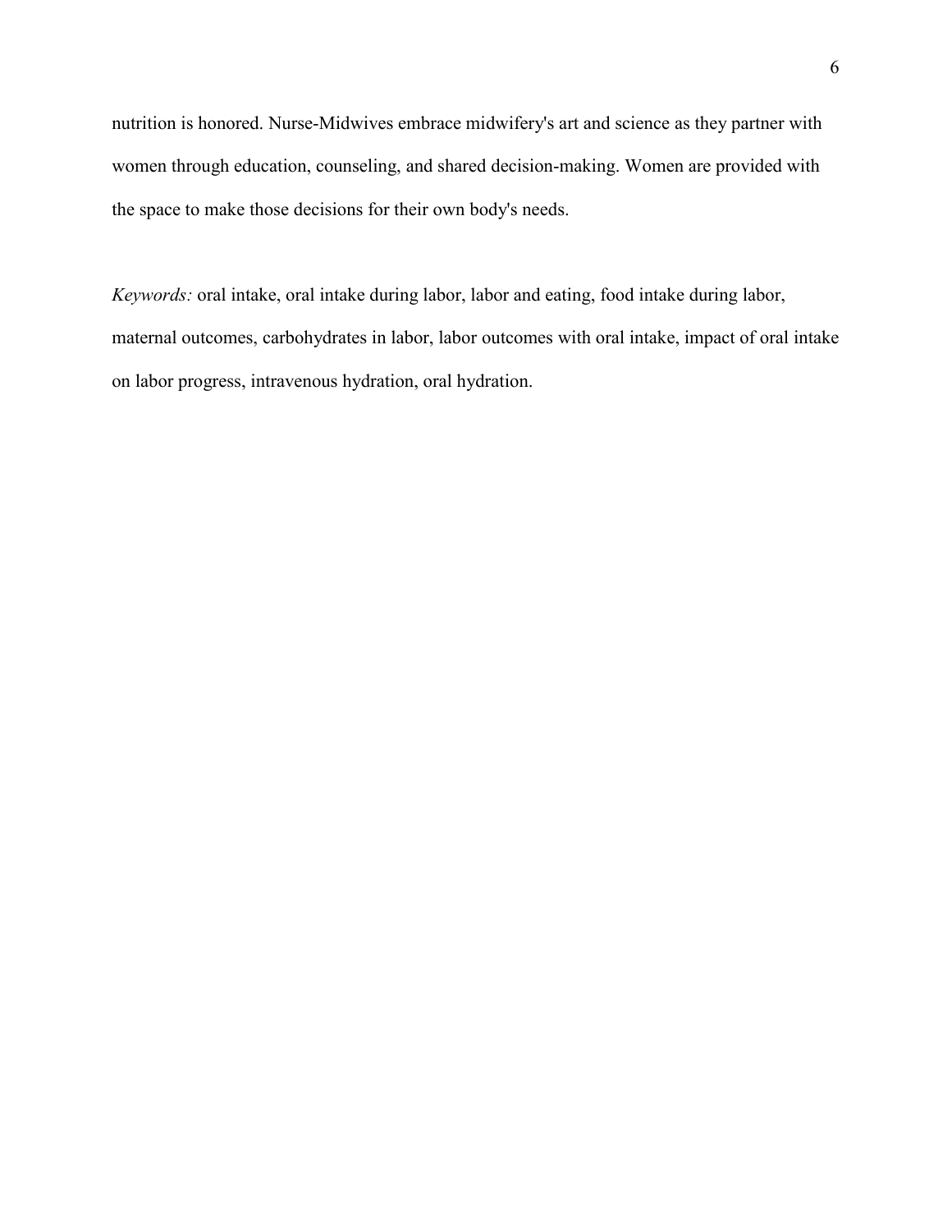nutrition is honored. Nurse-Midwives embrace midwifery's art and science as they partner with women through education, counseling, and shared decision-making. Women are provided with the space to make those decisions for their own body's needs.

*Keywords:* oral intake, oral intake during labor, labor and eating, food intake during labor, maternal outcomes, carbohydrates in labor, labor outcomes with oral intake, impact of oral intake on labor progress, intravenous hydration, oral hydration.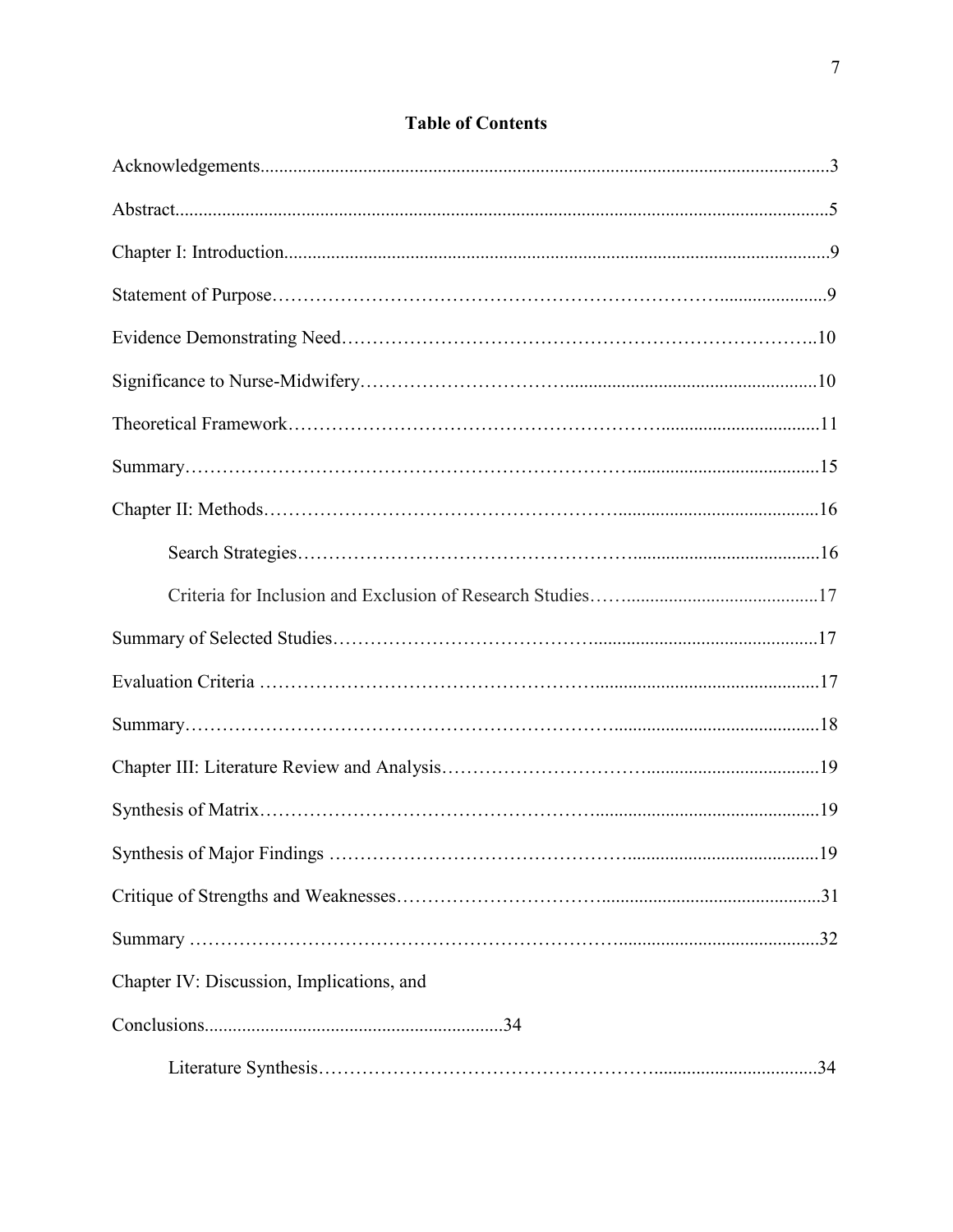**Table of Contents**

Acknowledgements.........................................................................................................................3

Abstract..........................................................................................................................................5

Chapter I: Introduction...................................................................................................................9

Statement of Purpose………………………………………………………………......................9

Evidence Demonstrating Need…………………………………………………………………..10

Significance to Nurse-Midwifery…………………………......................................................10

Theoretical Framework………………………………………………….................................11

Summary…………………………………………………………........................................15

Chapter II: Methods…………………………………………….........................................16

    Search Strategies…………………………………………….......................................16

    Criteria for Inclusion and Exclusion of Research Studies……..........................................17

Summary of Selected Studies……………………………….................................................17

Evaluation Criteria ………………………………………….................................................17

Summary…………………………………………………….............................................18

Chapter III: Literature Review and Analysis………………………….....................................19

Synthesis of Matrix…………………………………………................................................19

Synthesis of Major Findings ……………………………………..........................................19

Critique of Strengths and Weaknesses…………………………...............................................31

Summary ………………………………………………………...........................................32

Chapter IV: Discussion, Implications, and

Conclusions...............................................................34

    Literature Synthesis…………………………………………….....................................34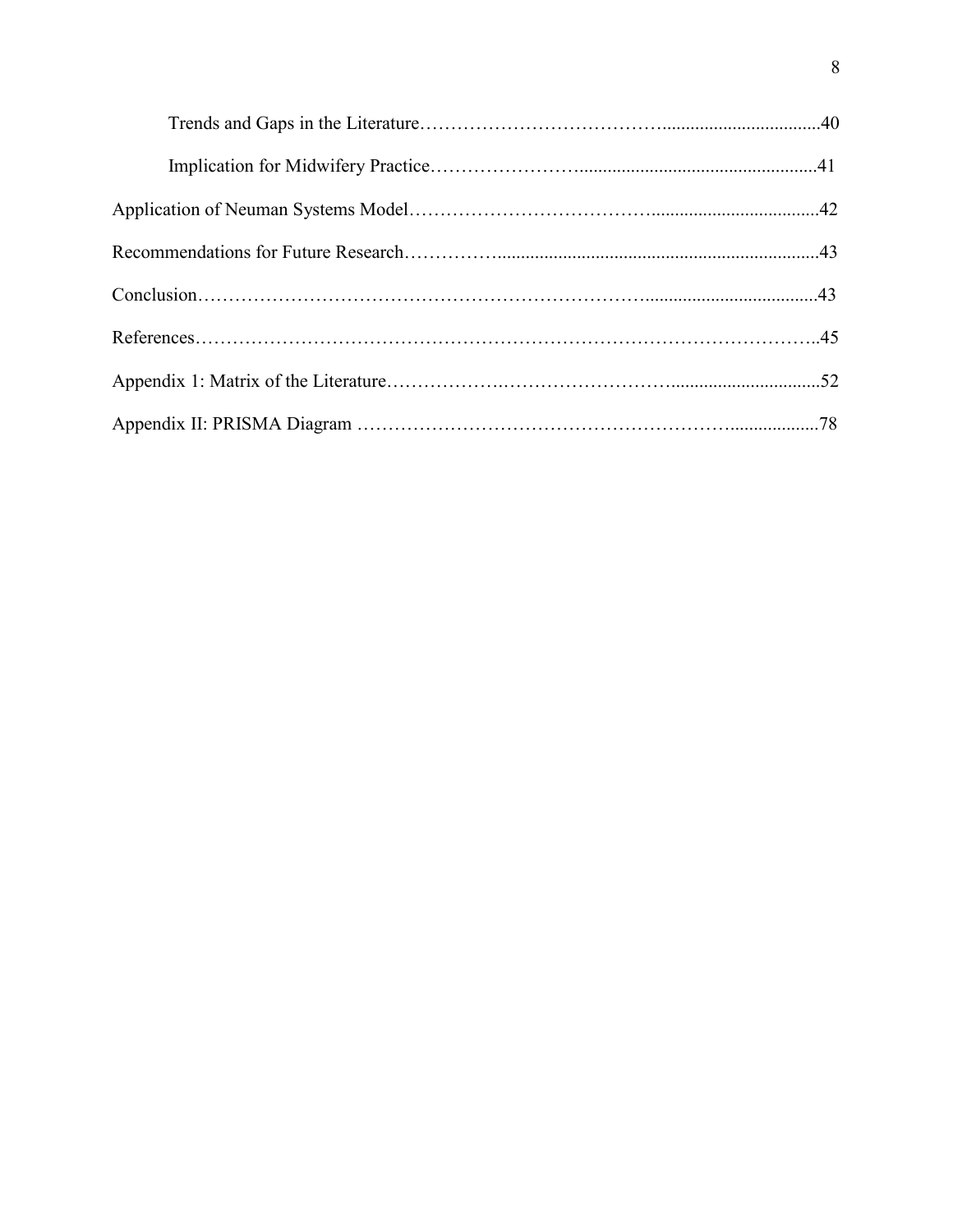Trends and Gaps in the Literature……………………………….................................40

Implication for Midwifery Practice……………………..................................................41

Application of Neuman Systems Model………………………………...................................42

Recommendations for Future Research……………......................................................................43

Conclusion…………………………………………………………….....................................43

References…………………………………………………………………………………….45

Appendix 1: Matrix of the Literature……………….……………………….................................52

Appendix II: PRISMA Diagram …………………………………………………….................78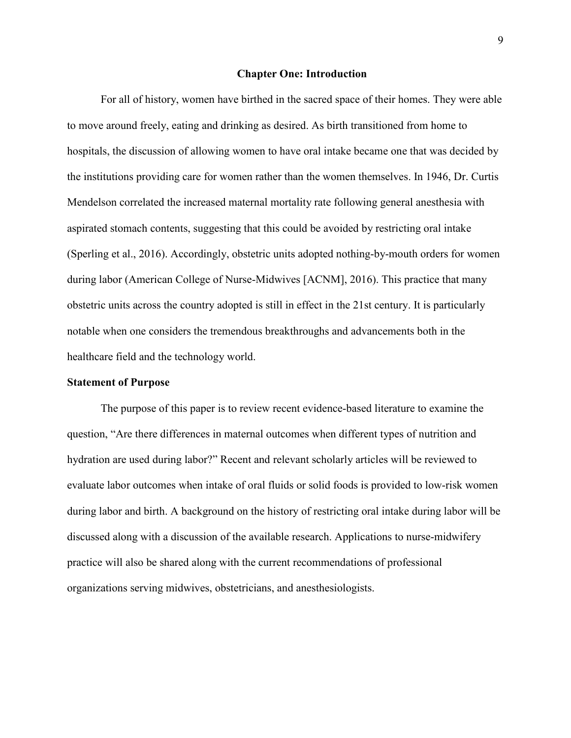# Chapter One: Introduction

For all of history, women have birthed in the sacred space of their homes. They were able to move around freely, eating and drinking as desired. As birth transitioned from home to hospitals, the discussion of allowing women to have oral intake became one that was decided by the institutions providing care for women rather than the women themselves. In 1946, Dr. Curtis Mendelson correlated the increased maternal mortality rate following general anesthesia with aspirated stomach contents, suggesting that this could be avoided by restricting oral intake (Sperling et al., 2016). Accordingly, obstetric units adopted nothing-by-mouth orders for women during labor (American College of Nurse-Midwives [ACNM], 2016). This practice that many obstetric units across the country adopted is still in effect in the 21st century. It is particularly notable when one considers the tremendous breakthroughs and advancements both in the healthcare field and the technology world.

## Statement of Purpose

The purpose of this paper is to review recent evidence-based literature to examine the question, "Are there differences in maternal outcomes when different types of nutrition and hydration are used during labor?" Recent and relevant scholarly articles will be reviewed to evaluate labor outcomes when intake of oral fluids or solid foods is provided to low-risk women during labor and birth. A background on the history of restricting oral intake during labor will be discussed along with a discussion of the available research. Applications to nurse-midwifery practice will also be shared along with the current recommendations of professional organizations serving midwives, obstetricians, and anesthesiologists.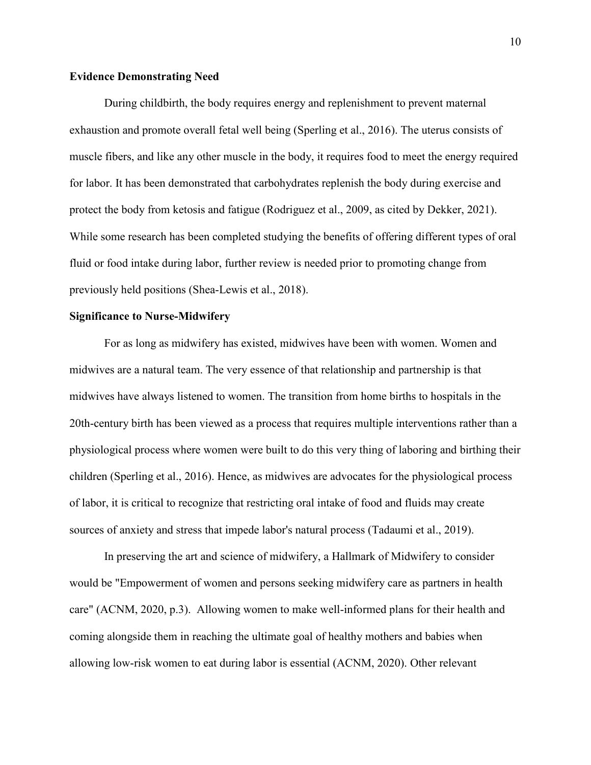**Evidence Demonstrating Need**

During childbirth, the body requires energy and replenishment to prevent maternal exhaustion and promote overall fetal well being (Sperling et al., 2016). The uterus consists of muscle fibers, and like any other muscle in the body, it requires food to meet the energy required for labor. It has been demonstrated that carbohydrates replenish the body during exercise and protect the body from ketosis and fatigue (Rodriguez et al., 2009, as cited by Dekker, 2021). While some research has been completed studying the benefits of offering different types of oral fluid or food intake during labor, further review is needed prior to promoting change from previously held positions (Shea-Lewis et al., 2018).

**Significance to Nurse-Midwifery**

For as long as midwifery has existed, midwives have been with women. Women and midwives are a natural team. The very essence of that relationship and partnership is that midwives have always listened to women. The transition from home births to hospitals in the 20th-century birth has been viewed as a process that requires multiple interventions rather than a physiological process where women were built to do this very thing of laboring and birthing their children (Sperling et al., 2016). Hence, as midwives are advocates for the physiological process of labor, it is critical to recognize that restricting oral intake of food and fluids may create sources of anxiety and stress that impede labor's natural process (Tadaumi et al., 2019).

In preserving the art and science of midwifery, a Hallmark of Midwifery to consider would be "Empowerment of women and persons seeking midwifery care as partners in health care" (ACNM, 2020, p.3). Allowing women to make well-informed plans for their health and coming alongside them in reaching the ultimate goal of healthy mothers and babies when allowing low-risk women to eat during labor is essential (ACNM, 2020). Other relevant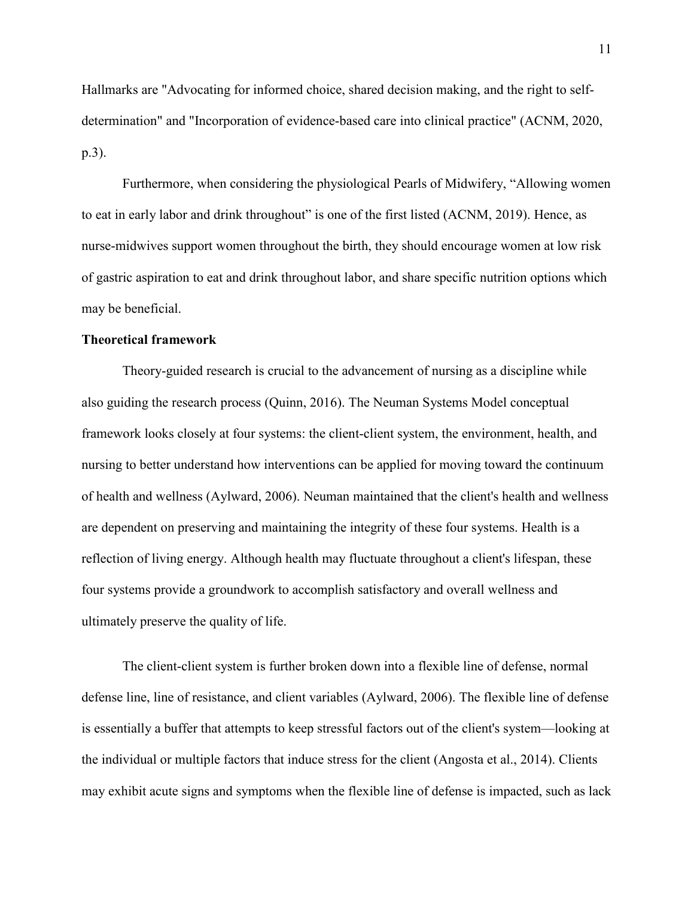Hallmarks are "Advocating for informed choice, shared decision making, and the right to self-determination" and "Incorporation of evidence-based care into clinical practice" (ACNM, 2020, p.3).

Furthermore, when considering the physiological Pearls of Midwifery, “Allowing women to eat in early labor and drink throughout” is one of the first listed (ACNM, 2019). Hence, as nurse-midwives support women throughout the birth, they should encourage women at low risk of gastric aspiration to eat and drink throughout labor, and share specific nutrition options which may be beneficial.

## Theoretical framework

Theory-guided research is crucial to the advancement of nursing as a discipline while also guiding the research process (Quinn, 2016). The Neuman Systems Model conceptual framework looks closely at four systems: the client-client system, the environment, health, and nursing to better understand how interventions can be applied for moving toward the continuum of health and wellness (Aylward, 2006). Neuman maintained that the client's health and wellness are dependent on preserving and maintaining the integrity of these four systems. Health is a reflection of living energy. Although health may fluctuate throughout a client's lifespan, these four systems provide a groundwork to accomplish satisfactory and overall wellness and ultimately preserve the quality of life.

The client-client system is further broken down into a flexible line of defense, normal defense line, line of resistance, and client variables (Aylward, 2006). The flexible line of defense is essentially a buffer that attempts to keep stressful factors out of the client's system—looking at the individual or multiple factors that induce stress for the client (Angosta et al., 2014). Clients may exhibit acute signs and symptoms when the flexible line of defense is impacted, such as lack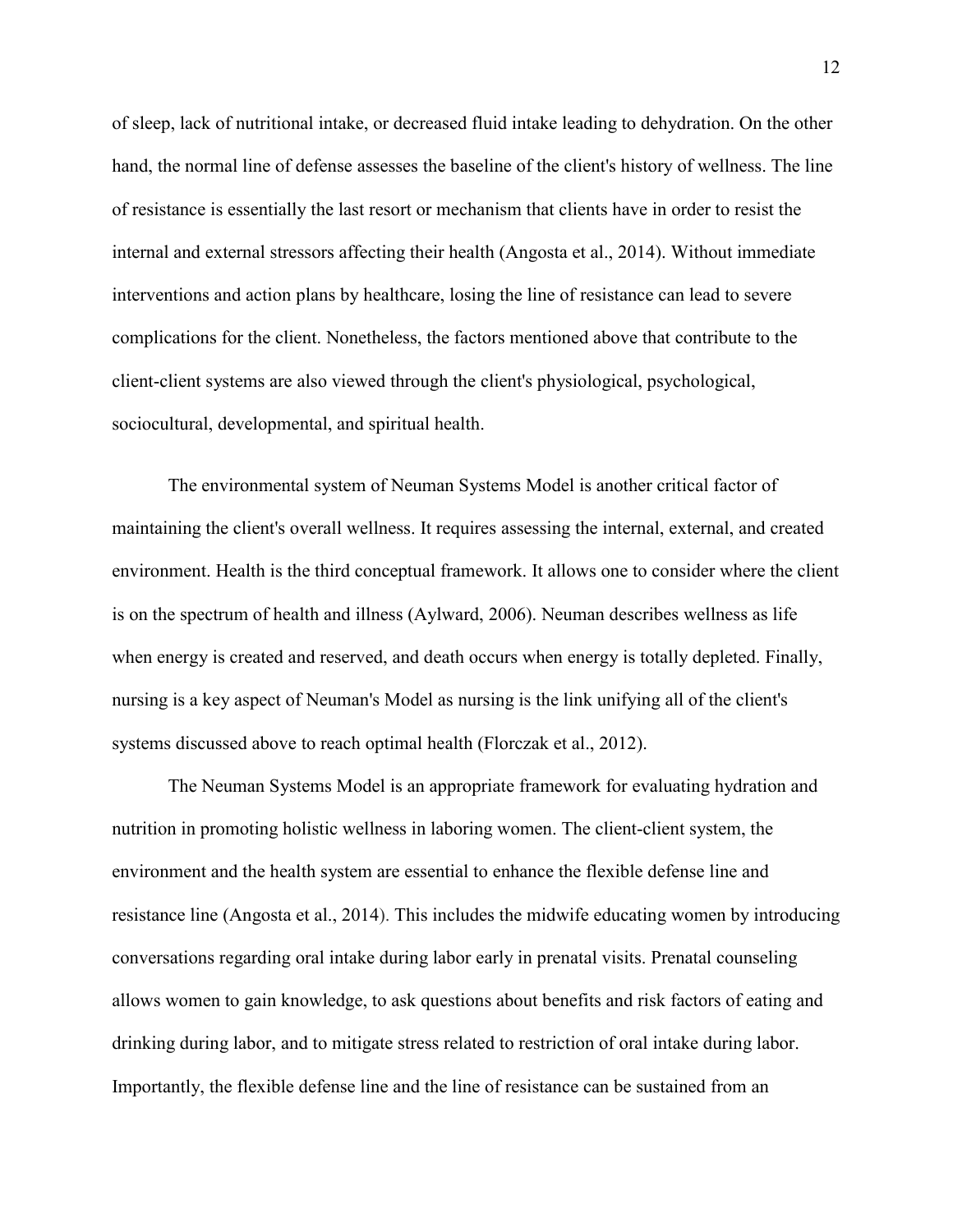of sleep, lack of nutritional intake, or decreased fluid intake leading to dehydration. On the other hand, the normal line of defense assesses the baseline of the client's history of wellness. The line of resistance is essentially the last resort or mechanism that clients have in order to resist the internal and external stressors affecting their health (Angosta et al., 2014). Without immediate interventions and action plans by healthcare, losing the line of resistance can lead to severe complications for the client. Nonetheless, the factors mentioned above that contribute to the client-client systems are also viewed through the client's physiological, psychological, sociocultural, developmental, and spiritual health.

The environmental system of Neuman Systems Model is another critical factor of maintaining the client's overall wellness. It requires assessing the internal, external, and created environment. Health is the third conceptual framework. It allows one to consider where the client is on the spectrum of health and illness (Aylward, 2006). Neuman describes wellness as life when energy is created and reserved, and death occurs when energy is totally depleted. Finally, nursing is a key aspect of Neuman's Model as nursing is the link unifying all of the client's systems discussed above to reach optimal health (Florczak et al., 2012).

The Neuman Systems Model is an appropriate framework for evaluating hydration and nutrition in promoting holistic wellness in laboring women. The client-client system, the environment and the health system are essential to enhance the flexible defense line and resistance line (Angosta et al., 2014). This includes the midwife educating women by introducing conversations regarding oral intake during labor early in prenatal visits. Prenatal counseling allows women to gain knowledge, to ask questions about benefits and risk factors of eating and drinking during labor, and to mitigate stress related to restriction of oral intake during labor. Importantly, the flexible defense line and the line of resistance can be sustained from an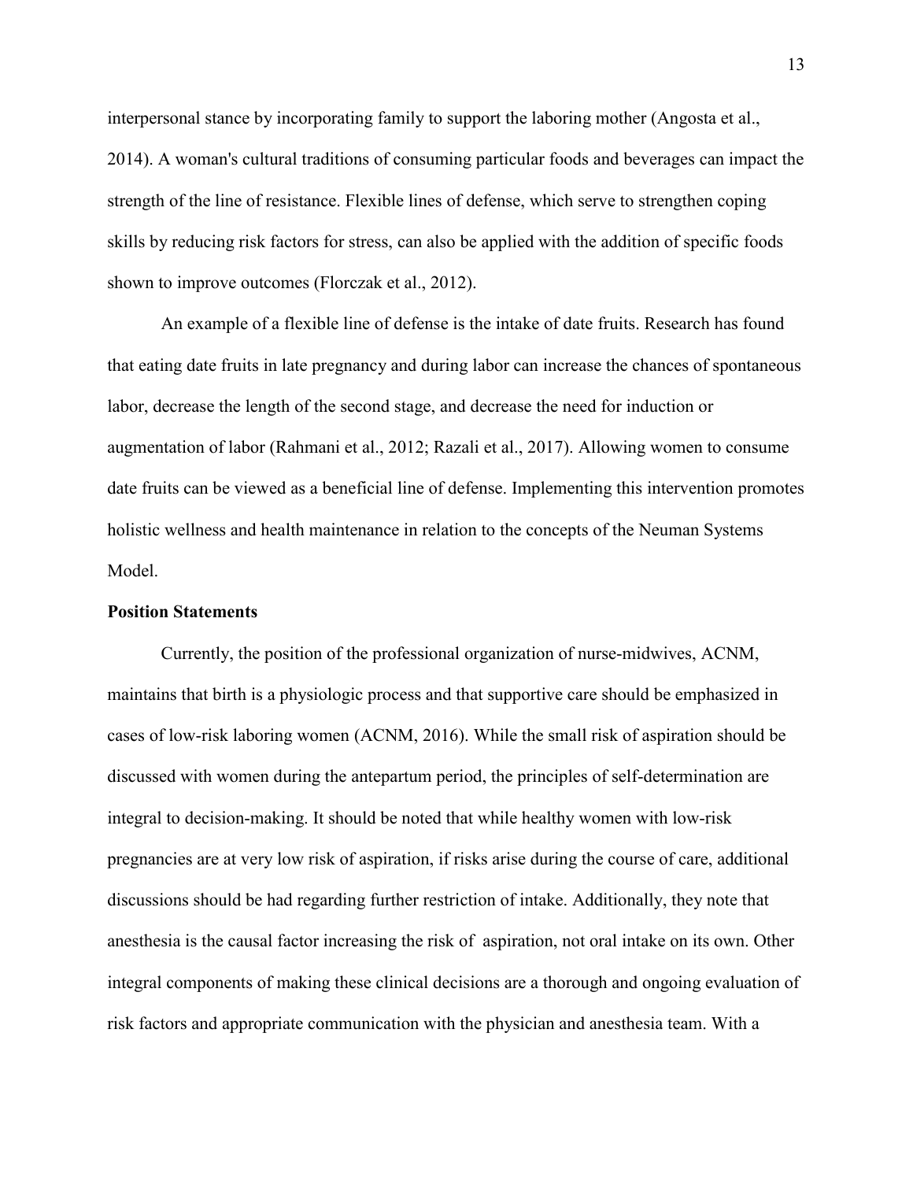interpersonal stance by incorporating family to support the laboring mother (Angosta et al., 2014). A woman's cultural traditions of consuming particular foods and beverages can impact the strength of the line of resistance. Flexible lines of defense, which serve to strengthen coping skills by reducing risk factors for stress, can also be applied with the addition of specific foods shown to improve outcomes (Florczak et al., 2012).

An example of a flexible line of defense is the intake of date fruits. Research has found that eating date fruits in late pregnancy and during labor can increase the chances of spontaneous labor, decrease the length of the second stage, and decrease the need for induction or augmentation of labor (Rahmani et al., 2012; Razali et al., 2017). Allowing women to consume date fruits can be viewed as a beneficial line of defense. Implementing this intervention promotes holistic wellness and health maintenance in relation to the concepts of the Neuman Systems Model.

**Position Statements**

Currently, the position of the professional organization of nurse-midwives, ACNM, maintains that birth is a physiologic process and that supportive care should be emphasized in cases of low-risk laboring women (ACNM, 2016). While the small risk of aspiration should be discussed with women during the antepartum period, the principles of self-determination are integral to decision-making. It should be noted that while healthy women with low-risk pregnancies are at very low risk of aspiration, if risks arise during the course of care, additional discussions should be had regarding further restriction of intake. Additionally, they note that anesthesia is the causal factor increasing the risk of aspiration, not oral intake on its own. Other integral components of making these clinical decisions are a thorough and ongoing evaluation of risk factors and appropriate communication with the physician and anesthesia team. With a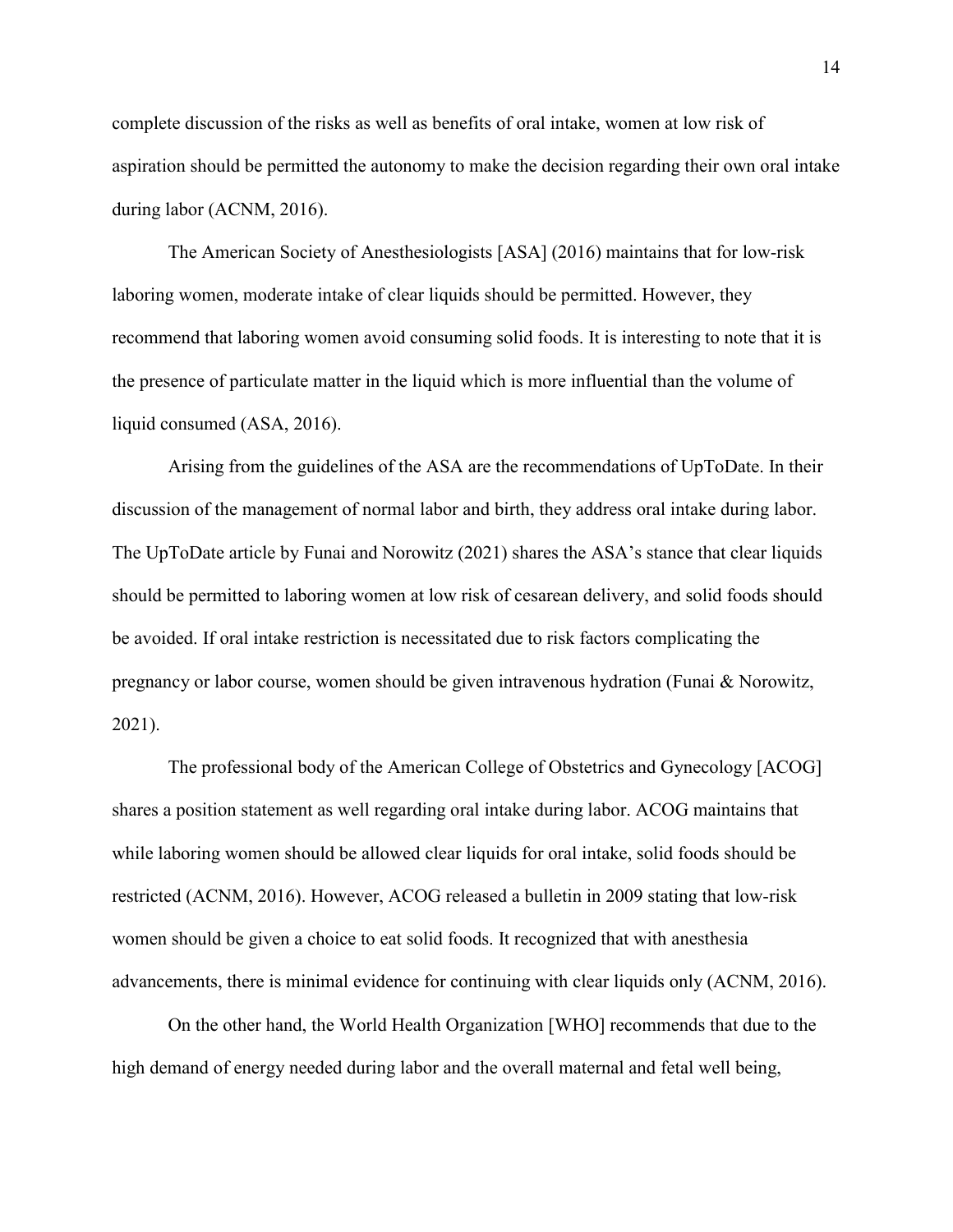complete discussion of the risks as well as benefits of oral intake, women at low risk of aspiration should be permitted the autonomy to make the decision regarding their own oral intake during labor (ACNM, 2016).

The American Society of Anesthesiologists [ASA] (2016) maintains that for low-risk laboring women, moderate intake of clear liquids should be permitted. However, they recommend that laboring women avoid consuming solid foods. It is interesting to note that it is the presence of particulate matter in the liquid which is more influential than the volume of liquid consumed (ASA, 2016).

Arising from the guidelines of the ASA are the recommendations of UpToDate. In their discussion of the management of normal labor and birth, they address oral intake during labor. The UpToDate article by Funai and Norowitz (2021) shares the ASA's stance that clear liquids should be permitted to laboring women at low risk of cesarean delivery, and solid foods should be avoided. If oral intake restriction is necessitated due to risk factors complicating the pregnancy or labor course, women should be given intravenous hydration (Funai & Norowitz, 2021).

The professional body of the American College of Obstetrics and Gynecology [ACOG] shares a position statement as well regarding oral intake during labor. ACOG maintains that while laboring women should be allowed clear liquids for oral intake, solid foods should be restricted (ACNM, 2016). However, ACOG released a bulletin in 2009 stating that low-risk women should be given a choice to eat solid foods. It recognized that with anesthesia advancements, there is minimal evidence for continuing with clear liquids only (ACNM, 2016).

On the other hand, the World Health Organization [WHO] recommends that due to the high demand of energy needed during labor and the overall maternal and fetal well being,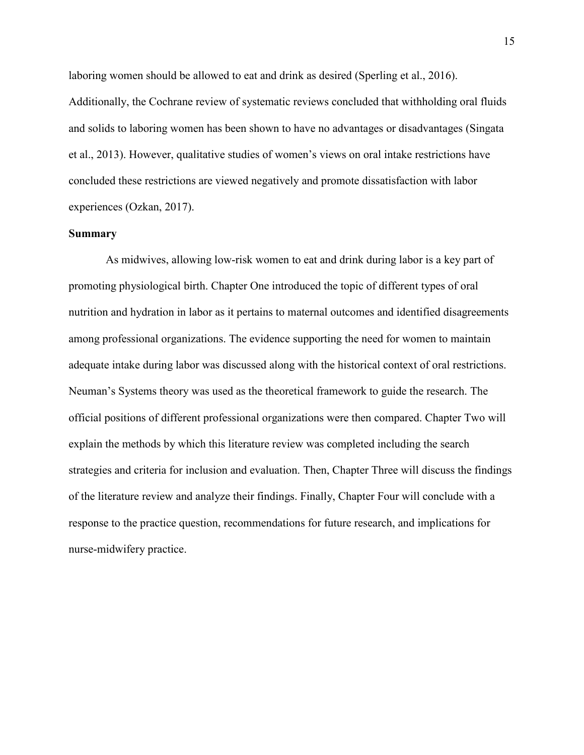laboring women should be allowed to eat and drink as desired (Sperling et al., 2016). Additionally, the Cochrane review of systematic reviews concluded that withholding oral fluids and solids to laboring women has been shown to have no advantages or disadvantages (Singata et al., 2013). However, qualitative studies of women's views on oral intake restrictions have concluded these restrictions are viewed negatively and promote dissatisfaction with labor experiences (Ozkan, 2017).

**Summary**

As midwives, allowing low-risk women to eat and drink during labor is a key part of promoting physiological birth. Chapter One introduced the topic of different types of oral nutrition and hydration in labor as it pertains to maternal outcomes and identified disagreements among professional organizations. The evidence supporting the need for women to maintain adequate intake during labor was discussed along with the historical context of oral restrictions. Neuman's Systems theory was used as the theoretical framework to guide the research. The official positions of different professional organizations were then compared. Chapter Two will explain the methods by which this literature review was completed including the search strategies and criteria for inclusion and evaluation. Then, Chapter Three will discuss the findings of the literature review and analyze their findings. Finally, Chapter Four will conclude with a response to the practice question, recommendations for future research, and implications for nurse-midwifery practice.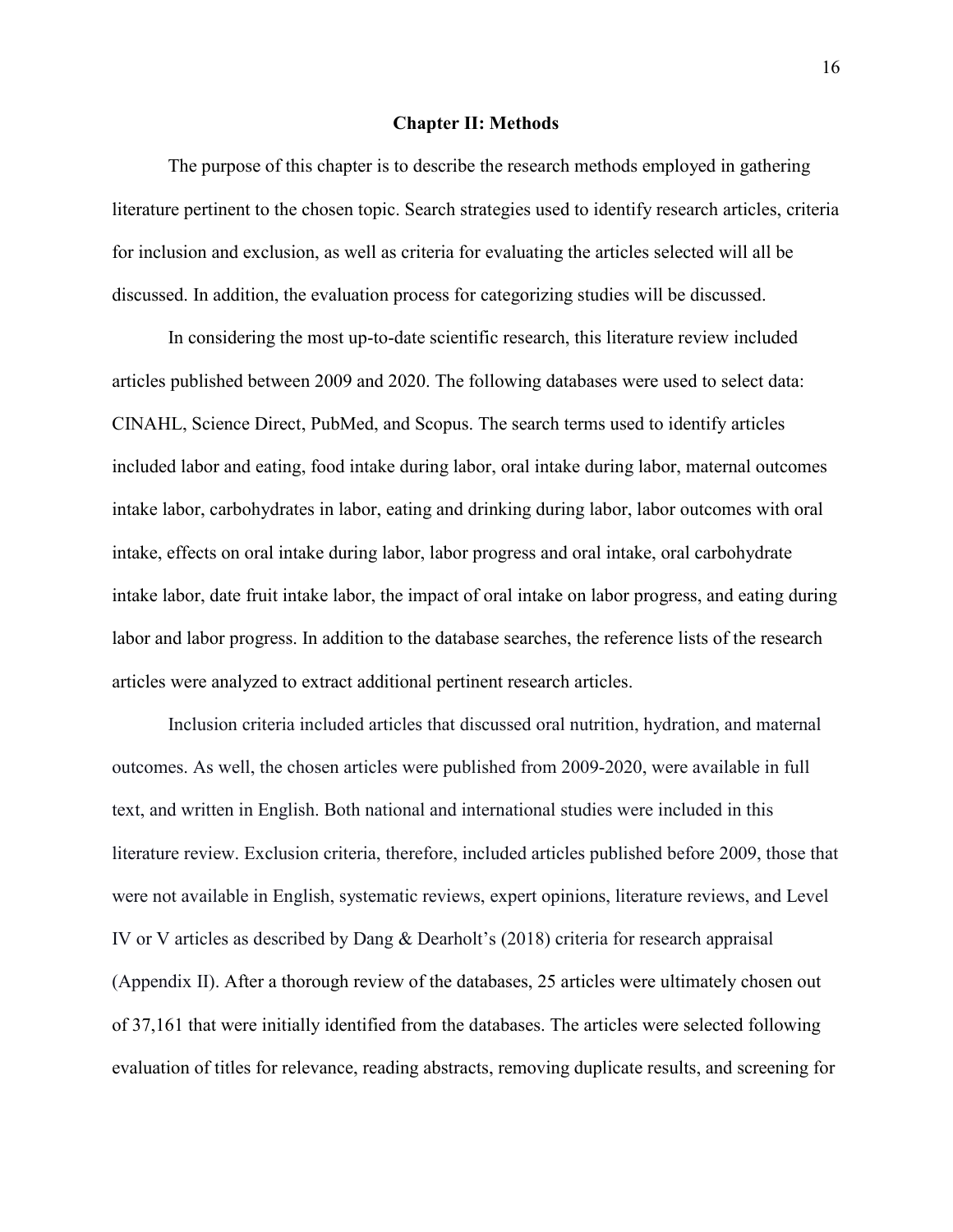## Chapter II: Methods

The purpose of this chapter is to describe the research methods employed in gathering literature pertinent to the chosen topic. Search strategies used to identify research articles, criteria for inclusion and exclusion, as well as criteria for evaluating the articles selected will all be discussed. In addition, the evaluation process for categorizing studies will be discussed.

In considering the most up-to-date scientific research, this literature review included articles published between 2009 and 2020. The following databases were used to select data: CINAHL, Science Direct, PubMed, and Scopus. The search terms used to identify articles included labor and eating, food intake during labor, oral intake during labor, maternal outcomes intake labor, carbohydrates in labor, eating and drinking during labor, labor outcomes with oral intake, effects on oral intake during labor, labor progress and oral intake, oral carbohydrate intake labor, date fruit intake labor, the impact of oral intake on labor progress, and eating during labor and labor progress. In addition to the database searches, the reference lists of the research articles were analyzed to extract additional pertinent research articles.

Inclusion criteria included articles that discussed oral nutrition, hydration, and maternal outcomes. As well, the chosen articles were published from 2009-2020, were available in full text, and written in English. Both national and international studies were included in this literature review. Exclusion criteria, therefore, included articles published before 2009, those that were not available in English, systematic reviews, expert opinions, literature reviews, and Level IV or V articles as described by Dang & Dearholt's (2018) criteria for research appraisal (Appendix II). After a thorough review of the databases, 25 articles were ultimately chosen out of 37,161 that were initially identified from the databases. The articles were selected following evaluation of titles for relevance, reading abstracts, removing duplicate results, and screening for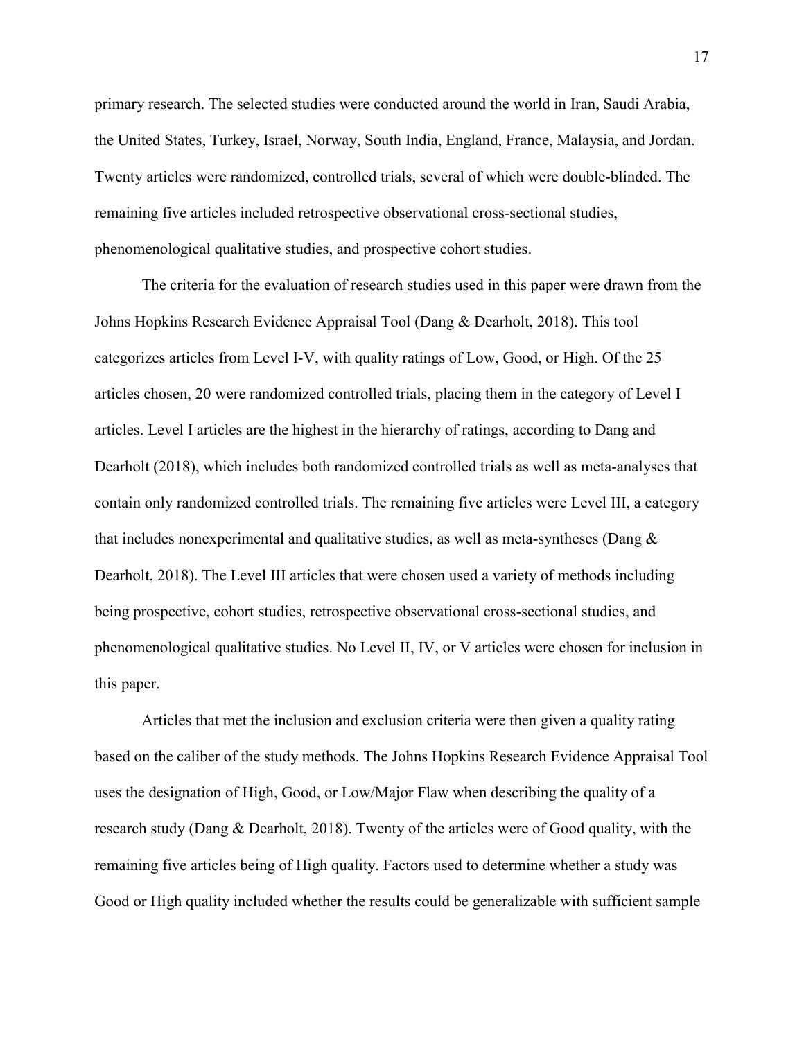primary research. The selected studies were conducted around the world in Iran, Saudi Arabia, the United States, Turkey, Israel, Norway, South India, England, France, Malaysia, and Jordan. Twenty articles were randomized, controlled trials, several of which were double-blinded. The remaining five articles included retrospective observational cross-sectional studies, phenomenological qualitative studies, and prospective cohort studies.

The criteria for the evaluation of research studies used in this paper were drawn from the Johns Hopkins Research Evidence Appraisal Tool (Dang & Dearholt, 2018). This tool categorizes articles from Level I-V, with quality ratings of Low, Good, or High. Of the 25 articles chosen, 20 were randomized controlled trials, placing them in the category of Level I articles. Level I articles are the highest in the hierarchy of ratings, according to Dang and Dearholt (2018), which includes both randomized controlled trials as well as meta-analyses that contain only randomized controlled trials. The remaining five articles were Level III, a category that includes nonexperimental and qualitative studies, as well as meta-syntheses (Dang & Dearholt, 2018). The Level III articles that were chosen used a variety of methods including being prospective, cohort studies, retrospective observational cross-sectional studies, and phenomenological qualitative studies. No Level II, IV, or V articles were chosen for inclusion in this paper.

Articles that met the inclusion and exclusion criteria were then given a quality rating based on the caliber of the study methods. The Johns Hopkins Research Evidence Appraisal Tool uses the designation of High, Good, or Low/Major Flaw when describing the quality of a research study (Dang & Dearholt, 2018). Twenty of the articles were of Good quality, with the remaining five articles being of High quality. Factors used to determine whether a study was Good or High quality included whether the results could be generalizable with sufficient sample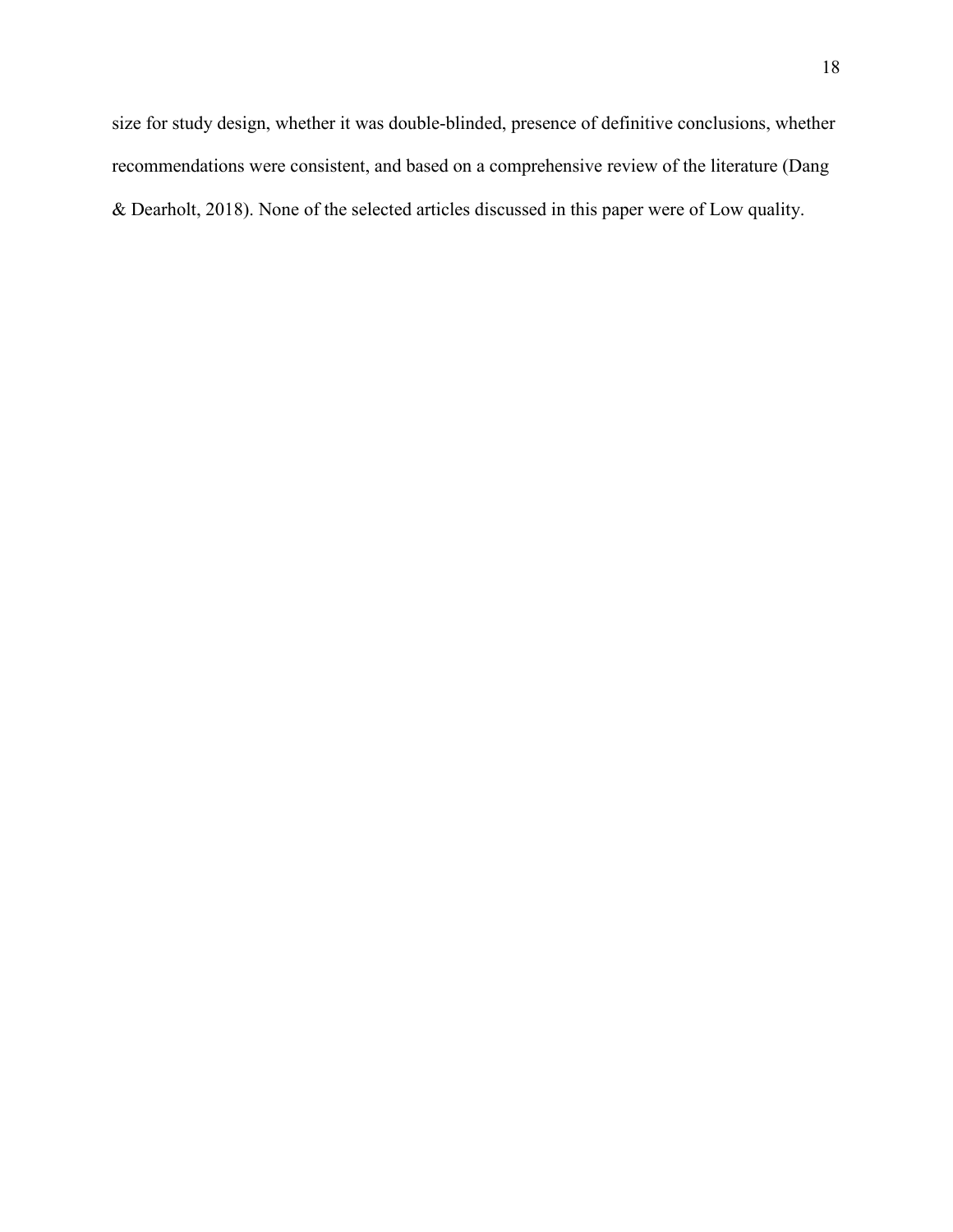size for study design, whether it was double-blinded, presence of definitive conclusions, whether recommendations were consistent, and based on a comprehensive review of the literature (Dang & Dearholt, 2018). None of the selected articles discussed in this paper were of Low quality.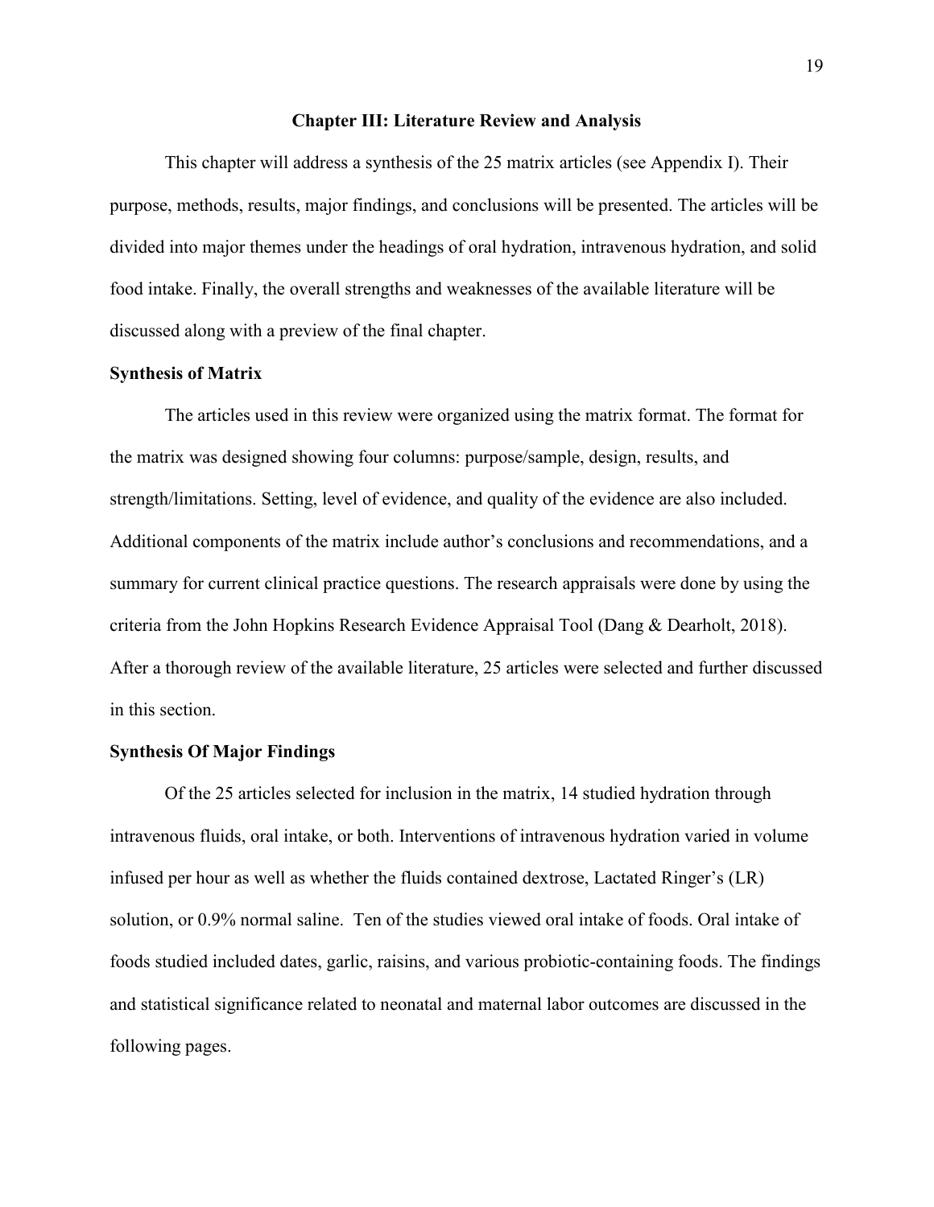# Chapter III: Literature Review and Analysis

This chapter will address a synthesis of the 25 matrix articles (see Appendix I). Their purpose, methods, results, major findings, and conclusions will be presented. The articles will be divided into major themes under the headings of oral hydration, intravenous hydration, and solid food intake. Finally, the overall strengths and weaknesses of the available literature will be discussed along with a preview of the final chapter.

## Synthesis of Matrix

The articles used in this review were organized using the matrix format. The format for the matrix was designed showing four columns: purpose/sample, design, results, and strength/limitations. Setting, level of evidence, and quality of the evidence are also included. Additional components of the matrix include author's conclusions and recommendations, and a summary for current clinical practice questions. The research appraisals were done by using the criteria from the John Hopkins Research Evidence Appraisal Tool (Dang & Dearholt, 2018). After a thorough review of the available literature, 25 articles were selected and further discussed in this section.

## Synthesis Of Major Findings

Of the 25 articles selected for inclusion in the matrix, 14 studied hydration through intravenous fluids, oral intake, or both. Interventions of intravenous hydration varied in volume infused per hour as well as whether the fluids contained dextrose, Lactated Ringer's (LR) solution, or 0.9% normal saline. Ten of the studies viewed oral intake of foods. Oral intake of foods studied included dates, garlic, raisins, and various probiotic-containing foods. The findings and statistical significance related to neonatal and maternal labor outcomes are discussed in the following pages.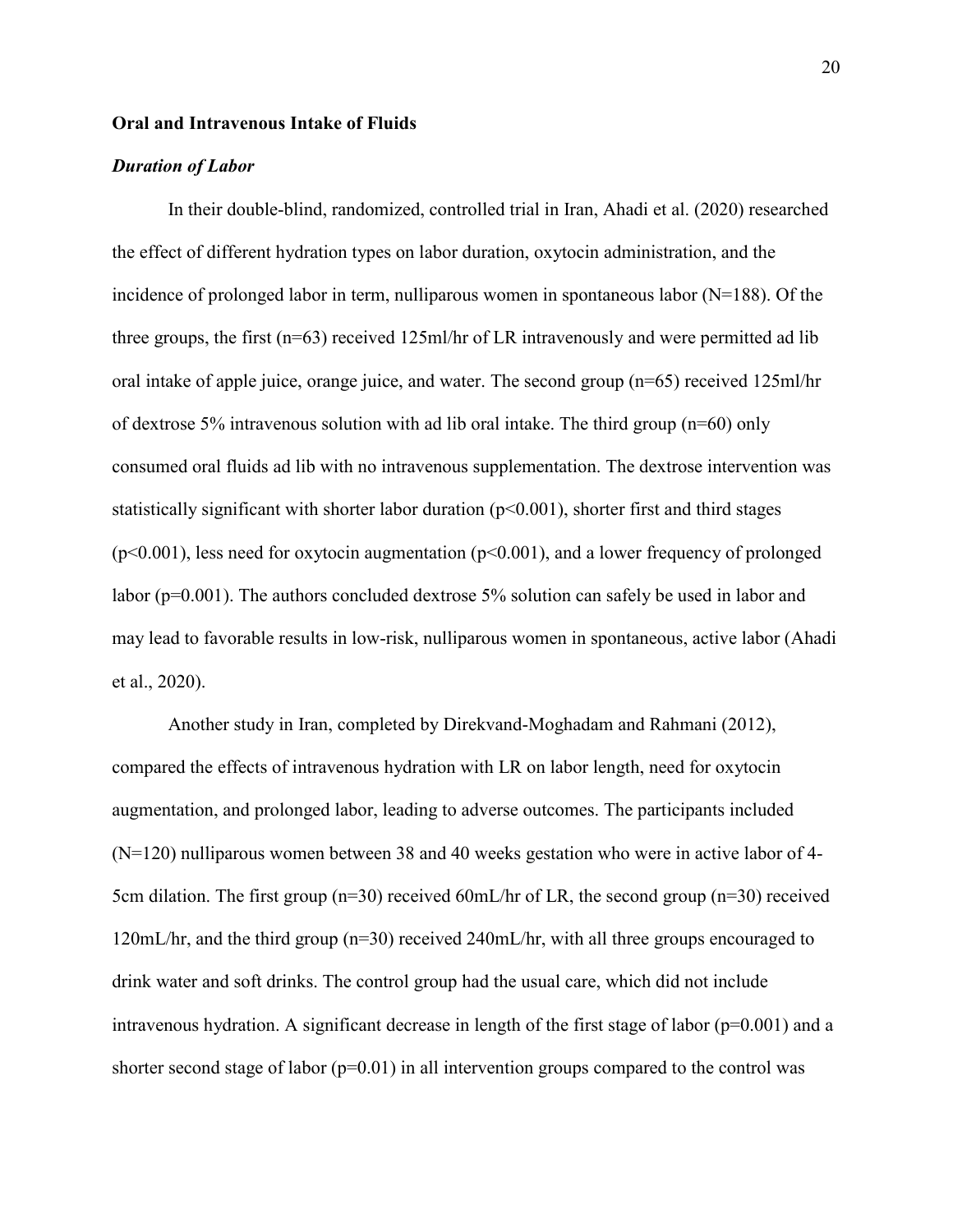**Oral and Intravenous Intake of Fluids**

***Duration of Labor***

In their double-blind, randomized, controlled trial in Iran, Ahadi et al. (2020) researched the effect of different hydration types on labor duration, oxytocin administration, and the incidence of prolonged labor in term, nulliparous women in spontaneous labor (N=188). Of the three groups, the first (n=63) received 125ml/hr of LR intravenously and were permitted ad lib oral intake of apple juice, orange juice, and water. The second group (n=65) received 125ml/hr of dextrose 5% intravenous solution with ad lib oral intake. The third group (n=60) only consumed oral fluids ad lib with no intravenous supplementation. The dextrose intervention was statistically significant with shorter labor duration ($p<0.001$), shorter first and third stages ($p<0.001$), less need for oxytocin augmentation ($p<0.001$), and a lower frequency of prolonged labor ($p=0.001$). The authors concluded dextrose 5% solution can safely be used in labor and may lead to favorable results in low-risk, nulliparous women in spontaneous, active labor (Ahadi et al., 2020).

Another study in Iran, completed by Direkvand-Moghadam and Rahmani (2012), compared the effects of intravenous hydration with LR on labor length, need for oxytocin augmentation, and prolonged labor, leading to adverse outcomes. The participants included (N=120) nulliparous women between 38 and 40 weeks gestation who were in active labor of 4-5cm dilation. The first group (n=30) received 60mL/hr of LR, the second group (n=30) received 120mL/hr, and the third group (n=30) received 240mL/hr, with all three groups encouraged to drink water and soft drinks. The control group had the usual care, which did not include intravenous hydration. A significant decrease in length of the first stage of labor ($p=0.001$) and a shorter second stage of labor ($p=0.01$) in all intervention groups compared to the control was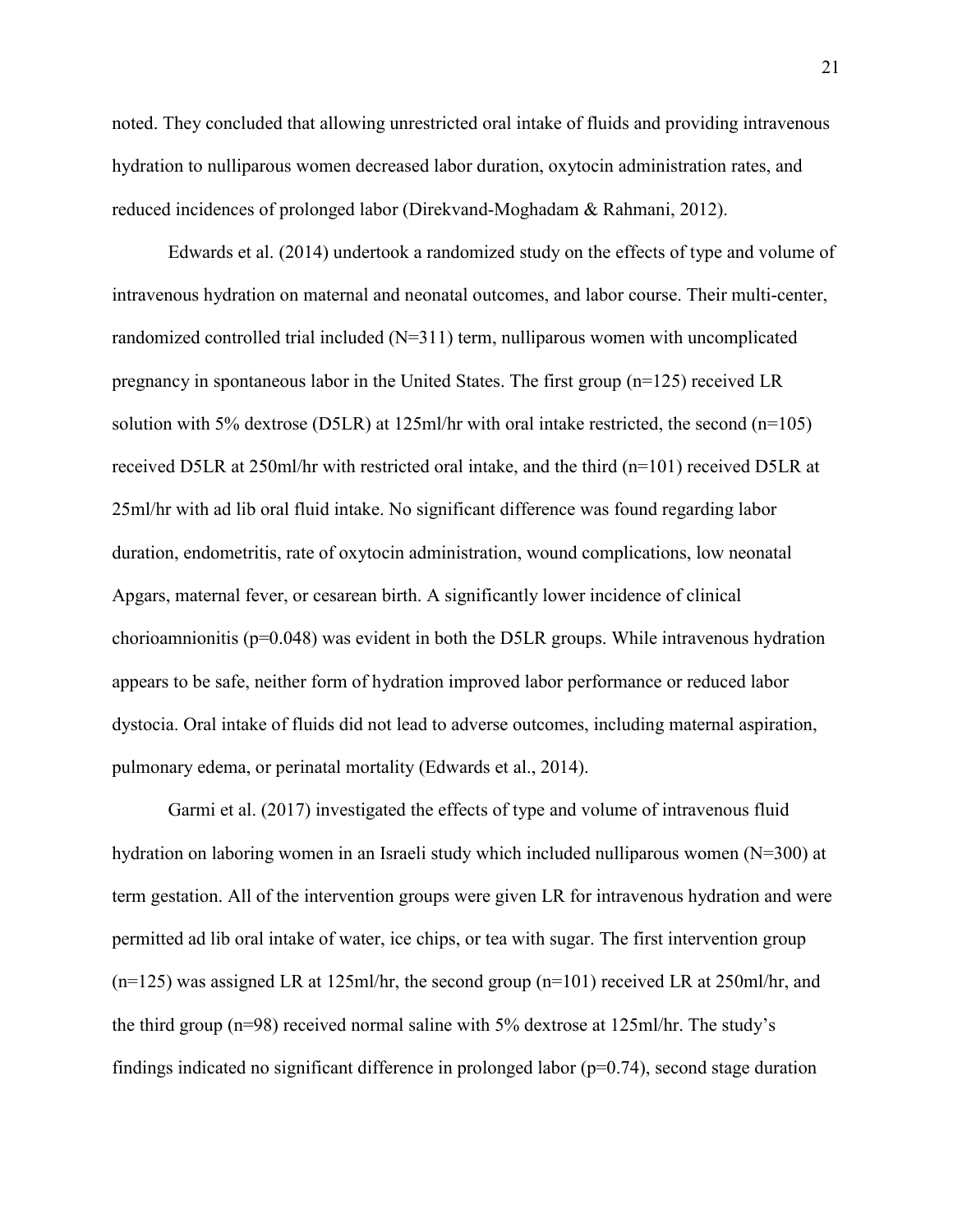noted. They concluded that allowing unrestricted oral intake of fluids and providing intravenous hydration to nulliparous women decreased labor duration, oxytocin administration rates, and reduced incidences of prolonged labor (Direkvand-Moghadam & Rahmani, 2012).

Edwards et al. (2014) undertook a randomized study on the effects of type and volume of intravenous hydration on maternal and neonatal outcomes, and labor course. Their multi-center, randomized controlled trial included (N=311) term, nulliparous women with uncomplicated pregnancy in spontaneous labor in the United States. The first group (n=125) received LR solution with 5% dextrose (D5LR) at 125ml/hr with oral intake restricted, the second (n=105) received D5LR at 250ml/hr with restricted oral intake, and the third (n=101) received D5LR at 25ml/hr with ad lib oral fluid intake. No significant difference was found regarding labor duration, endometritis, rate of oxytocin administration, wound complications, low neonatal Apgars, maternal fever, or cesarean birth. A significantly lower incidence of clinical chorioamnionitis ($p=0.048$) was evident in both the D5LR groups. While intravenous hydration appears to be safe, neither form of hydration improved labor performance or reduced labor dystocia. Oral intake of fluids did not lead to adverse outcomes, including maternal aspiration, pulmonary edema, or perinatal mortality (Edwards et al., 2014).

Garmi et al. (2017) investigated the effects of type and volume of intravenous fluid hydration on laboring women in an Israeli study which included nulliparous women (N=300) at term gestation. All of the intervention groups were given LR for intravenous hydration and were permitted ad lib oral intake of water, ice chips, or tea with sugar. The first intervention group (n=125) was assigned LR at 125ml/hr, the second group (n=101) received LR at 250ml/hr, and the third group (n=98) received normal saline with 5% dextrose at 125ml/hr. The study's findings indicated no significant difference in prolonged labor ($p=0.74$), second stage duration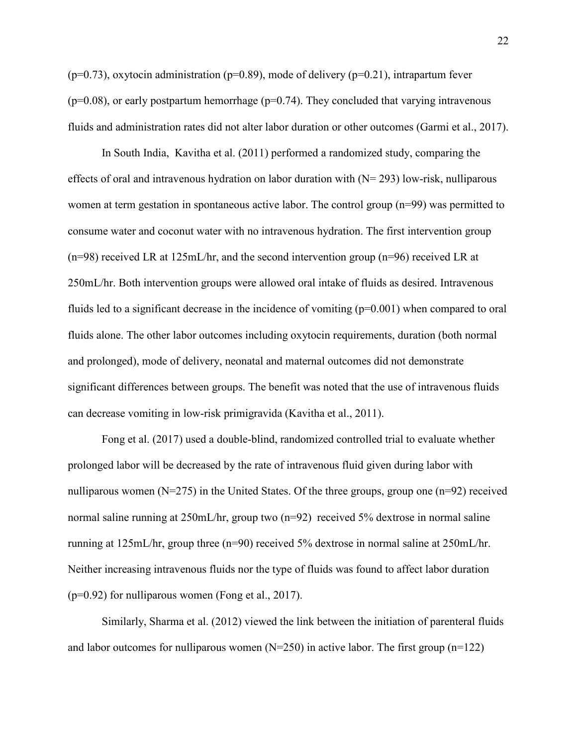(p=0.73), oxytocin administration (p=0.89), mode of delivery (p=0.21), intrapartum fever (p=0.08), or early postpartum hemorrhage (p=0.74). They concluded that varying intravenous fluids and administration rates did not alter labor duration or other outcomes (Garmi et al., 2017).

In South India, Kavitha et al. (2011) performed a randomized study, comparing the effects of oral and intravenous hydration on labor duration with (N= 293) low-risk, nulliparous women at term gestation in spontaneous active labor. The control group (n=99) was permitted to consume water and coconut water with no intravenous hydration. The first intervention group (n=98) received LR at 125mL/hr, and the second intervention group (n=96) received LR at 250mL/hr. Both intervention groups were allowed oral intake of fluids as desired. Intravenous fluids led to a significant decrease in the incidence of vomiting (p=0.001) when compared to oral fluids alone. The other labor outcomes including oxytocin requirements, duration (both normal and prolonged), mode of delivery, neonatal and maternal outcomes did not demonstrate significant differences between groups. The benefit was noted that the use of intravenous fluids can decrease vomiting in low-risk primigravida (Kavitha et al., 2011).

Fong et al. (2017) used a double-blind, randomized controlled trial to evaluate whether prolonged labor will be decreased by the rate of intravenous fluid given during labor with nulliparous women (N=275) in the United States. Of the three groups, group one (n=92) received normal saline running at 250mL/hr, group two (n=92) received 5% dextrose in normal saline running at 125mL/hr, group three (n=90) received 5% dextrose in normal saline at 250mL/hr. Neither increasing intravenous fluids nor the type of fluids was found to affect labor duration (p=0.92) for nulliparous women (Fong et al., 2017).

Similarly, Sharma et al. (2012) viewed the link between the initiation of parenteral fluids and labor outcomes for nulliparous women (N=250) in active labor. The first group (n=122)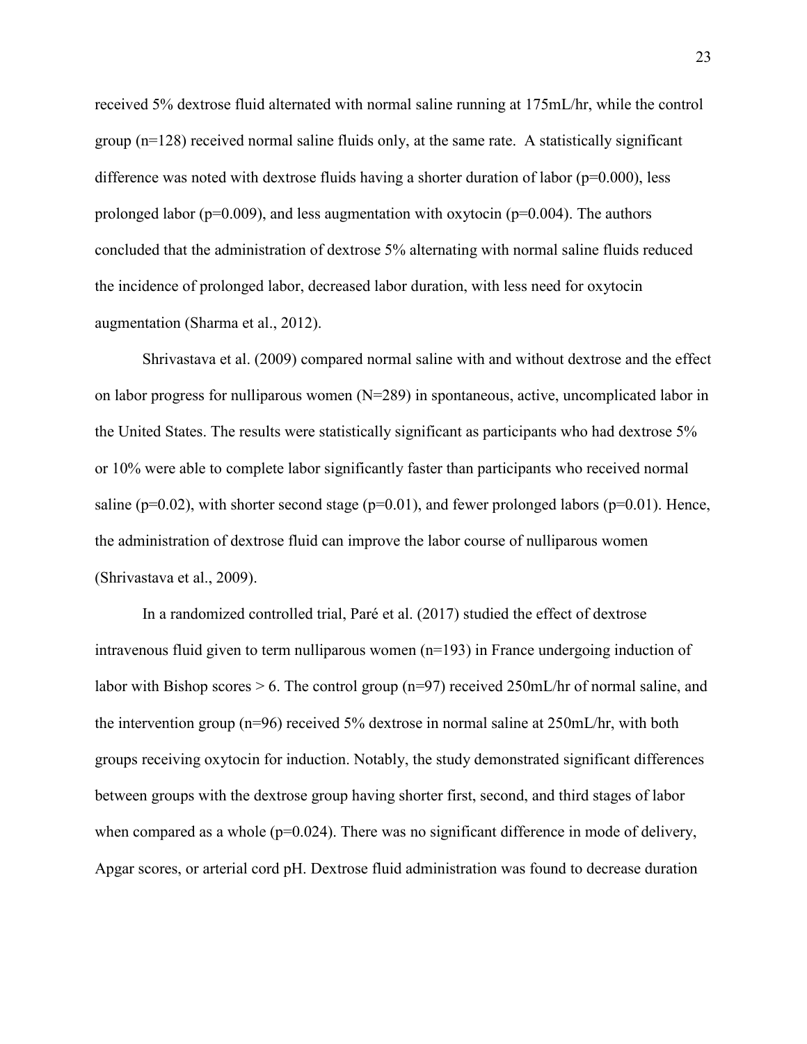received 5% dextrose fluid alternated with normal saline running at 175mL/hr, while the control group (n=128) received normal saline fluids only, at the same rate. A statistically significant difference was noted with dextrose fluids having a shorter duration of labor ($p=0.000$), less prolonged labor ($p=0.009$), and less augmentation with oxytocin ($p=0.004$). The authors concluded that the administration of dextrose 5% alternating with normal saline fluids reduced the incidence of prolonged labor, decreased labor duration, with less need for oxytocin augmentation (Sharma et al., 2012).

Shrivastava et al. (2009) compared normal saline with and without dextrose and the effect on labor progress for nulliparous women (N=289) in spontaneous, active, uncomplicated labor in the United States. The results were statistically significant as participants who had dextrose 5% or 10% were able to complete labor significantly faster than participants who received normal saline ($p=0.02$), with shorter second stage ($p=0.01$), and fewer prolonged labors ($p=0.01$). Hence, the administration of dextrose fluid can improve the labor course of nulliparous women (Shrivastava et al., 2009).

In a randomized controlled trial, Paré et al. (2017) studied the effect of dextrose intravenous fluid given to term nulliparous women (n=193) in France undergoing induction of labor with Bishop scores > 6. The control group (n=97) received 250mL/hr of normal saline, and the intervention group (n=96) received 5% dextrose in normal saline at 250mL/hr, with both groups receiving oxytocin for induction. Notably, the study demonstrated significant differences between groups with the dextrose group having shorter first, second, and third stages of labor when compared as a whole ($p=0.024$). There was no significant difference in mode of delivery, Apgar scores, or arterial cord pH. Dextrose fluid administration was found to decrease duration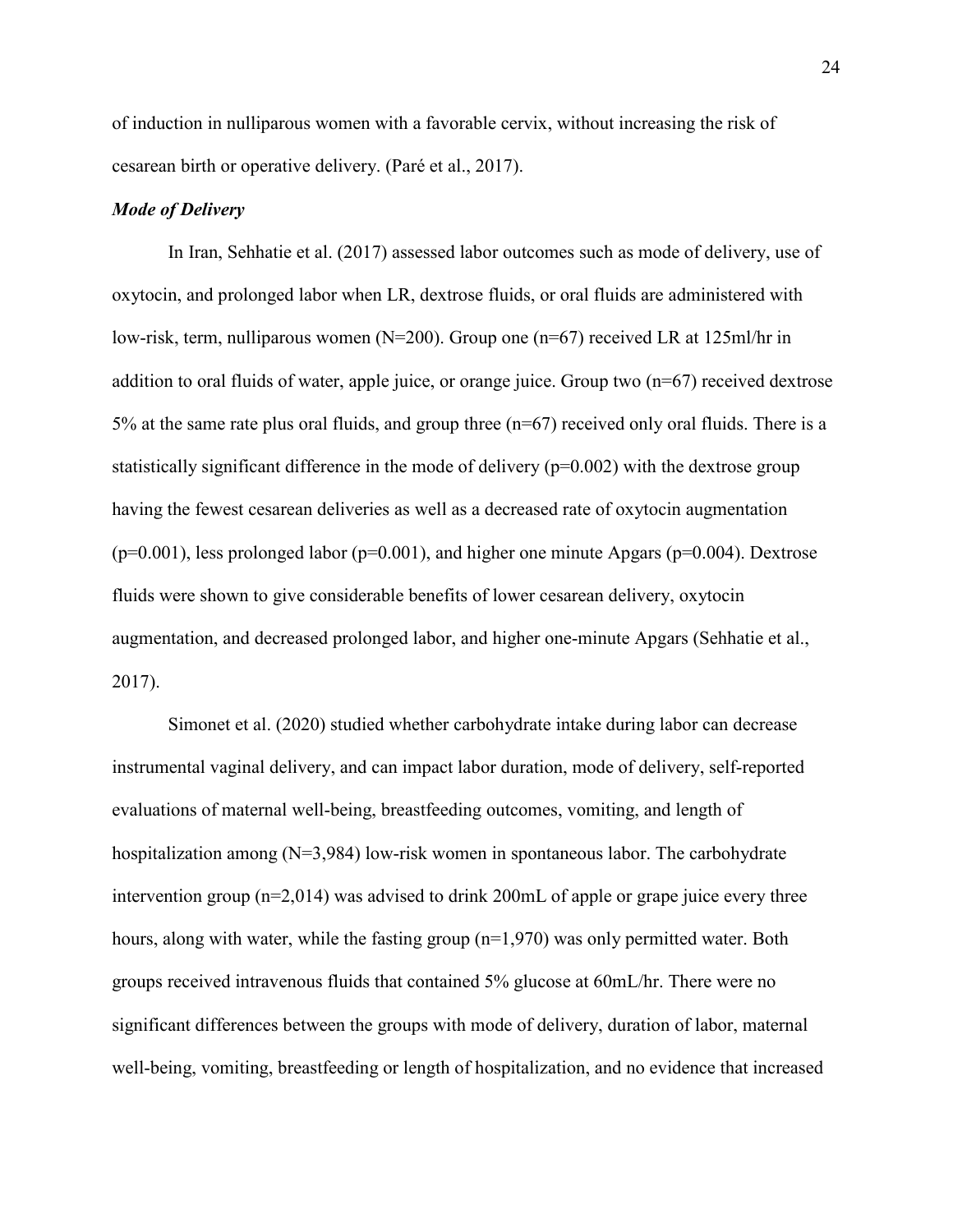of induction in nulliparous women with a favorable cervix, without increasing the risk of cesarean birth or operative delivery. (Paré et al., 2017).

### *Mode of Delivery*

In Iran, Sehhatie et al. (2017) assessed labor outcomes such as mode of delivery, use of oxytocin, and prolonged labor when LR, dextrose fluids, or oral fluids are administered with low-risk, term, nulliparous women (N=200). Group one (n=67) received LR at 125ml/hr in addition to oral fluids of water, apple juice, or orange juice. Group two (n=67) received dextrose 5% at the same rate plus oral fluids, and group three (n=67) received only oral fluids. There is a statistically significant difference in the mode of delivery (p=0.002) with the dextrose group having the fewest cesarean deliveries as well as a decreased rate of oxytocin augmentation (p=0.001), less prolonged labor (p=0.001), and higher one minute Apgars (p=0.004). Dextrose fluids were shown to give considerable benefits of lower cesarean delivery, oxytocin augmentation, and decreased prolonged labor, and higher one-minute Apgars (Sehhatie et al., 2017).

Simonet et al. (2020) studied whether carbohydrate intake during labor can decrease instrumental vaginal delivery, and can impact labor duration, mode of delivery, self-reported evaluations of maternal well-being, breastfeeding outcomes, vomiting, and length of hospitalization among (N=3,984) low-risk women in spontaneous labor. The carbohydrate intervention group (n=2,014) was advised to drink 200mL of apple or grape juice every three hours, along with water, while the fasting group (n=1,970) was only permitted water. Both groups received intravenous fluids that contained 5% glucose at 60mL/hr. There were no significant differences between the groups with mode of delivery, duration of labor, maternal well-being, vomiting, breastfeeding or length of hospitalization, and no evidence that increased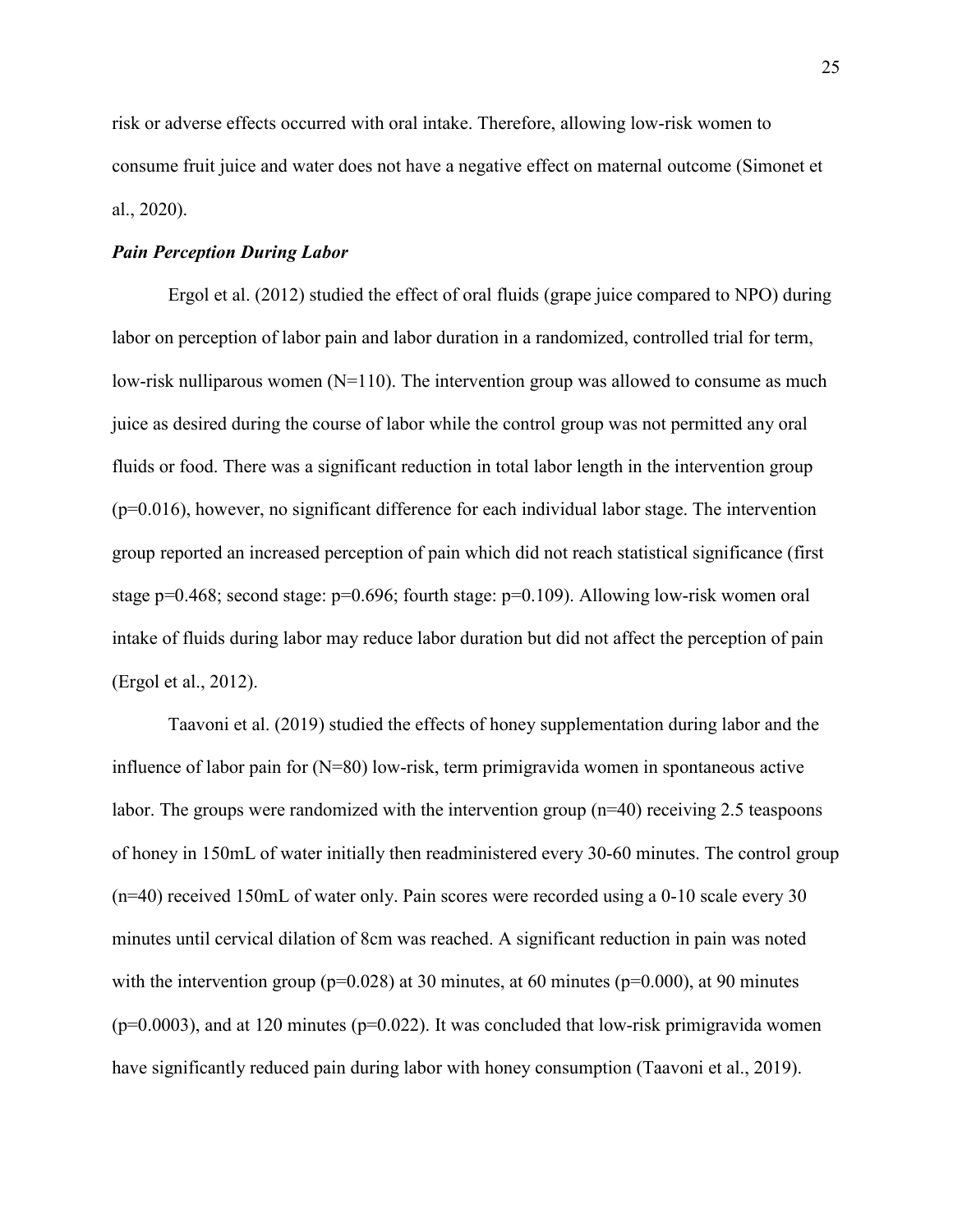risk or adverse effects occurred with oral intake. Therefore, allowing low-risk women to consume fruit juice and water does not have a negative effect on maternal outcome (Simonet et al., 2020).

### *Pain Perception During Labor*

Ergol et al. (2012) studied the effect of oral fluids (grape juice compared to NPO) during labor on perception of labor pain and labor duration in a randomized, controlled trial for term, low-risk nulliparous women (N=110). The intervention group was allowed to consume as much juice as desired during the course of labor while the control group was not permitted any oral fluids or food. There was a significant reduction in total labor length in the intervention group ($p=0.016$), however, no significant difference for each individual labor stage. The intervention group reported an increased perception of pain which did not reach statistical significance (first stage $p=0.468$; second stage: $p=0.696$; fourth stage: $p=0.109$). Allowing low-risk women oral intake of fluids during labor may reduce labor duration but did not affect the perception of pain (Ergol et al., 2012).

Taavoni et al. (2019) studied the effects of honey supplementation during labor and the influence of labor pain for (N=80) low-risk, term primigravida women in spontaneous active labor. The groups were randomized with the intervention group (n=40) receiving 2.5 teaspoons of honey in 150mL of water initially then readministered every 30-60 minutes. The control group (n=40) received 150mL of water only. Pain scores were recorded using a 0-10 scale every 30 minutes until cervical dilation of 8cm was reached. A significant reduction in pain was noted with the intervention group ($p=0.028$) at 30 minutes, at 60 minutes ($p=0.000$), at 90 minutes ($p=0.0003$), and at 120 minutes ($p=0.022$). It was concluded that low-risk primigravida women have significantly reduced pain during labor with honey consumption (Taavoni et al., 2019).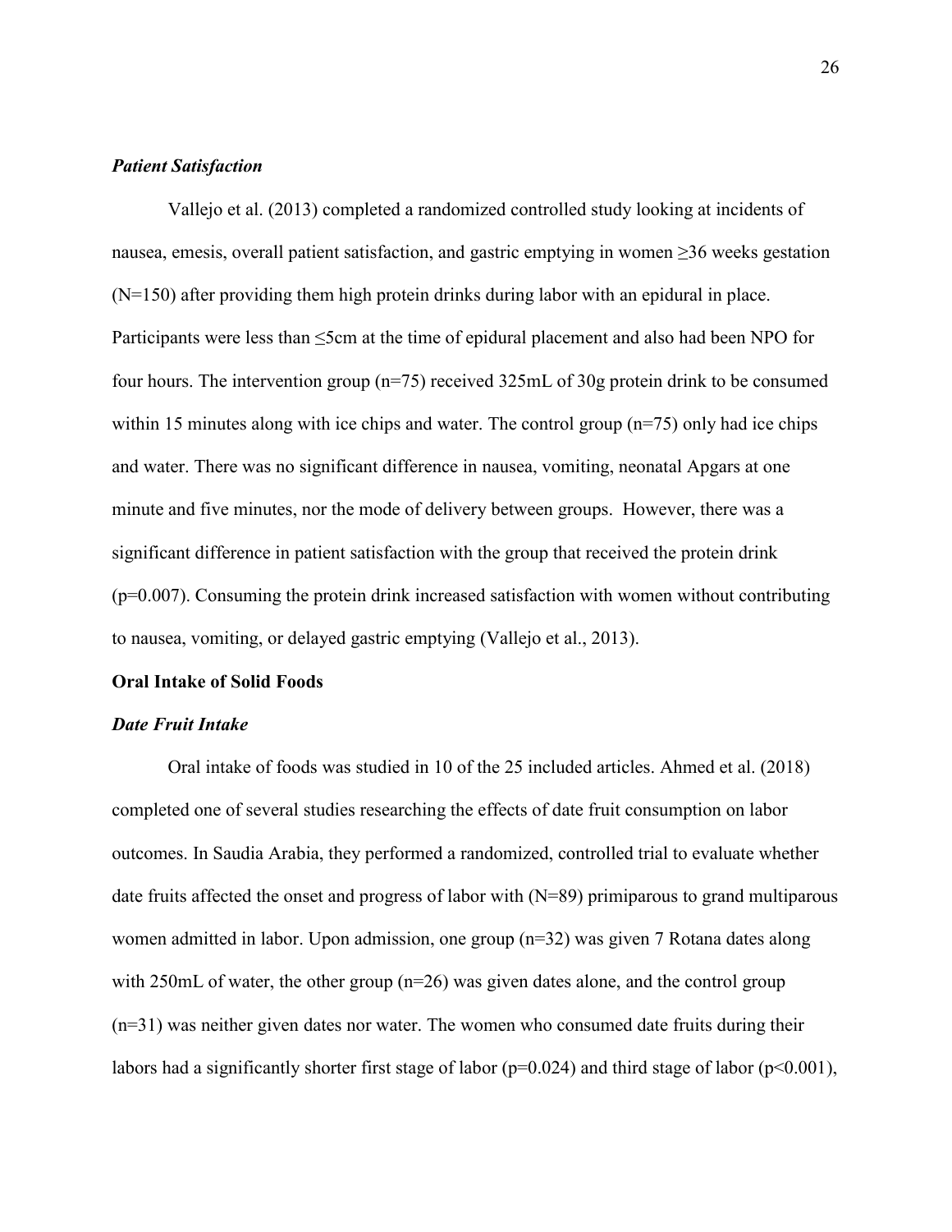### *Patient Satisfaction*

Vallejo et al. (2013) completed a randomized controlled study looking at incidents of nausea, emesis, overall patient satisfaction, and gastric emptying in women ≥36 weeks gestation (N=150) after providing them high protein drinks during labor with an epidural in place. Participants were less than ≤5cm at the time of epidural placement and also had been NPO for four hours. The intervention group (n=75) received 325mL of 30g protein drink to be consumed within 15 minutes along with ice chips and water. The control group (n=75) only had ice chips and water. There was no significant difference in nausea, vomiting, neonatal Apgars at one minute and five minutes, nor the mode of delivery between groups. However, there was a significant difference in patient satisfaction with the group that received the protein drink ($p=0.007$). Consuming the protein drink increased satisfaction with women without contributing to nausea, vomiting, or delayed gastric emptying (Vallejo et al., 2013).

## Oral Intake of Solid Foods

### *Date Fruit Intake*

Oral intake of foods was studied in 10 of the 25 included articles. Ahmed et al. (2018) completed one of several studies researching the effects of date fruit consumption on labor outcomes. In Saudia Arabia, they performed a randomized, controlled trial to evaluate whether date fruits affected the onset and progress of labor with (N=89) primiparous to grand multiparous women admitted in labor. Upon admission, one group (n=32) was given 7 Rotana dates along with 250mL of water, the other group (n=26) was given dates alone, and the control group (n=31) was neither given dates nor water. The women who consumed date fruits during their labors had a significantly shorter first stage of labor ($p=0.024$) and third stage of labor ($p<0.001$),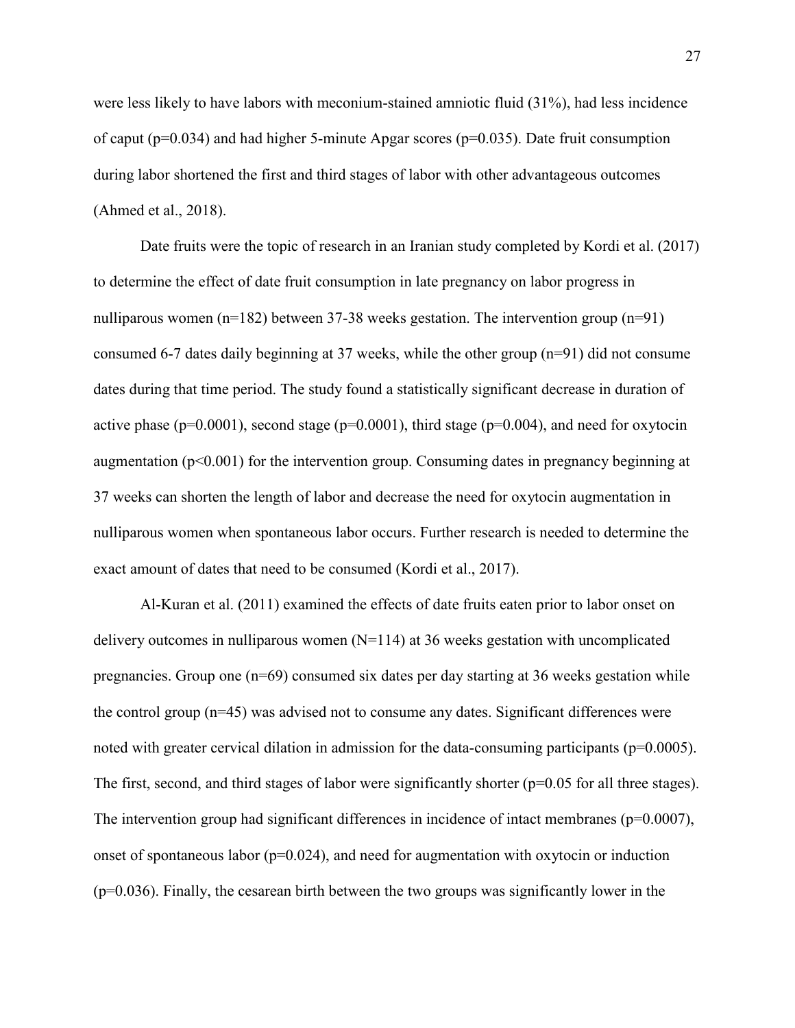were less likely to have labors with meconium-stained amniotic fluid (31%), had less incidence of caput ($p=0.034$) and had higher 5-minute Apgar scores ($p=0.035$). Date fruit consumption during labor shortened the first and third stages of labor with other advantageous outcomes (Ahmed et al., 2018).

Date fruits were the topic of research in an Iranian study completed by Kordi et al. (2017) to determine the effect of date fruit consumption in late pregnancy on labor progress in nulliparous women ($n=182$) between 37-38 weeks gestation. The intervention group ($n=91$) consumed 6-7 dates daily beginning at 37 weeks, while the other group ($n=91$) did not consume dates during that time period. The study found a statistically significant decrease in duration of active phase ($p=0.0001$), second stage ($p=0.0001$), third stage ($p=0.004$), and need for oxytocin augmentation ($p<0.001$) for the intervention group. Consuming dates in pregnancy beginning at 37 weeks can shorten the length of labor and decrease the need for oxytocin augmentation in nulliparous women when spontaneous labor occurs. Further research is needed to determine the exact amount of dates that need to be consumed (Kordi et al., 2017).

Al-Kuran et al. (2011) examined the effects of date fruits eaten prior to labor onset on delivery outcomes in nulliparous women ($N=114$) at 36 weeks gestation with uncomplicated pregnancies. Group one ($n=69$) consumed six dates per day starting at 36 weeks gestation while the control group ($n=45$) was advised not to consume any dates. Significant differences were noted with greater cervical dilation in admission for the data-consuming participants ($p=0.0005$). The first, second, and third stages of labor were significantly shorter ($p=0.05$ for all three stages). The intervention group had significant differences in incidence of intact membranes ($p=0.0007$), onset of spontaneous labor ($p=0.024$), and need for augmentation with oxytocin or induction ($p=0.036$). Finally, the cesarean birth between the two groups was significantly lower in the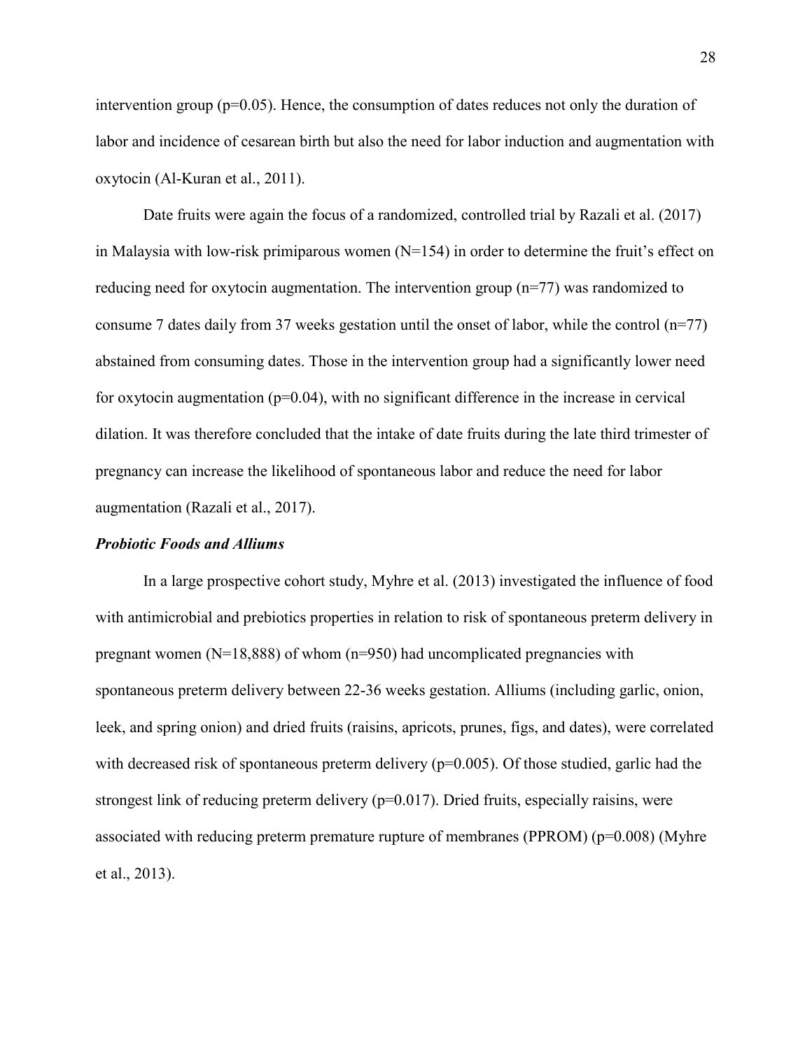intervention group ($p=0.05$). Hence, the consumption of dates reduces not only the duration of labor and incidence of cesarean birth but also the need for labor induction and augmentation with oxytocin (Al-Kuran et al., 2011).

Date fruits were again the focus of a randomized, controlled trial by Razali et al. (2017) in Malaysia with low-risk primiparous women (N=154) in order to determine the fruit's effect on reducing need for oxytocin augmentation. The intervention group (n=77) was randomized to consume 7 dates daily from 37 weeks gestation until the onset of labor, while the control (n=77) abstained from consuming dates. Those in the intervention group had a significantly lower need for oxytocin augmentation ($p=0.04$), with no significant difference in the increase in cervical dilation. It was therefore concluded that the intake of date fruits during the late third trimester of pregnancy can increase the likelihood of spontaneous labor and reduce the need for labor augmentation (Razali et al., 2017).

### *Probiotic Foods and Alliums*

In a large prospective cohort study, Myhre et al. (2013) investigated the influence of food with antimicrobial and prebiotics properties in relation to risk of spontaneous preterm delivery in pregnant women (N=18,888) of whom (n=950) had uncomplicated pregnancies with spontaneous preterm delivery between 22-36 weeks gestation. Alliums (including garlic, onion, leek, and spring onion) and dried fruits (raisins, apricots, prunes, figs, and dates), were correlated with decreased risk of spontaneous preterm delivery ($p=0.005$). Of those studied, garlic had the strongest link of reducing preterm delivery ($p=0.017$). Dried fruits, especially raisins, were associated with reducing preterm premature rupture of membranes (PPROM) ($p=0.008$) (Myhre et al., 2013).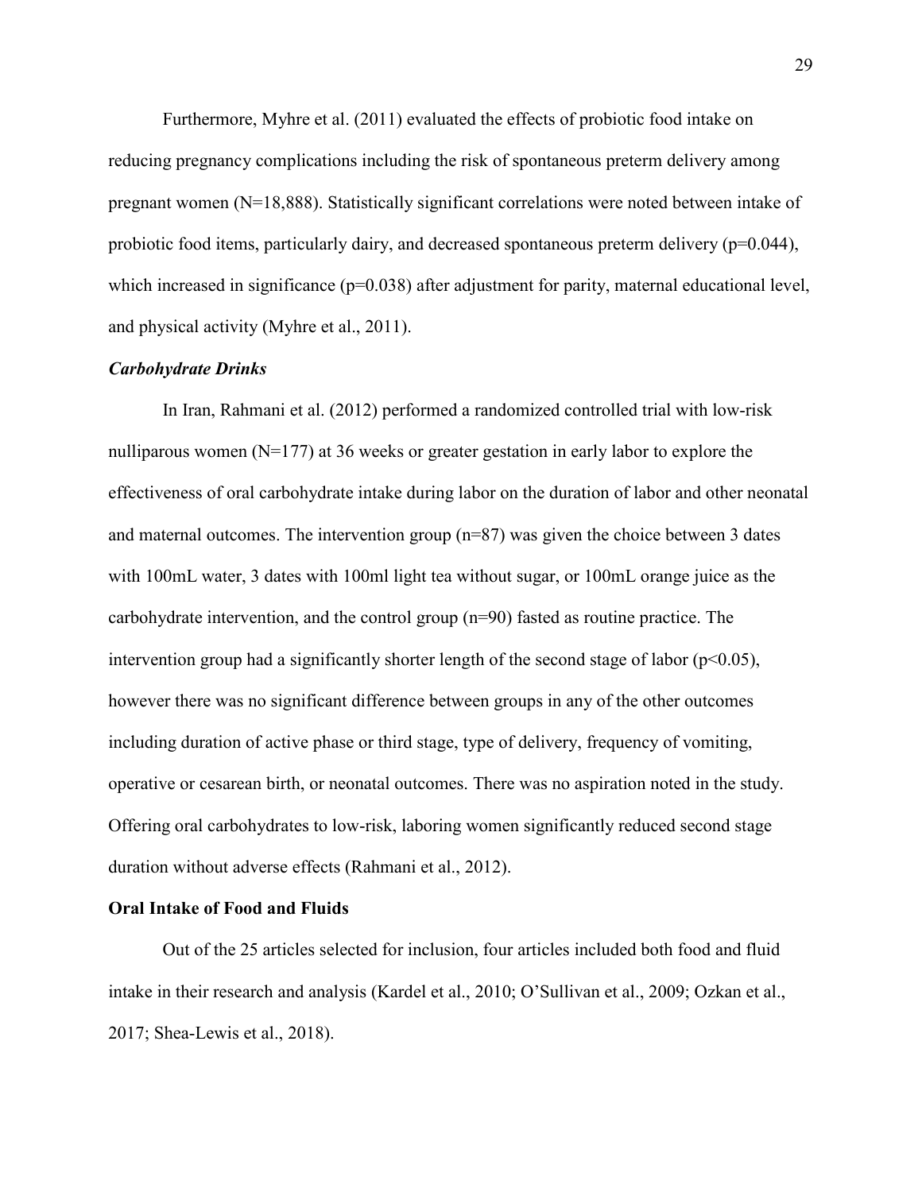Furthermore, Myhre et al. (2011) evaluated the effects of probiotic food intake on reducing pregnancy complications including the risk of spontaneous preterm delivery among pregnant women (N=18,888). Statistically significant correlations were noted between intake of probiotic food items, particularly dairy, and decreased spontaneous preterm delivery ($p=0.044$), which increased in significance ($p=0.038$) after adjustment for parity, maternal educational level, and physical activity (Myhre et al., 2011).

### *Carbohydrate Drinks*

In Iran, Rahmani et al. (2012) performed a randomized controlled trial with low-risk nulliparous women (N=177) at 36 weeks or greater gestation in early labor to explore the effectiveness of oral carbohydrate intake during labor on the duration of labor and other neonatal and maternal outcomes. The intervention group (n=87) was given the choice between 3 dates with 100mL water, 3 dates with 100ml light tea without sugar, or 100mL orange juice as the carbohydrate intervention, and the control group (n=90) fasted as routine practice. The intervention group had a significantly shorter length of the second stage of labor ($p<0.05$), however there was no significant difference between groups in any of the other outcomes including duration of active phase or third stage, type of delivery, frequency of vomiting, operative or cesarean birth, or neonatal outcomes. There was no aspiration noted in the study. Offering oral carbohydrates to low-risk, laboring women significantly reduced second stage duration without adverse effects (Rahmani et al., 2012).

## Oral Intake of Food and Fluids

Out of the 25 articles selected for inclusion, four articles included both food and fluid intake in their research and analysis (Kardel et al., 2010; O'Sullivan et al., 2009; Ozkan et al., 2017; Shea-Lewis et al., 2018).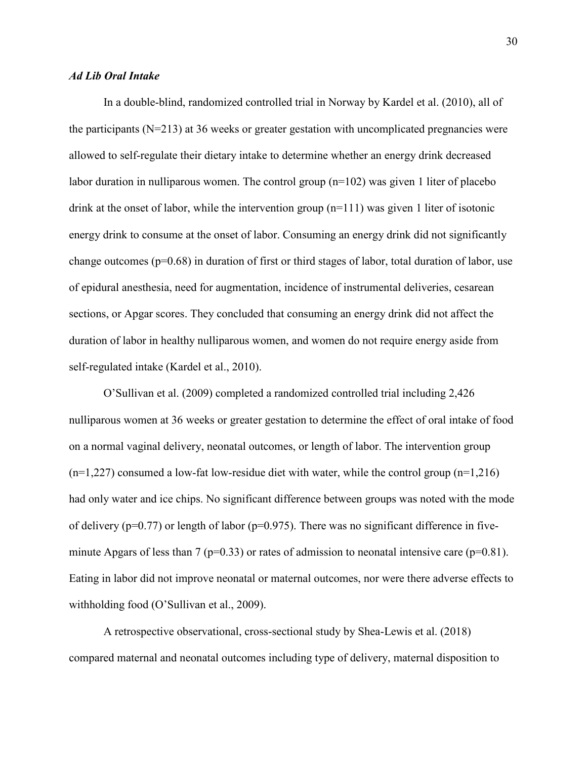### *Ad Lib Oral Intake*

In a double-blind, randomized controlled trial in Norway by Kardel et al. (2010), all of the participants (N=213) at 36 weeks or greater gestation with uncomplicated pregnancies were allowed to self-regulate their dietary intake to determine whether an energy drink decreased labor duration in nulliparous women. The control group (n=102) was given 1 liter of placebo drink at the onset of labor, while the intervention group (n=111) was given 1 liter of isotonic energy drink to consume at the onset of labor. Consuming an energy drink did not significantly change outcomes (p=0.68) in duration of first or third stages of labor, total duration of labor, use of epidural anesthesia, need for augmentation, incidence of instrumental deliveries, cesarean sections, or Apgar scores. They concluded that consuming an energy drink did not affect the duration of labor in healthy nulliparous women, and women do not require energy aside from self-regulated intake (Kardel et al., 2010).

O'Sullivan et al. (2009) completed a randomized controlled trial including 2,426 nulliparous women at 36 weeks or greater gestation to determine the effect of oral intake of food on a normal vaginal delivery, neonatal outcomes, or length of labor. The intervention group (n=1,227) consumed a low-fat low-residue diet with water, while the control group (n=1,216) had only water and ice chips. No significant difference between groups was noted with the mode of delivery (p=0.77) or length of labor (p=0.975). There was no significant difference in five-minute Apgars of less than 7 (p=0.33) or rates of admission to neonatal intensive care (p=0.81). Eating in labor did not improve neonatal or maternal outcomes, nor were there adverse effects to withholding food (O'Sullivan et al., 2009).

A retrospective observational, cross-sectional study by Shea-Lewis et al. (2018) compared maternal and neonatal outcomes including type of delivery, maternal disposition to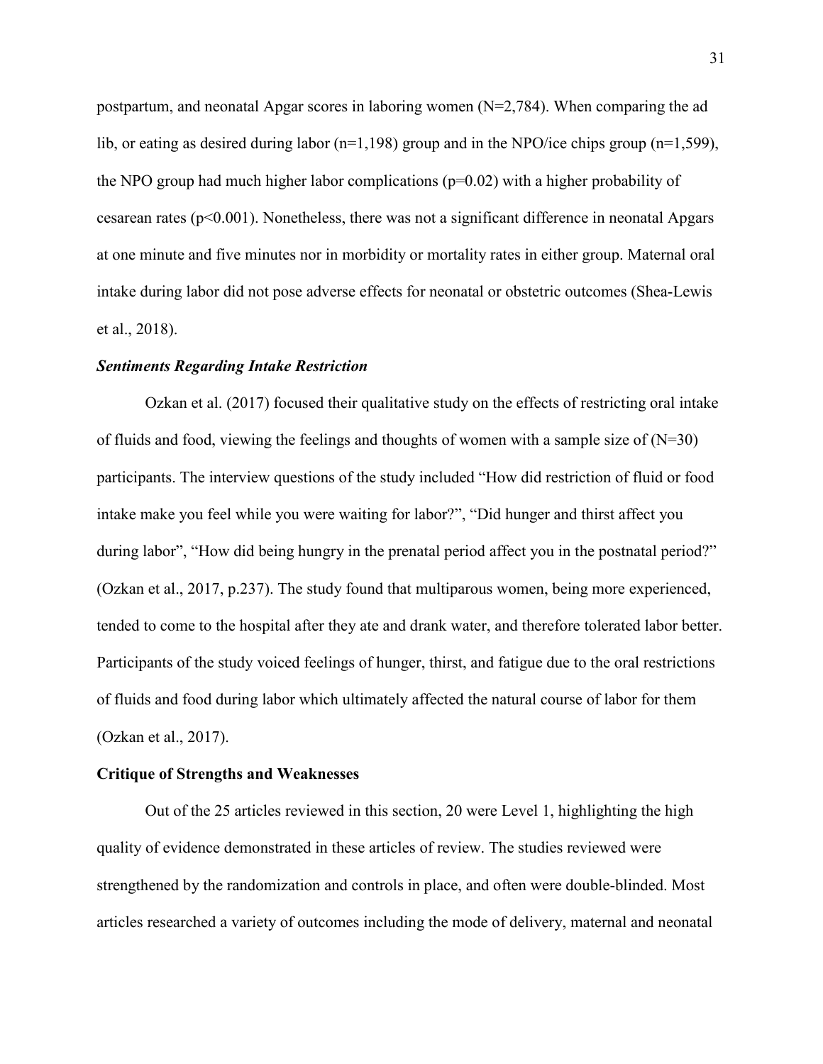postpartum, and neonatal Apgar scores in laboring women (N=2,784). When comparing the ad lib, or eating as desired during labor (n=1,198) group and in the NPO/ice chips group (n=1,599), the NPO group had much higher labor complications ($p=0.02$) with a higher probability of cesarean rates ($p<0.001$). Nonetheless, there was not a significant difference in neonatal Apgars at one minute and five minutes nor in morbidity or mortality rates in either group. Maternal oral intake during labor did not pose adverse effects for neonatal or obstetric outcomes (Shea-Lewis et al., 2018).

### *Sentiments Regarding Intake Restriction*

Ozkan et al. (2017) focused their qualitative study on the effects of restricting oral intake of fluids and food, viewing the feelings and thoughts of women with a sample size of (N=30) participants. The interview questions of the study included "How did restriction of fluid or food intake make you feel while you were waiting for labor?", "Did hunger and thirst affect you during labor", "How did being hungry in the prenatal period affect you in the postnatal period?" (Ozkan et al., 2017, p.237). The study found that multiparous women, being more experienced, tended to come to the hospital after they ate and drank water, and therefore tolerated labor better. Participants of the study voiced feelings of hunger, thirst, and fatigue due to the oral restrictions of fluids and food during labor which ultimately affected the natural course of labor for them (Ozkan et al., 2017).

## Critique of Strengths and Weaknesses

Out of the 25 articles reviewed in this section, 20 were Level 1, highlighting the high quality of evidence demonstrated in these articles of review. The studies reviewed were strengthened by the randomization and controls in place, and often were double-blinded. Most articles researched a variety of outcomes including the mode of delivery, maternal and neonatal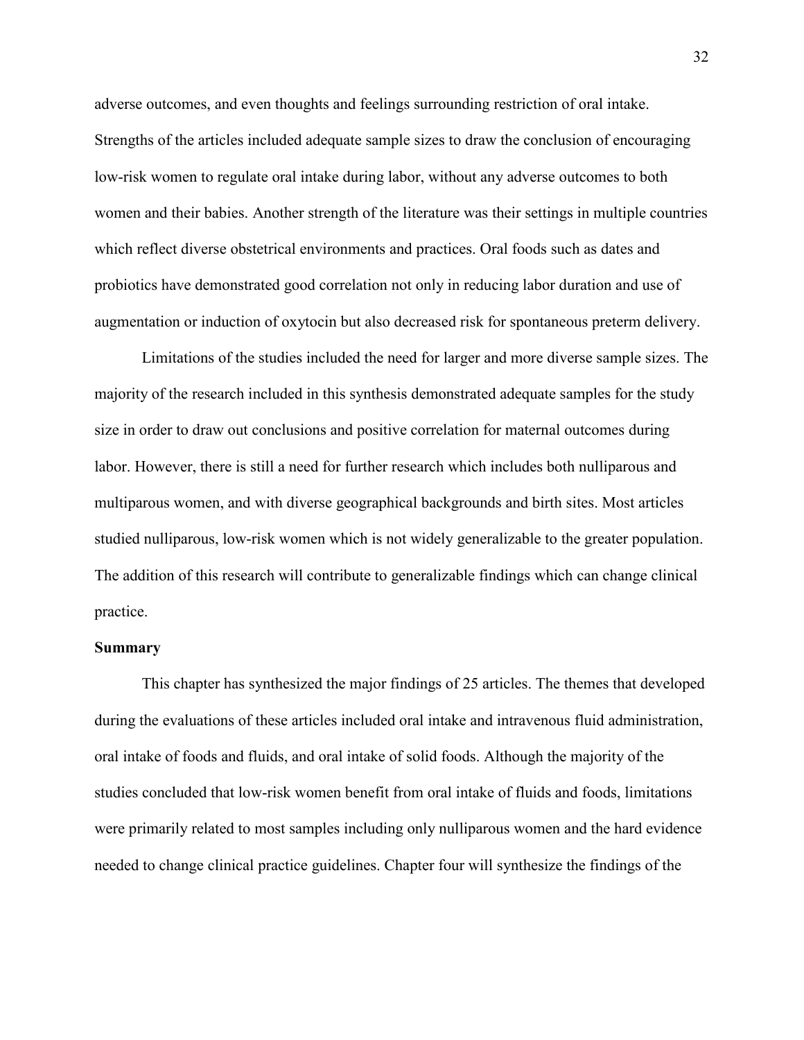adverse outcomes, and even thoughts and feelings surrounding restriction of oral intake. Strengths of the articles included adequate sample sizes to draw the conclusion of encouraging low-risk women to regulate oral intake during labor, without any adverse outcomes to both women and their babies. Another strength of the literature was their settings in multiple countries which reflect diverse obstetrical environments and practices. Oral foods such as dates and probiotics have demonstrated good correlation not only in reducing labor duration and use of augmentation or induction of oxytocin but also decreased risk for spontaneous preterm delivery.

Limitations of the studies included the need for larger and more diverse sample sizes. The majority of the research included in this synthesis demonstrated adequate samples for the study size in order to draw out conclusions and positive correlation for maternal outcomes during labor. However, there is still a need for further research which includes both nulliparous and multiparous women, and with diverse geographical backgrounds and birth sites. Most articles studied nulliparous, low-risk women which is not widely generalizable to the greater population. The addition of this research will contribute to generalizable findings which can change clinical practice.

**Summary**

This chapter has synthesized the major findings of 25 articles. The themes that developed during the evaluations of these articles included oral intake and intravenous fluid administration, oral intake of foods and fluids, and oral intake of solid foods. Although the majority of the studies concluded that low-risk women benefit from oral intake of fluids and foods, limitations were primarily related to most samples including only nulliparous women and the hard evidence needed to change clinical practice guidelines. Chapter four will synthesize the findings of the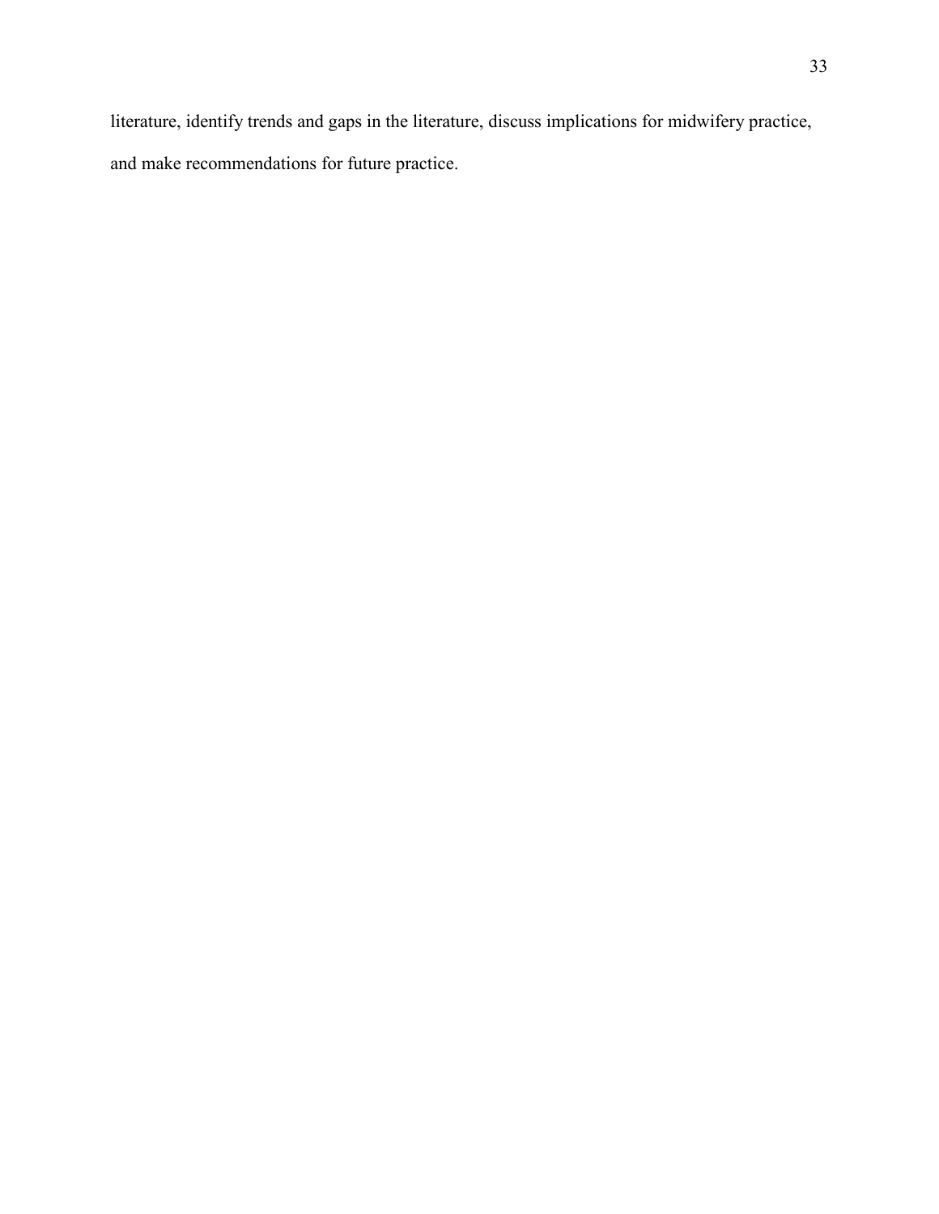literature, identify trends and gaps in the literature, discuss implications for midwifery practice, and make recommendations for future practice.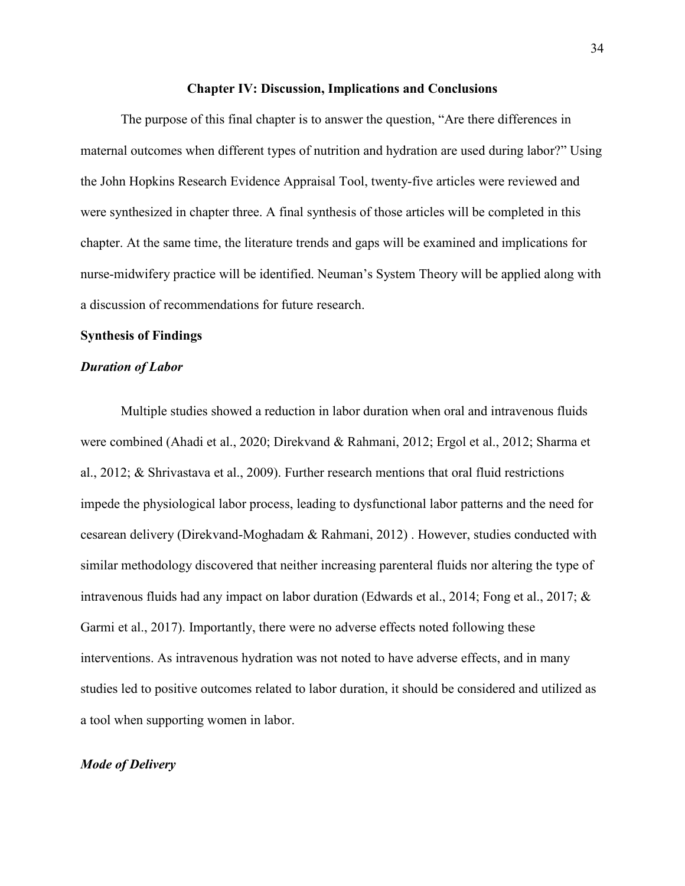## Chapter IV: Discussion, Implications and Conclusions

The purpose of this final chapter is to answer the question, "Are there differences in maternal outcomes when different types of nutrition and hydration are used during labor?" Using the John Hopkins Research Evidence Appraisal Tool, twenty-five articles were reviewed and were synthesized in chapter three. A final synthesis of those articles will be completed in this chapter. At the same time, the literature trends and gaps will be examined and implications for nurse-midwifery practice will be identified. Neuman's System Theory will be applied along with a discussion of recommendations for future research.

### Synthesis of Findings

#### *Duration of Labor*

Multiple studies showed a reduction in labor duration when oral and intravenous fluids were combined (Ahadi et al., 2020; Direkvand & Rahmani, 2012; Ergol et al., 2012; Sharma et al., 2012; & Shrivastava et al., 2009). Further research mentions that oral fluid restrictions impede the physiological labor process, leading to dysfunctional labor patterns and the need for cesarean delivery (Direkvand-Moghadam & Rahmani, 2012) . However, studies conducted with similar methodology discovered that neither increasing parenteral fluids nor altering the type of intravenous fluids had any impact on labor duration (Edwards et al., 2014; Fong et al., 2017; & Garmi et al., 2017). Importantly, there were no adverse effects noted following these interventions. As intravenous hydration was not noted to have adverse effects, and in many studies led to positive outcomes related to labor duration, it should be considered and utilized as a tool when supporting women in labor.

#### *Mode of Delivery*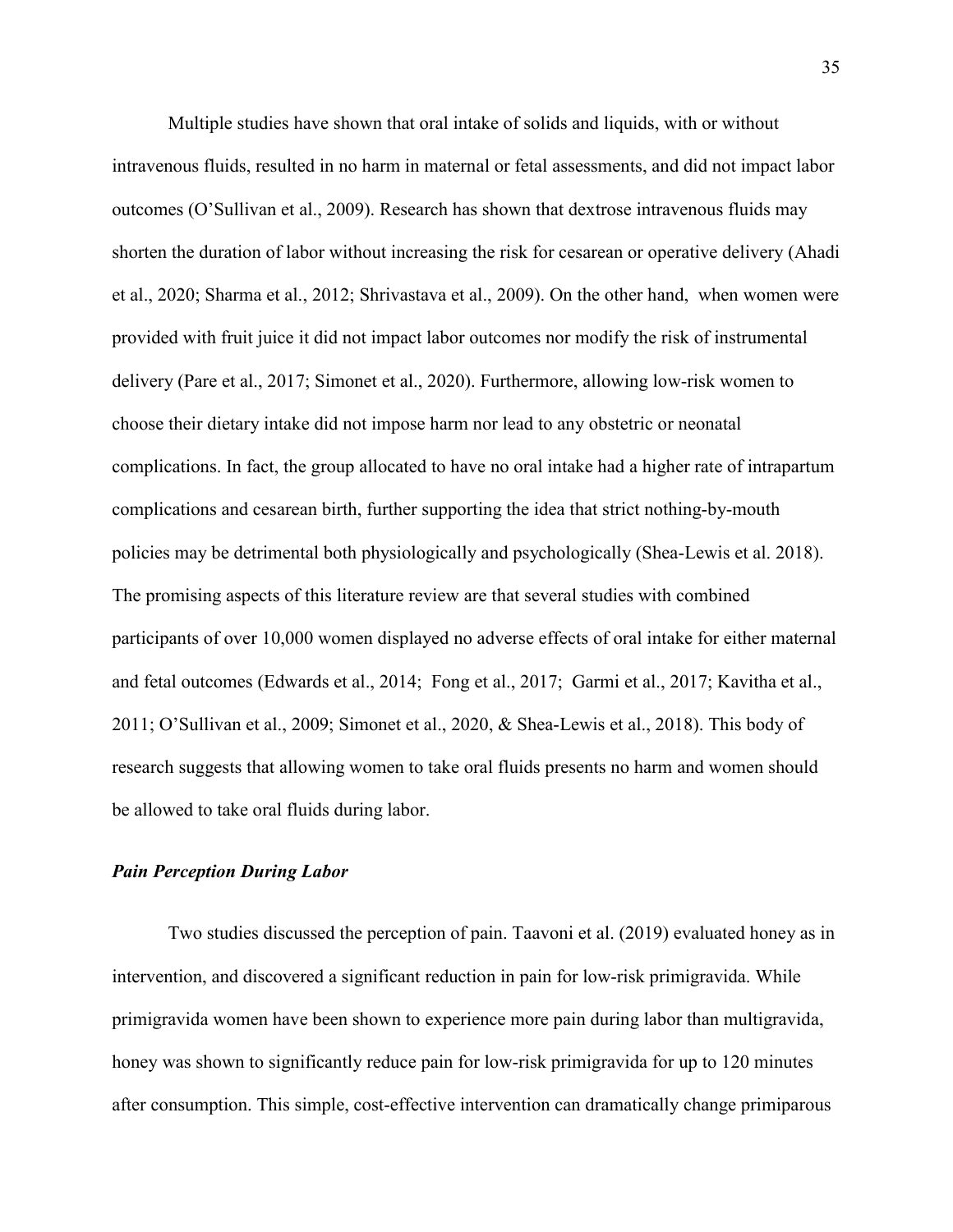Multiple studies have shown that oral intake of solids and liquids, with or without intravenous fluids, resulted in no harm in maternal or fetal assessments, and did not impact labor outcomes (O'Sullivan et al., 2009). Research has shown that dextrose intravenous fluids may shorten the duration of labor without increasing the risk for cesarean or operative delivery (Ahadi et al., 2020; Sharma et al., 2012; Shrivastava et al., 2009). On the other hand, when women were provided with fruit juice it did not impact labor outcomes nor modify the risk of instrumental delivery (Pare et al., 2017; Simonet et al., 2020). Furthermore, allowing low-risk women to choose their dietary intake did not impose harm nor lead to any obstetric or neonatal complications. In fact, the group allocated to have no oral intake had a higher rate of intrapartum complications and cesarean birth, further supporting the idea that strict nothing-by-mouth policies may be detrimental both physiologically and psychologically (Shea-Lewis et al. 2018). The promising aspects of this literature review are that several studies with combined participants of over 10,000 women displayed no adverse effects of oral intake for either maternal and fetal outcomes (Edwards et al., 2014; Fong et al., 2017; Garmi et al., 2017; Kavitha et al., 2011; O'Sullivan et al., 2009; Simonet et al., 2020, & Shea-Lewis et al., 2018). This body of research suggests that allowing women to take oral fluids presents no harm and women should be allowed to take oral fluids during labor.

### ***Pain Perception During Labor***

Two studies discussed the perception of pain. Taavoni et al. (2019) evaluated honey as in intervention, and discovered a significant reduction in pain for low-risk primigravida. While primigravida women have been shown to experience more pain during labor than multigravida, honey was shown to significantly reduce pain for low-risk primigravida for up to 120 minutes after consumption. This simple, cost-effective intervention can dramatically change primiparous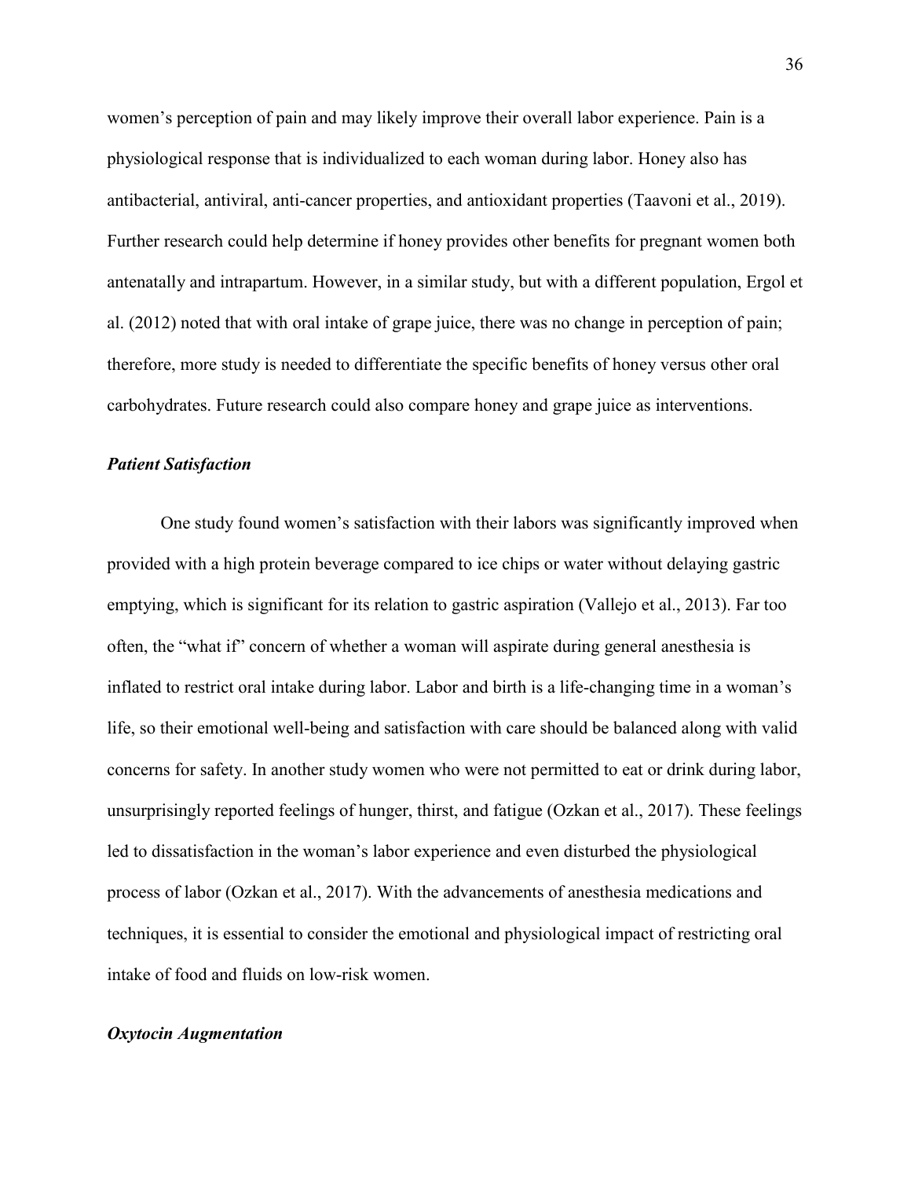women's perception of pain and may likely improve their overall labor experience. Pain is a physiological response that is individualized to each woman during labor. Honey also has antibacterial, antiviral, anti-cancer properties, and antioxidant properties (Taavoni et al., 2019). Further research could help determine if honey provides other benefits for pregnant women both antenatally and intrapartum. However, in a similar study, but with a different population, Ergol et al. (2012) noted that with oral intake of grape juice, there was no change in perception of pain; therefore, more study is needed to differentiate the specific benefits of honey versus other oral carbohydrates. Future research could also compare honey and grape juice as interventions.

### *Patient Satisfaction*

One study found women's satisfaction with their labors was significantly improved when provided with a high protein beverage compared to ice chips or water without delaying gastric emptying, which is significant for its relation to gastric aspiration (Vallejo et al., 2013). Far too often, the "what if" concern of whether a woman will aspirate during general anesthesia is inflated to restrict oral intake during labor. Labor and birth is a life-changing time in a woman's life, so their emotional well-being and satisfaction with care should be balanced along with valid concerns for safety. In another study women who were not permitted to eat or drink during labor, unsurprisingly reported feelings of hunger, thirst, and fatigue (Ozkan et al., 2017). These feelings led to dissatisfaction in the woman's labor experience and even disturbed the physiological process of labor (Ozkan et al., 2017). With the advancements of anesthesia medications and techniques, it is essential to consider the emotional and physiological impact of restricting oral intake of food and fluids on low-risk women.

### *Oxytocin Augmentation*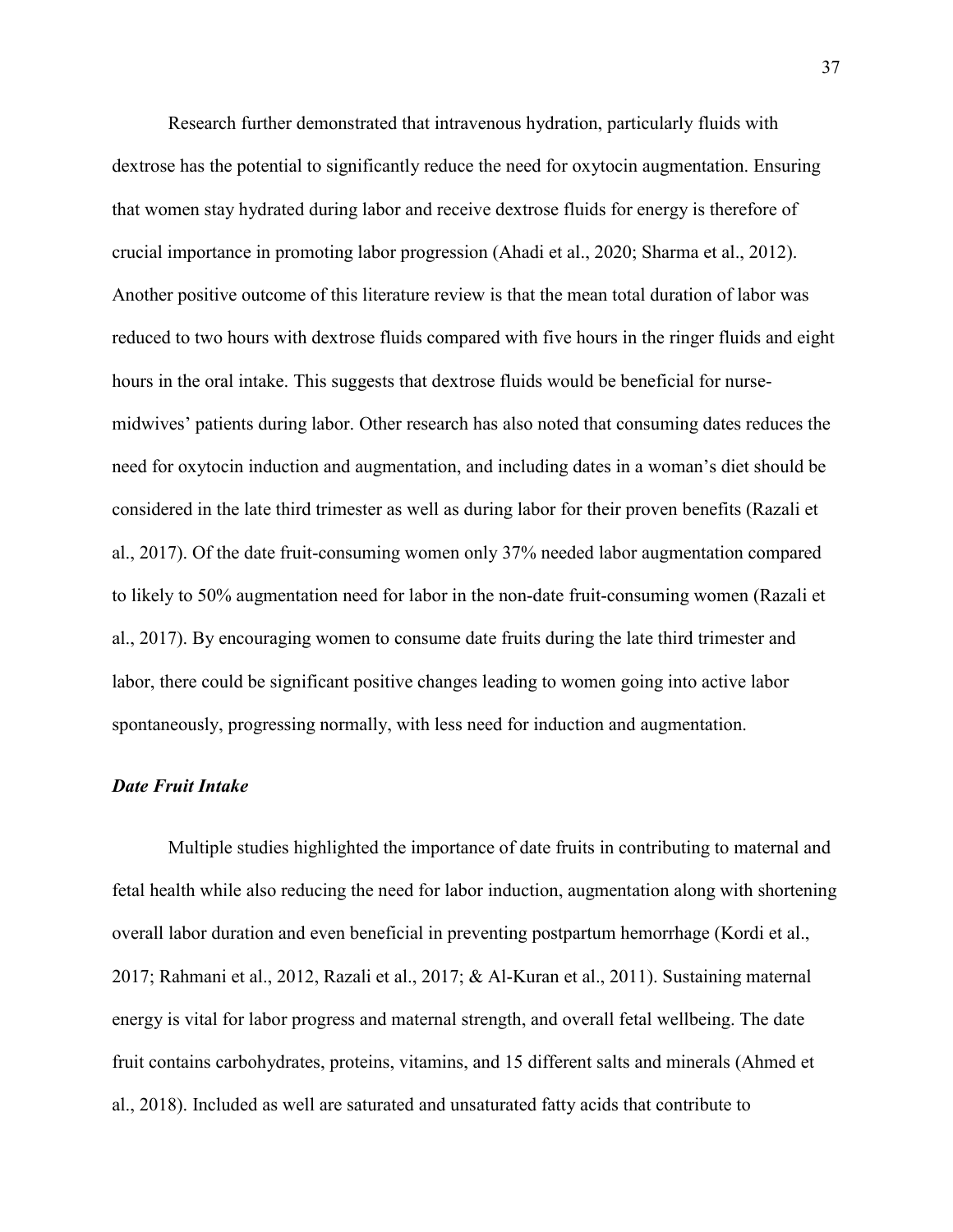Research further demonstrated that intravenous hydration, particularly fluids with dextrose has the potential to significantly reduce the need for oxytocin augmentation. Ensuring that women stay hydrated during labor and receive dextrose fluids for energy is therefore of crucial importance in promoting labor progression (Ahadi et al., 2020; Sharma et al., 2012). Another positive outcome of this literature review is that the mean total duration of labor was reduced to two hours with dextrose fluids compared with five hours in the ringer fluids and eight hours in the oral intake. This suggests that dextrose fluids would be beneficial for nurse-midwives' patients during labor. Other research has also noted that consuming dates reduces the need for oxytocin induction and augmentation, and including dates in a woman's diet should be considered in the late third trimester as well as during labor for their proven benefits (Razali et al., 2017). Of the date fruit-consuming women only 37% needed labor augmentation compared to likely to 50% augmentation need for labor in the non-date fruit-consuming women (Razali et al., 2017). By encouraging women to consume date fruits during the late third trimester and labor, there could be significant positive changes leading to women going into active labor spontaneously, progressing normally, with less need for induction and augmentation.

### *Date Fruit Intake*

Multiple studies highlighted the importance of date fruits in contributing to maternal and fetal health while also reducing the need for labor induction, augmentation along with shortening overall labor duration and even beneficial in preventing postpartum hemorrhage (Kordi et al., 2017; Rahmani et al., 2012, Razali et al., 2017; & Al-Kuran et al., 2011). Sustaining maternal energy is vital for labor progress and maternal strength, and overall fetal wellbeing. The date fruit contains carbohydrates, proteins, vitamins, and 15 different salts and minerals (Ahmed et al., 2018). Included as well are saturated and unsaturated fatty acids that contribute to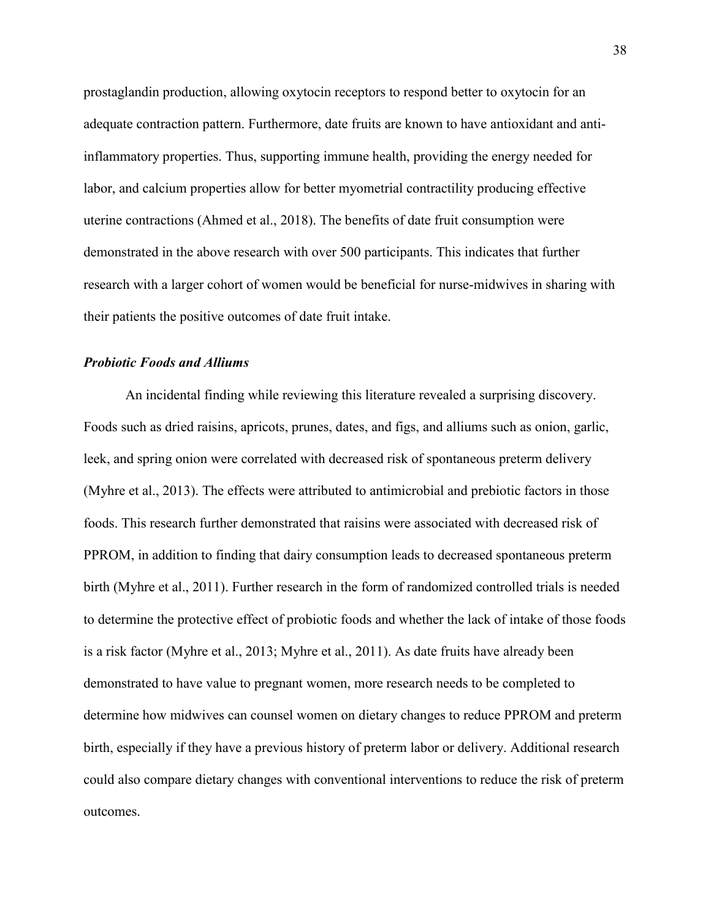prostaglandin production, allowing oxytocin receptors to respond better to oxytocin for an adequate contraction pattern. Furthermore, date fruits are known to have antioxidant and anti-inflammatory properties. Thus, supporting immune health, providing the energy needed for labor, and calcium properties allow for better myometrial contractility producing effective uterine contractions (Ahmed et al., 2018). The benefits of date fruit consumption were demonstrated in the above research with over 500 participants. This indicates that further research with a larger cohort of women would be beneficial for nurse-midwives in sharing with their patients the positive outcomes of date fruit intake.

### *Probiotic Foods and Alliums*

An incidental finding while reviewing this literature revealed a surprising discovery. Foods such as dried raisins, apricots, prunes, dates, and figs, and alliums such as onion, garlic, leek, and spring onion were correlated with decreased risk of spontaneous preterm delivery (Myhre et al., 2013). The effects were attributed to antimicrobial and prebiotic factors in those foods. This research further demonstrated that raisins were associated with decreased risk of PPROM, in addition to finding that dairy consumption leads to decreased spontaneous preterm birth (Myhre et al., 2011). Further research in the form of randomized controlled trials is needed to determine the protective effect of probiotic foods and whether the lack of intake of those foods is a risk factor (Myhre et al., 2013; Myhre et al., 2011). As date fruits have already been demonstrated to have value to pregnant women, more research needs to be completed to determine how midwives can counsel women on dietary changes to reduce PPROM and preterm birth, especially if they have a previous history of preterm labor or delivery. Additional research could also compare dietary changes with conventional interventions to reduce the risk of preterm outcomes.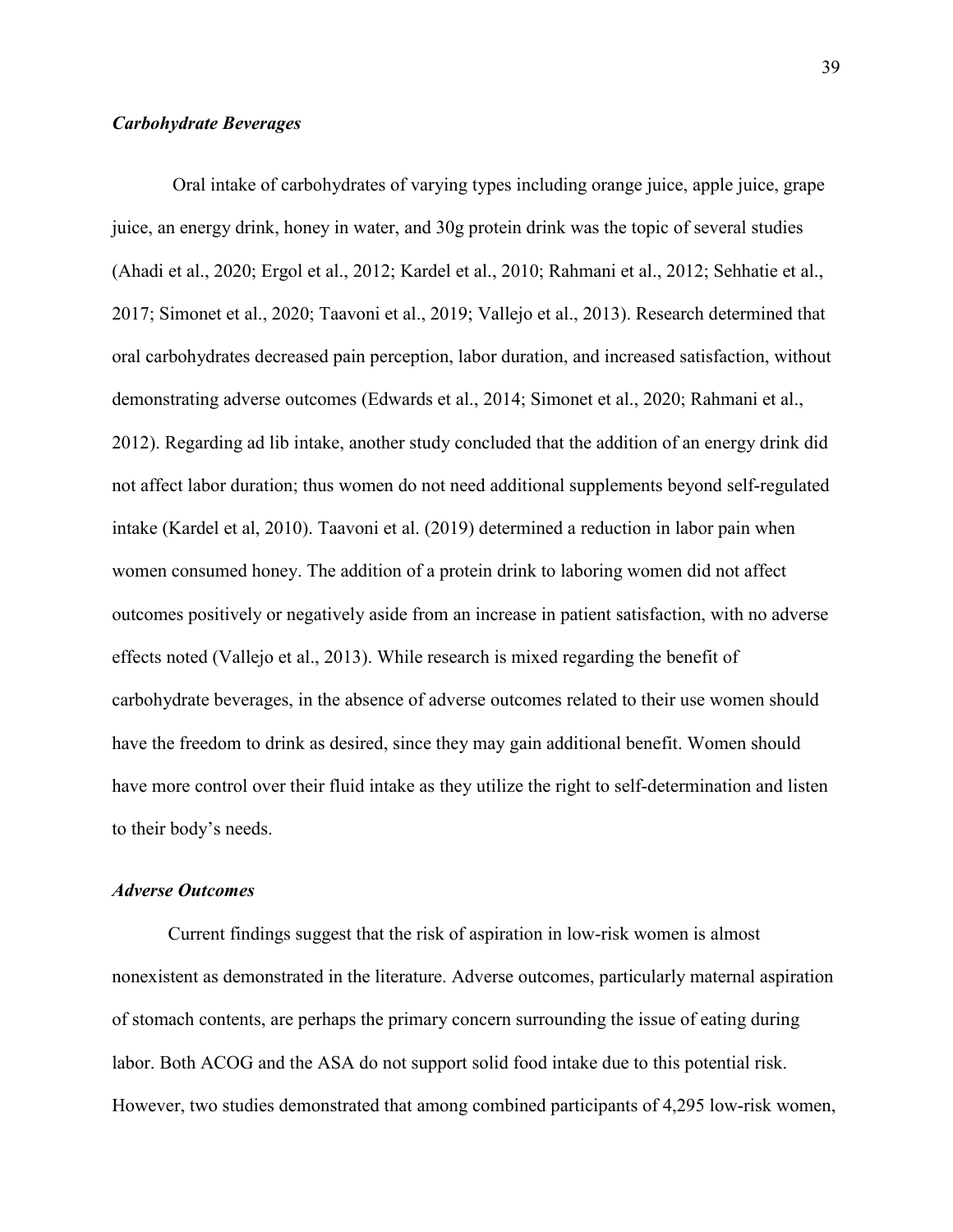### *Carbohydrate Beverages*

Oral intake of carbohydrates of varying types including orange juice, apple juice, grape juice, an energy drink, honey in water, and 30g protein drink was the topic of several studies (Ahadi et al., 2020; Ergol et al., 2012; Kardel et al., 2010; Rahmani et al., 2012; Sehhatie et al., 2017; Simonet et al., 2020; Taavoni et al., 2019; Vallejo et al., 2013). Research determined that oral carbohydrates decreased pain perception, labor duration, and increased satisfaction, without demonstrating adverse outcomes (Edwards et al., 2014; Simonet et al., 2020; Rahmani et al., 2012). Regarding ad lib intake, another study concluded that the addition of an energy drink did not affect labor duration; thus women do not need additional supplements beyond self-regulated intake (Kardel et al, 2010). Taavoni et al. (2019) determined a reduction in labor pain when women consumed honey. The addition of a protein drink to laboring women did not affect outcomes positively or negatively aside from an increase in patient satisfaction, with no adverse effects noted (Vallejo et al., 2013). While research is mixed regarding the benefit of carbohydrate beverages, in the absence of adverse outcomes related to their use women should have the freedom to drink as desired, since they may gain additional benefit. Women should have more control over their fluid intake as they utilize the right to self-determination and listen to their body's needs.

### *Adverse Outcomes*

Current findings suggest that the risk of aspiration in low-risk women is almost nonexistent as demonstrated in the literature. Adverse outcomes, particularly maternal aspiration of stomach contents, are perhaps the primary concern surrounding the issue of eating during labor. Both ACOG and the ASA do not support solid food intake due to this potential risk. However, two studies demonstrated that among combined participants of 4,295 low-risk women,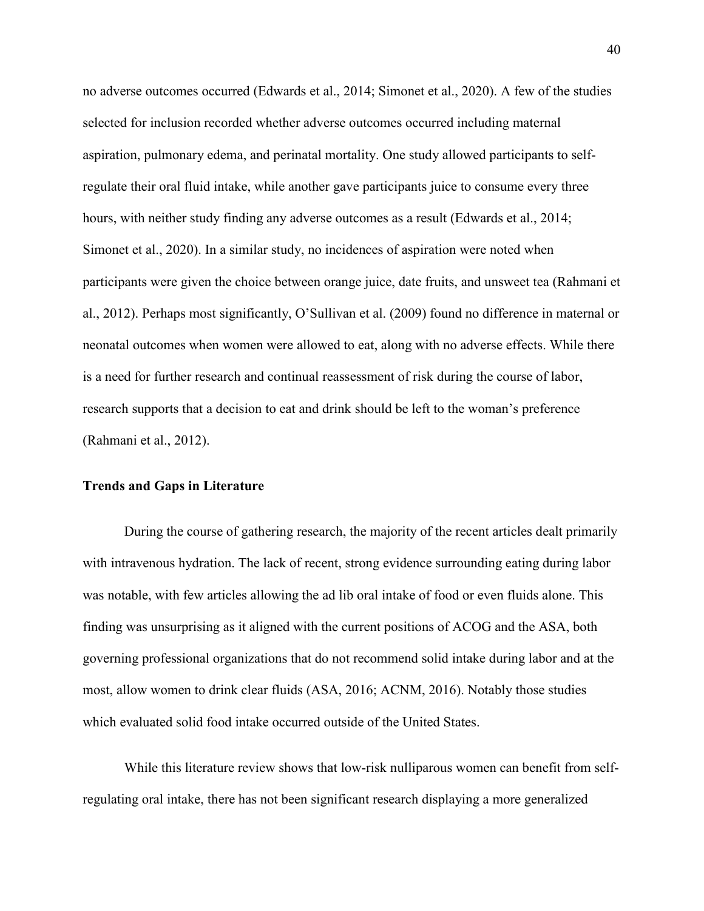no adverse outcomes occurred (Edwards et al., 2014; Simonet et al., 2020). A few of the studies selected for inclusion recorded whether adverse outcomes occurred including maternal aspiration, pulmonary edema, and perinatal mortality. One study allowed participants to self-regulate their oral fluid intake, while another gave participants juice to consume every three hours, with neither study finding any adverse outcomes as a result (Edwards et al., 2014; Simonet et al., 2020). In a similar study, no incidences of aspiration were noted when participants were given the choice between orange juice, date fruits, and unsweet tea (Rahmani et al., 2012). Perhaps most significantly, O'Sullivan et al. (2009) found no difference in maternal or neonatal outcomes when women were allowed to eat, along with no adverse effects. While there is a need for further research and continual reassessment of risk during the course of labor, research supports that a decision to eat and drink should be left to the woman's preference (Rahmani et al., 2012).

## Trends and Gaps in Literature

During the course of gathering research, the majority of the recent articles dealt primarily with intravenous hydration. The lack of recent, strong evidence surrounding eating during labor was notable, with few articles allowing the ad lib oral intake of food or even fluids alone. This finding was unsurprising as it aligned with the current positions of ACOG and the ASA, both governing professional organizations that do not recommend solid intake during labor and at the most, allow women to drink clear fluids (ASA, 2016; ACNM, 2016). Notably those studies which evaluated solid food intake occurred outside of the United States.

While this literature review shows that low-risk nulliparous women can benefit from self-regulating oral intake, there has not been significant research displaying a more generalized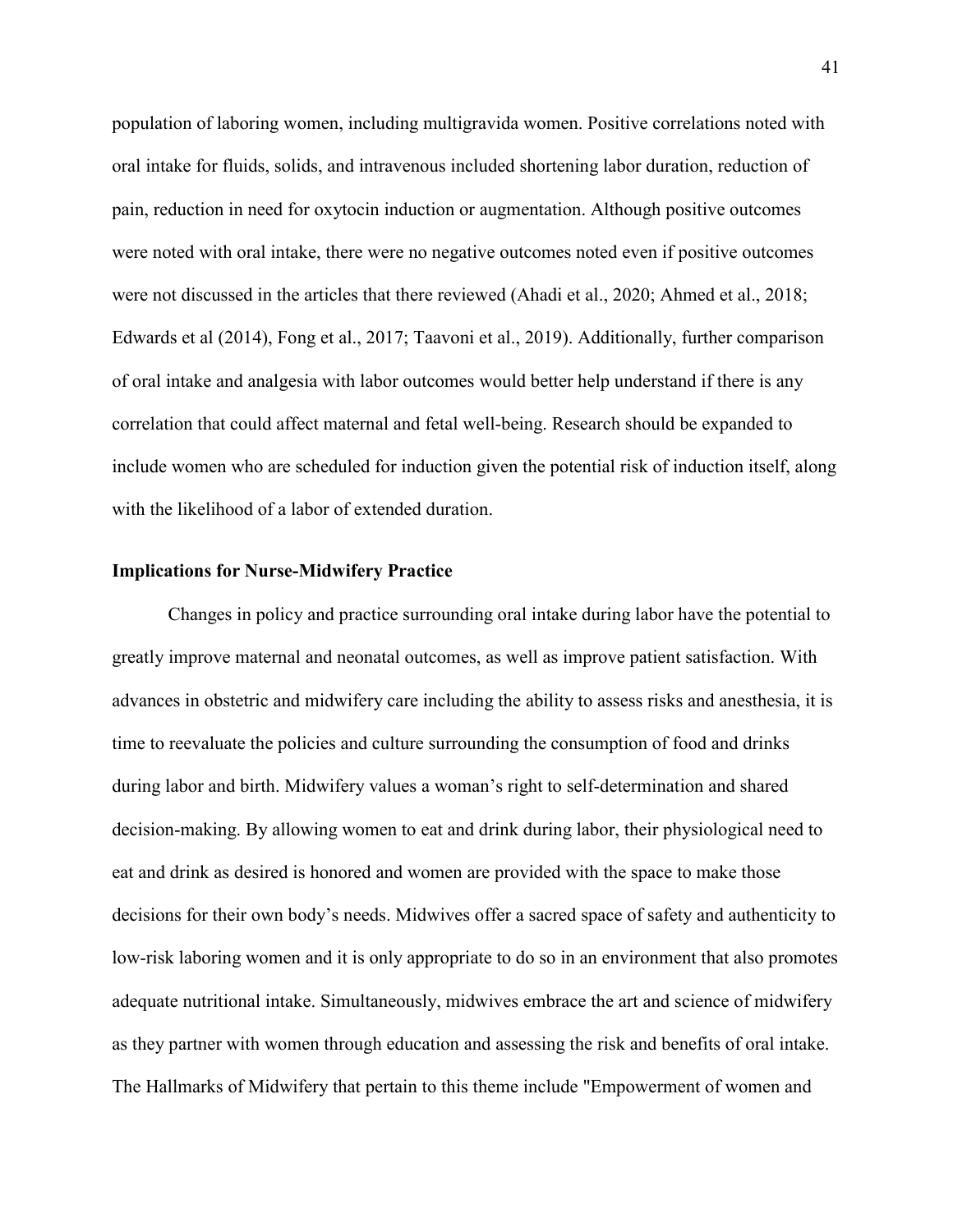population of laboring women, including multigravida women. Positive correlations noted with oral intake for fluids, solids, and intravenous included shortening labor duration, reduction of pain, reduction in need for oxytocin induction or augmentation. Although positive outcomes were noted with oral intake, there were no negative outcomes noted even if positive outcomes were not discussed in the articles that there reviewed (Ahadi et al., 2020; Ahmed et al., 2018; Edwards et al (2014), Fong et al., 2017; Taavoni et al., 2019). Additionally, further comparison of oral intake and analgesia with labor outcomes would better help understand if there is any correlation that could affect maternal and fetal well-being. Research should be expanded to include women who are scheduled for induction given the potential risk of induction itself, along with the likelihood of a labor of extended duration.

### Implications for Nurse-Midwifery Practice

Changes in policy and practice surrounding oral intake during labor have the potential to greatly improve maternal and neonatal outcomes, as well as improve patient satisfaction. With advances in obstetric and midwifery care including the ability to assess risks and anesthesia, it is time to reevaluate the policies and culture surrounding the consumption of food and drinks during labor and birth. Midwifery values a woman's right to self-determination and shared decision-making. By allowing women to eat and drink during labor, their physiological need to eat and drink as desired is honored and women are provided with the space to make those decisions for their own body's needs. Midwives offer a sacred space of safety and authenticity to low-risk laboring women and it is only appropriate to do so in an environment that also promotes adequate nutritional intake. Simultaneously, midwives embrace the art and science of midwifery as they partner with women through education and assessing the risk and benefits of oral intake. The Hallmarks of Midwifery that pertain to this theme include "Empowerment of women and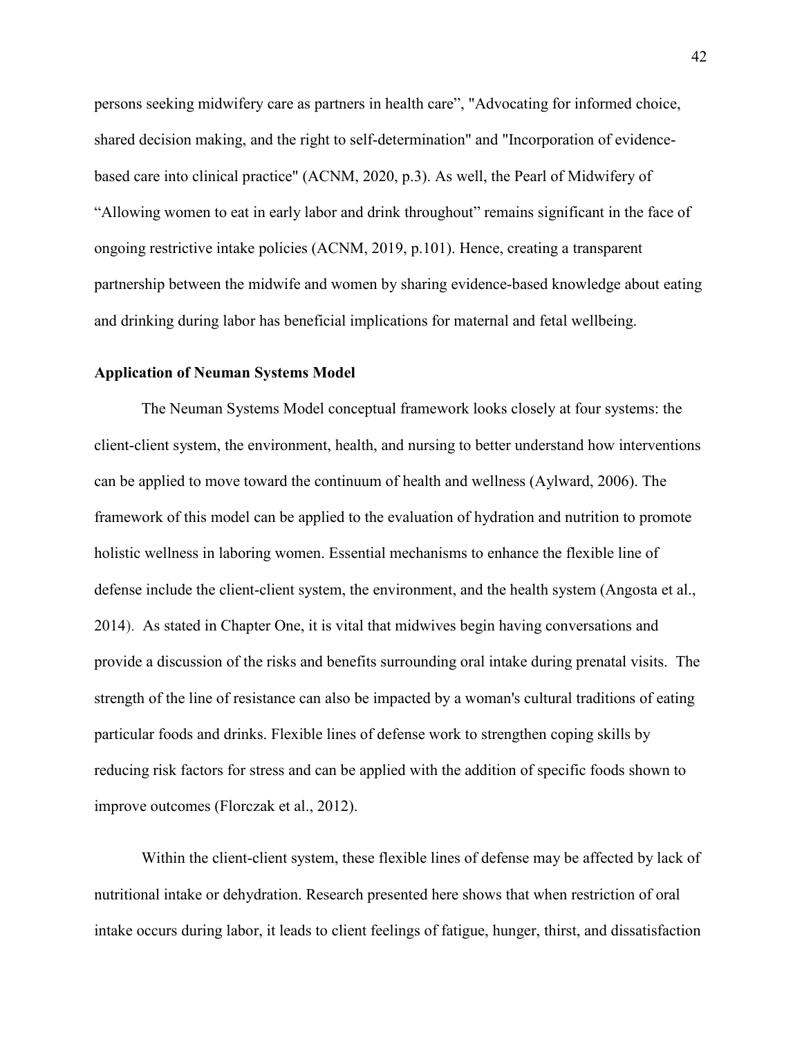persons seeking midwifery care as partners in health care", "Advocating for informed choice, shared decision making, and the right to self-determination" and "Incorporation of evidence-based care into clinical practice" (ACNM, 2020, p.3). As well, the Pearl of Midwifery of "Allowing women to eat in early labor and drink throughout" remains significant in the face of ongoing restrictive intake policies (ACNM, 2019, p.101). Hence, creating a transparent partnership between the midwife and women by sharing evidence-based knowledge about eating and drinking during labor has beneficial implications for maternal and fetal wellbeing.

**Application of Neuman Systems Model**

The Neuman Systems Model conceptual framework looks closely at four systems: the client-client system, the environment, health, and nursing to better understand how interventions can be applied to move toward the continuum of health and wellness (Aylward, 2006). The framework of this model can be applied to the evaluation of hydration and nutrition to promote holistic wellness in laboring women. Essential mechanisms to enhance the flexible line of defense include the client-client system, the environment, and the health system (Angosta et al., 2014). As stated in Chapter One, it is vital that midwives begin having conversations and provide a discussion of the risks and benefits surrounding oral intake during prenatal visits. The strength of the line of resistance can also be impacted by a woman's cultural traditions of eating particular foods and drinks. Flexible lines of defense work to strengthen coping skills by reducing risk factors for stress and can be applied with the addition of specific foods shown to improve outcomes (Florczak et al., 2012).

Within the client-client system, these flexible lines of defense may be affected by lack of nutritional intake or dehydration. Research presented here shows that when restriction of oral intake occurs during labor, it leads to client feelings of fatigue, hunger, thirst, and dissatisfaction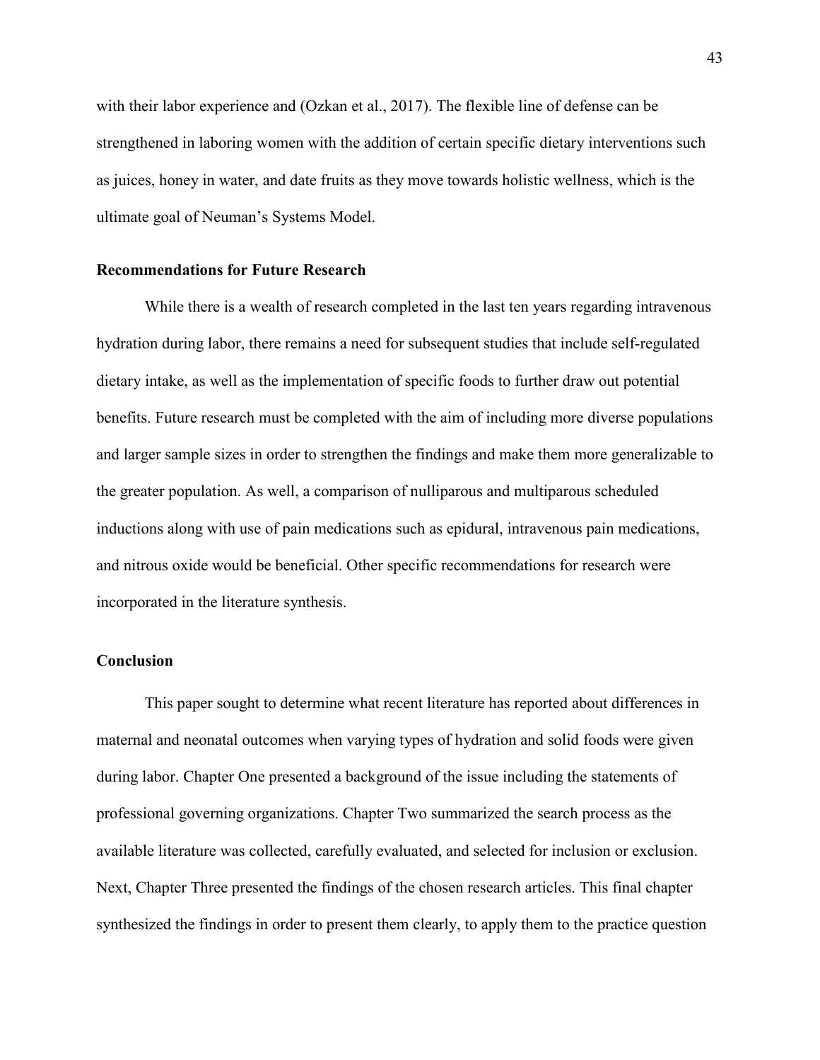with their labor experience and (Ozkan et al., 2017). The flexible line of defense can be strengthened in laboring women with the addition of certain specific dietary interventions such as juices, honey in water, and date fruits as they move towards holistic wellness, which is the ultimate goal of Neuman's Systems Model.

## Recommendations for Future Research

While there is a wealth of research completed in the last ten years regarding intravenous hydration during labor, there remains a need for subsequent studies that include self-regulated dietary intake, as well as the implementation of specific foods to further draw out potential benefits. Future research must be completed with the aim of including more diverse populations and larger sample sizes in order to strengthen the findings and make them more generalizable to the greater population. As well, a comparison of nulliparous and multiparous scheduled inductions along with use of pain medications such as epidural, intravenous pain medications, and nitrous oxide would be beneficial. Other specific recommendations for research were incorporated in the literature synthesis.

## Conclusion

This paper sought to determine what recent literature has reported about differences in maternal and neonatal outcomes when varying types of hydration and solid foods were given during labor. Chapter One presented a background of the issue including the statements of professional governing organizations. Chapter Two summarized the search process as the available literature was collected, carefully evaluated, and selected for inclusion or exclusion. Next, Chapter Three presented the findings of the chosen research articles. This final chapter synthesized the findings in order to present them clearly, to apply them to the practice question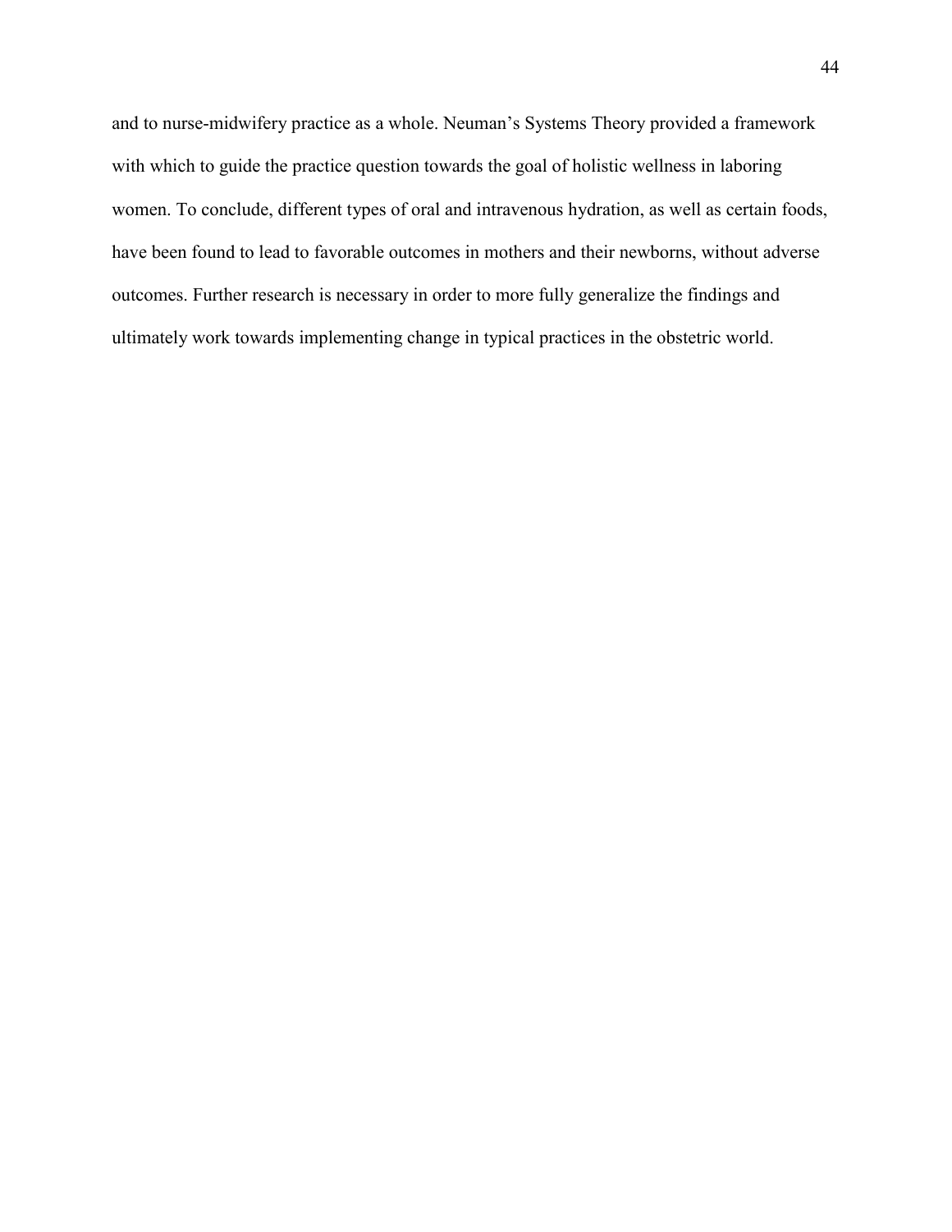and to nurse-midwifery practice as a whole. Neuman's Systems Theory provided a framework with which to guide the practice question towards the goal of holistic wellness in laboring women. To conclude, different types of oral and intravenous hydration, as well as certain foods, have been found to lead to favorable outcomes in mothers and their newborns, without adverse outcomes. Further research is necessary in order to more fully generalize the findings and ultimately work towards implementing change in typical practices in the obstetric world.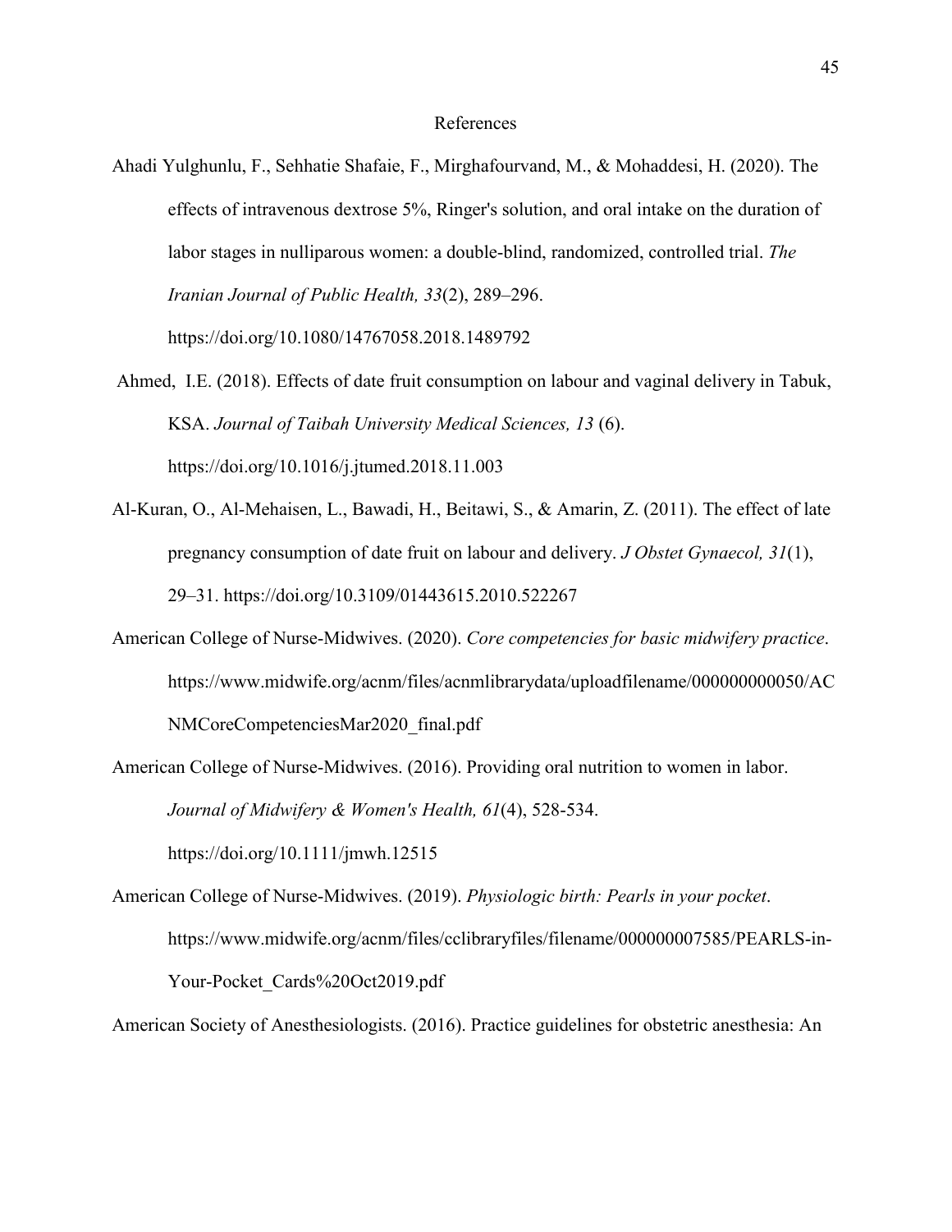# References

Ahadi Yulghunlu, F., Sehhatie Shafaie, F., Mirghafourvand, M., & Mohaddesi, H. (2020). The effects of intravenous dextrose 5%, Ringer's solution, and oral intake on the duration of labor stages in nulliparous women: a double-blind, randomized, controlled trial. *The Iranian Journal of Public Health, 33*(2), 289–296. https://doi.org/10.1080/14767058.2018.1489792

Ahmed, I.E. (2018). Effects of date fruit consumption on labour and vaginal delivery in Tabuk, KSA. *Journal of Taibah University Medical Sciences, 13* (6). https://doi.org/10.1016/j.jtumed.2018.11.003

Al-Kuran, O., Al-Mehaisen, L., Bawadi, H., Beitawi, S., & Amarin, Z. (2011). The effect of late pregnancy consumption of date fruit on labour and delivery. *J Obstet Gynaecol, 31*(1), 29–31. https://doi.org/10.3109/01443615.2010.522267

American College of Nurse-Midwives. (2020). *Core competencies for basic midwifery practice*. https://www.midwife.org/acnm/files/acnmlibrarydata/uploadfilename/000000000050/ACNMCoreCompetenciesMar2020_final.pdf

American College of Nurse-Midwives. (2016). Providing oral nutrition to women in labor. *Journal of Midwifery & Women's Health, 61*(4), 528-534. https://doi.org/10.1111/jmwh.12515

American College of Nurse-Midwives. (2019). *Physiologic birth: Pearls in your pocket*. https://www.midwife.org/acnm/files/cclibraryfiles/filename/000000007585/PEARLS-in-Your-Pocket_Cards%20Oct2019.pdf

American Society of Anesthesiologists. (2016). Practice guidelines for obstetric anesthesia: An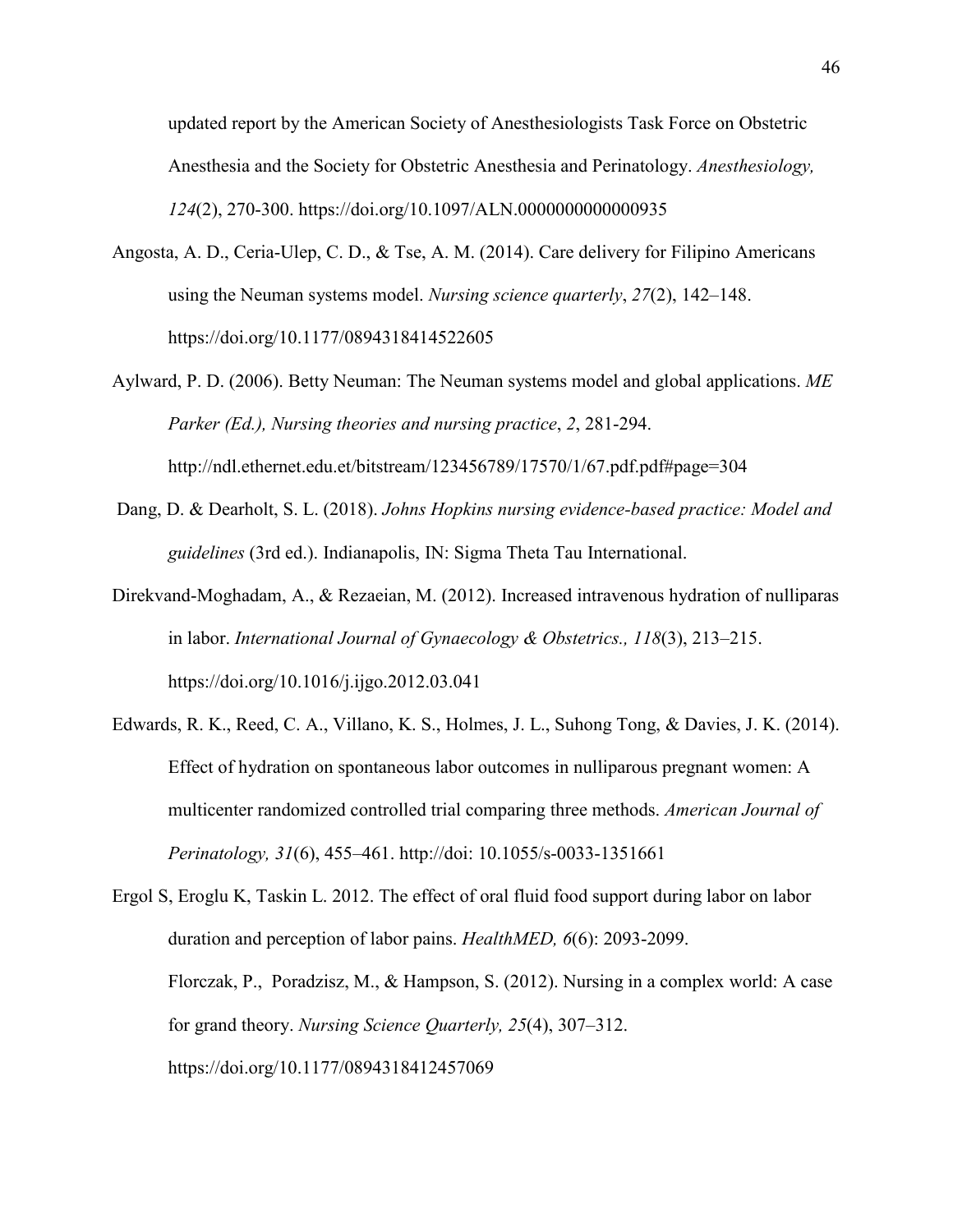updated report by the American Society of Anesthesiologists Task Force on Obstetric Anesthesia and the Society for Obstetric Anesthesia and Perinatology. *Anesthesiology, 124*(2), 270-300. https://doi.org/10.1097/ALN.0000000000000935

Angosta, A. D., Ceria-Ulep, C. D., & Tse, A. M. (2014). Care delivery for Filipino Americans using the Neuman systems model. *Nursing science quarterly*, *27*(2), 142–148. https://doi.org/10.1177/0894318414522605

Aylward, P. D. (2006). Betty Neuman: The Neuman systems model and global applications. *ME Parker (Ed.), Nursing theories and nursing practice*, *2*, 281-294. http://ndl.ethernet.edu.et/bitstream/123456789/17570/1/67.pdf.pdf#page=304

Dang, D. & Dearholt, S. L. (2018). *Johns Hopkins nursing evidence-based practice: Model and guidelines* (3rd ed.). Indianapolis, IN: Sigma Theta Tau International.

Direkvand-Moghadam, A., & Rezaeian, M. (2012). Increased intravenous hydration of nulliparas in labor. *International Journal of Gynaecology & Obstetrics., 118*(3), 213–215. https://doi.org/10.1016/j.ijgo.2012.03.041

Edwards, R. K., Reed, C. A., Villano, K. S., Holmes, J. L., Suhong Tong, & Davies, J. K. (2014). Effect of hydration on spontaneous labor outcomes in nulliparous pregnant women: A multicenter randomized controlled trial comparing three methods. *American Journal of Perinatology, 31*(6), 455–461. http://doi: 10.1055/s-0033-1351661

Ergol S, Eroglu K, Taskin L. 2012. The effect of oral fluid food support during labor on labor duration and perception of labor pains. *HealthMED, 6*(6): 2093-2099.

Florczak, P., Poradzisz, M., & Hampson, S. (2012). Nursing in a complex world: A case for grand theory. *Nursing Science Quarterly, 25*(4), 307–312. https://doi.org/10.1177/0894318412457069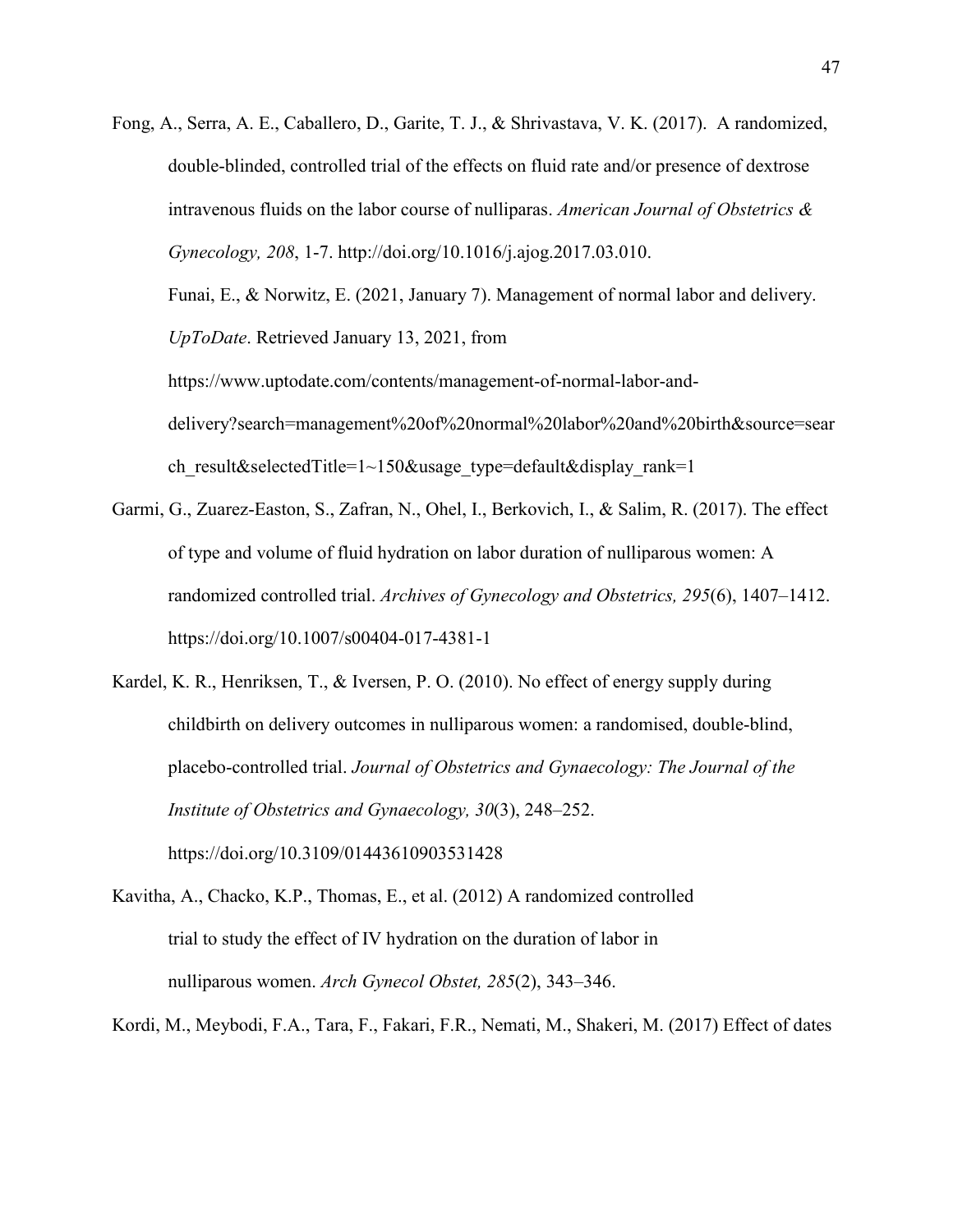Fong, A., Serra, A. E., Caballero, D., Garite, T. J., & Shrivastava, V. K. (2017). A randomized, double-blinded, controlled trial of the effects on fluid rate and/or presence of dextrose intravenous fluids on the labor course of nulliparas. *American Journal of Obstetrics & Gynecology, 208*, 1-7. http://doi.org/10.1016/j.ajog.2017.03.010.

Funai, E., & Norwitz, E. (2021, January 7). Management of normal labor and delivery. *UpToDate*. Retrieved January 13, 2021, from https://www.uptodate.com/contents/management-of-normal-labor-and-delivery?search=management%20of%20normal%20labor%20and%20birth&source=search_result&selectedTitle=1~150&usage_type=default&display_rank=1

Garmi, G., Zuarez-Easton, S., Zafran, N., Ohel, I., Berkovich, I., & Salim, R. (2017). The effect of type and volume of fluid hydration on labor duration of nulliparous women: A randomized controlled trial. *Archives of Gynecology and Obstetrics, 295*(6), 1407–1412. https://doi.org/10.1007/s00404-017-4381-1

Kardel, K. R., Henriksen, T., & Iversen, P. O. (2010). No effect of energy supply during childbirth on delivery outcomes in nulliparous women: a randomised, double-blind, placebo-controlled trial. *Journal of Obstetrics and Gynaecology: The Journal of the Institute of Obstetrics and Gynaecology, 30*(3), 248–252. https://doi.org/10.3109/01443610903531428

Kavitha, A., Chacko, K.P., Thomas, E., et al. (2012) A randomized controlled trial to study the effect of IV hydration on the duration of labor in nulliparous women. *Arch Gynecol Obstet, 285*(2), 343–346.

Kordi, M., Meybodi, F.A., Tara, F., Fakari, F.R., Nemati, M., Shakeri, M. (2017) Effect of dates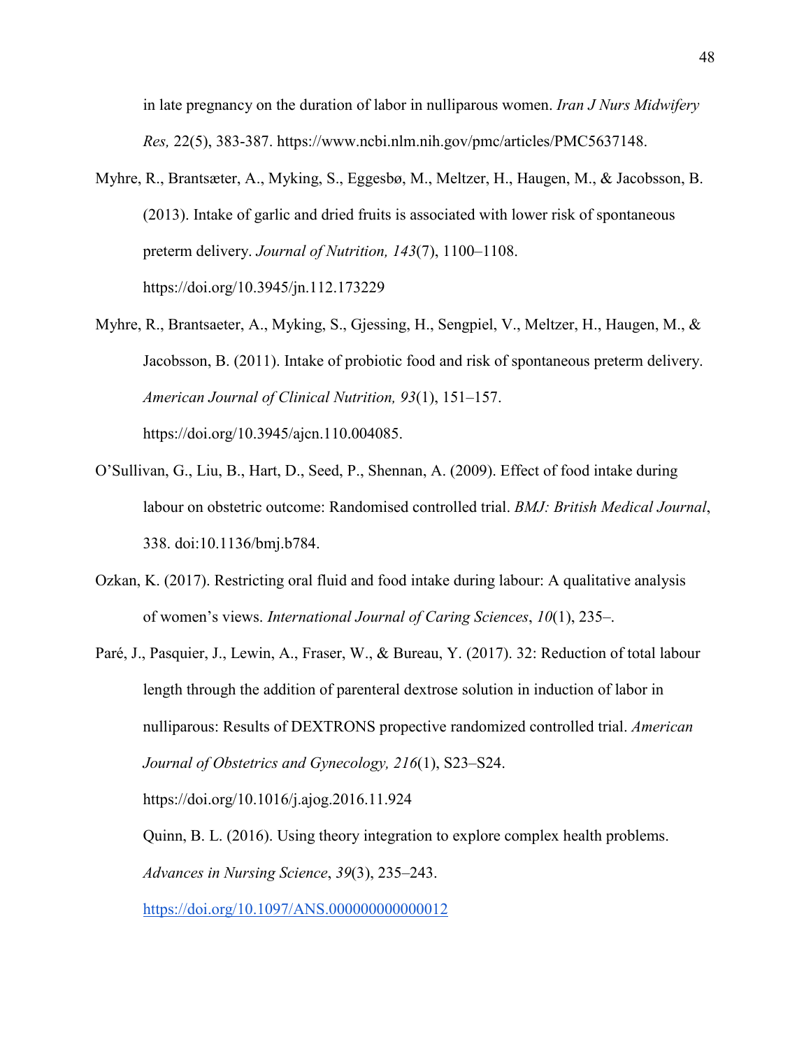in late pregnancy on the duration of labor in nulliparous women. *Iran J Nurs Midwifery Res,* 22(5), 383-387. https://www.ncbi.nlm.nih.gov/pmc/articles/PMC5637148.

Myhre, R., Brantsæter, A., Myking, S., Eggesbø, M., Meltzer, H., Haugen, M., & Jacobsson, B. (2013). Intake of garlic and dried fruits is associated with lower risk of spontaneous preterm delivery. *Journal of Nutrition, 143*(7), 1100–1108. https://doi.org/10.3945/jn.112.173229

Myhre, R., Brantsaeter, A., Myking, S., Gjessing, H., Sengpiel, V., Meltzer, H., Haugen, M., & Jacobsson, B. (2011). Intake of probiotic food and risk of spontaneous preterm delivery. *American Journal of Clinical Nutrition, 93*(1), 151–157. https://doi.org/10.3945/ajcn.110.004085.

O'Sullivan, G., Liu, B., Hart, D., Seed, P., Shennan, A. (2009). Effect of food intake during labour on obstetric outcome: Randomised controlled trial. *BMJ: British Medical Journal*, 338. doi:10.1136/bmj.b784.

Ozkan, K. (2017). Restricting oral fluid and food intake during labour: A qualitative analysis of women's views. *International Journal of Caring Sciences*, *10*(1), 235–.

Paré, J., Pasquier, J., Lewin, A., Fraser, W., & Bureau, Y. (2017). 32: Reduction of total labour length through the addition of parenteral dextrose solution in induction of labor in nulliparous: Results of DEXTRONS propective randomized controlled trial. *American Journal of Obstetrics and Gynecology, 216*(1), S23–S24. https://doi.org/10.1016/j.ajog.2016.11.924

Quinn, B. L. (2016). Using theory integration to explore complex health problems. *Advances in Nursing Science*, *39*(3), 235–243. https://doi.org/10.1097/ANS.0000000000000012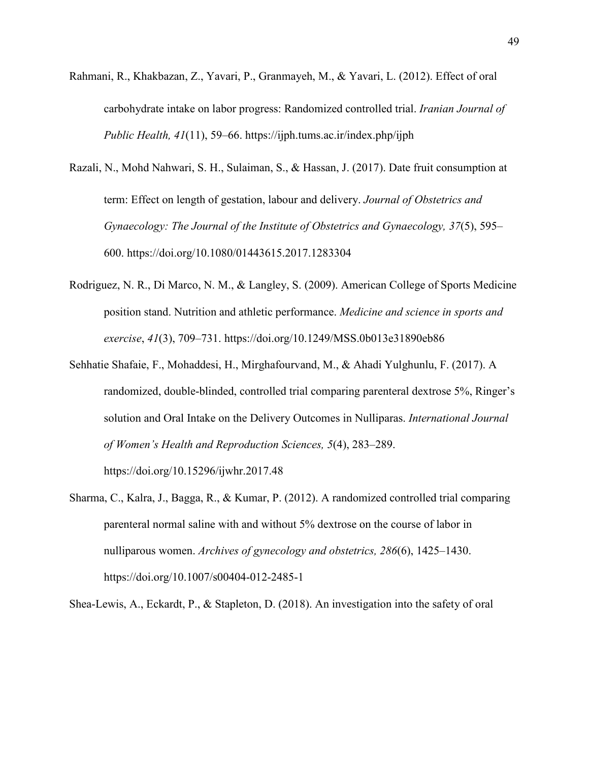Rahmani, R., Khakbazan, Z., Yavari, P., Granmayeh, M., & Yavari, L. (2012). Effect of oral carbohydrate intake on labor progress: Randomized controlled trial. *Iranian Journal of Public Health, 41*(11), 59–66. https://ijph.tums.ac.ir/index.php/ijph

Razali, N., Mohd Nahwari, S. H., Sulaiman, S., & Hassan, J. (2017). Date fruit consumption at term: Effect on length of gestation, labour and delivery. *Journal of Obstetrics and Gynaecology: The Journal of the Institute of Obstetrics and Gynaecology, 37*(5), 595–600. https://doi.org/10.1080/01443615.2017.1283304

Rodriguez, N. R., Di Marco, N. M., & Langley, S. (2009). American College of Sports Medicine position stand. Nutrition and athletic performance. *Medicine and science in sports and exercise*, *41*(3), 709–731. https://doi.org/10.1249/MSS.0b013e31890eb86

Sehhatie Shafaie, F., Mohaddesi, H., Mirghafourvand, M., & Ahadi Yulghunlu, F. (2017). A randomized, double-blinded, controlled trial comparing parenteral dextrose 5%, Ringer's solution and Oral Intake on the Delivery Outcomes in Nulliparas. *International Journal of Women's Health and Reproduction Sciences, 5*(4), 283–289. https://doi.org/10.15296/ijwhr.2017.48

Sharma, C., Kalra, J., Bagga, R., & Kumar, P. (2012). A randomized controlled trial comparing parenteral normal saline with and without 5% dextrose on the course of labor in nulliparous women. *Archives of gynecology and obstetrics, 286*(6), 1425–1430. https://doi.org/10.1007/s00404-012-2485-1

Shea-Lewis, A., Eckardt, P., & Stapleton, D. (2018). An investigation into the safety of oral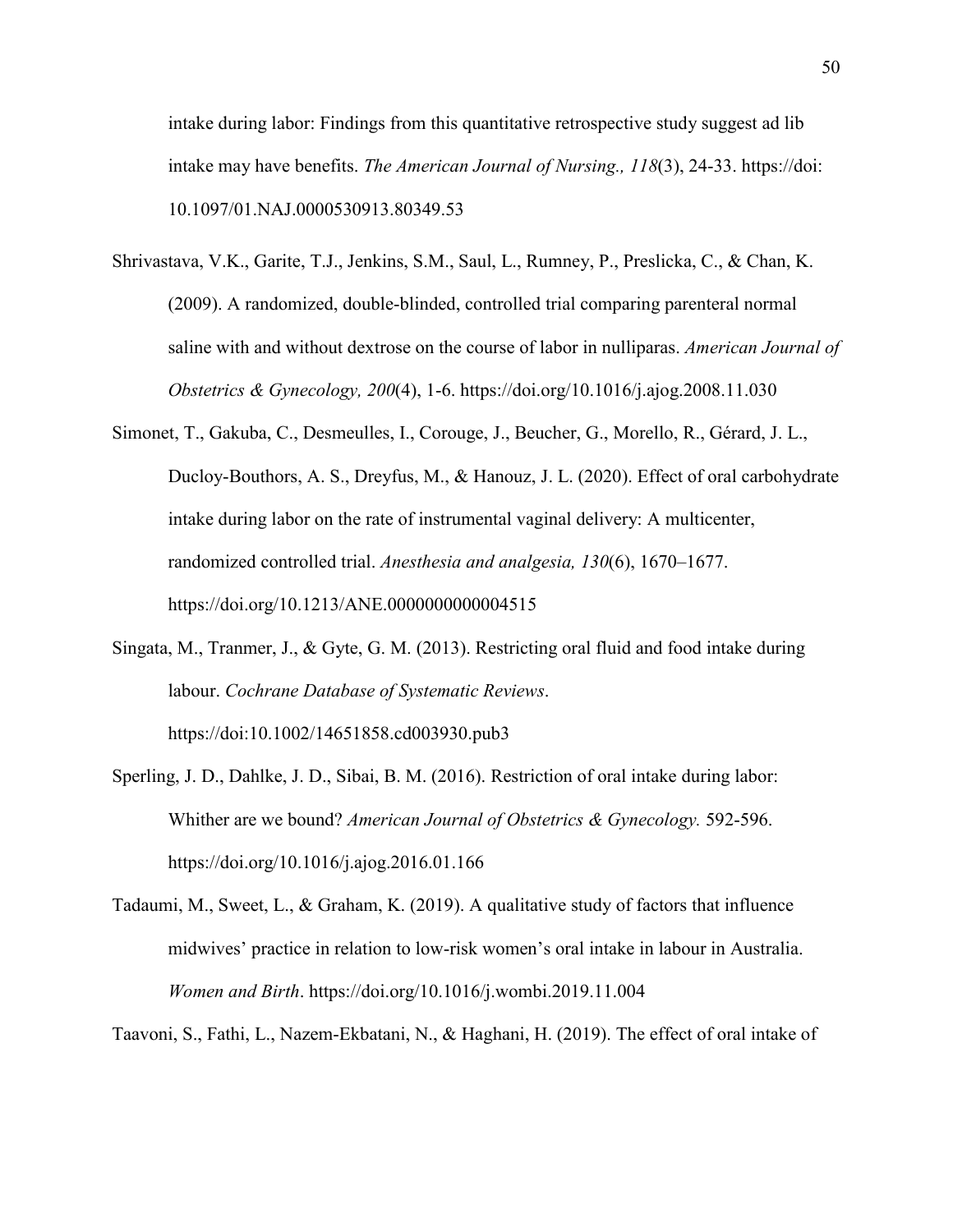intake during labor: Findings from this quantitative retrospective study suggest ad lib intake may have benefits. *The American Journal of Nursing., 118*(3), 24-33. https://doi: 10.1097/01.NAJ.0000530913.80349.53

Shrivastava, V.K., Garite, T.J., Jenkins, S.M., Saul, L., Rumney, P., Preslicka, C., & Chan, K. (2009). A randomized, double-blinded, controlled trial comparing parenteral normal saline with and without dextrose on the course of labor in nulliparas. *American Journal of Obstetrics & Gynecology, 200*(4), 1-6. https://doi.org/10.1016/j.ajog.2008.11.030

Simonet, T., Gakuba, C., Desmeulles, I., Corouge, J., Beucher, G., Morello, R., Gérard, J. L., Ducloy-Bouthors, A. S., Dreyfus, M., & Hanouz, J. L. (2020). Effect of oral carbohydrate intake during labor on the rate of instrumental vaginal delivery: A multicenter, randomized controlled trial. *Anesthesia and analgesia, 130*(6), 1670–1677. https://doi.org/10.1213/ANE.0000000000004515

Singata, M., Tranmer, J., & Gyte, G. M. (2013). Restricting oral fluid and food intake during labour. *Cochrane Database of Systematic Reviews*. https://doi:10.1002/14651858.cd003930.pub3

Sperling, J. D., Dahlke, J. D., Sibai, B. M. (2016). Restriction of oral intake during labor: Whither are we bound? *American Journal of Obstetrics & Gynecology.* 592-596. https://doi.org/10.1016/j.ajog.2016.01.166

Tadaumi, M., Sweet, L., & Graham, K. (2019). A qualitative study of factors that influence midwives' practice in relation to low-risk women's oral intake in labour in Australia. *Women and Birth*. https://doi.org/10.1016/j.wombi.2019.11.004

Taavoni, S., Fathi, L., Nazem-Ekbatani, N., & Haghani, H. (2019). The effect of oral intake of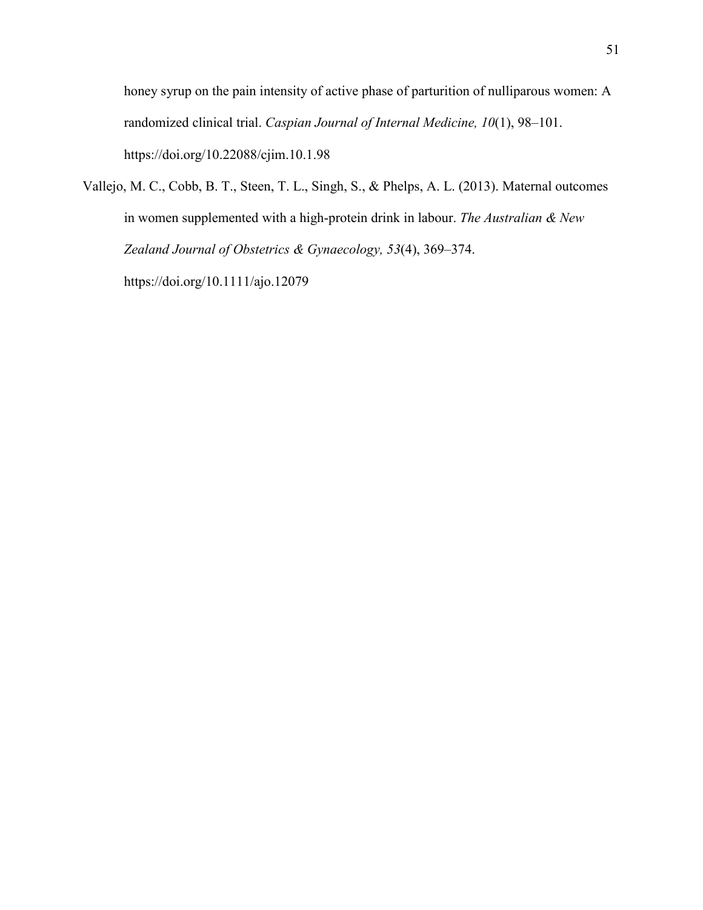honey syrup on the pain intensity of active phase of parturition of nulliparous women: A randomized clinical trial. *Caspian Journal of Internal Medicine, 10*(1), 98–101. https://doi.org/10.22088/cjim.10.1.98

Vallejo, M. C., Cobb, B. T., Steen, T. L., Singh, S., & Phelps, A. L. (2013). Maternal outcomes in women supplemented with a high-protein drink in labour. *The Australian & New Zealand Journal of Obstetrics & Gynaecology, 53*(4), 369–374. https://doi.org/10.1111/ajo.12079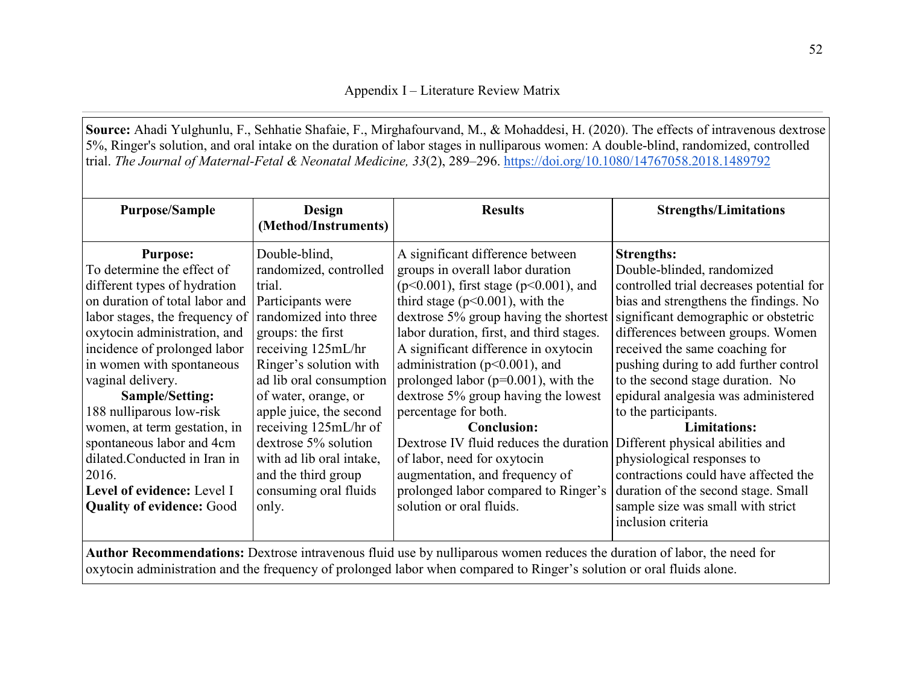# Appendix I – Literature Review Matrix

**Source:** Ahadi Yulghunlu, F., Sehhatie Shafaie, F., Mirghafourvand, M., & Mohaddesi, H. (2020). The effects of intravenous dextrose 5%, Ringer's solution, and oral intake on the duration of labor stages in nulliparous women: A double-blind, randomized, controlled trial. *The Journal of Maternal-Fetal & Neonatal Medicine, 33*(2), 289–296. https://doi.org/10.1080/14767058.2018.1489792

| Purpose/Sample | Design (Method/Instruments) | Results | Strengths/Limitations |
|---|---|---|---|
| **Purpose:** To determine the effect of different types of hydration on duration of total labor and labor stages, the frequency of oxytocin administration, and incidence of prolonged labor in women with spontaneous vaginal delivery. **Sample/Setting:** 188 nulliparous low-risk women, at term gestation, in spontaneous labor and 4cm dilated.Conducted in Iran in 2016. **Level of evidence:** Level I **Quality of evidence:** Good | Double-blind, randomized, controlled trial. Participants were randomized into three groups: the first receiving 125mL/hr Ringer's solution with ad lib oral consumption of water, orange, or apple juice, the second receiving 125mL/hr of dextrose 5% solution with ad lib oral intake, and the third group consuming oral fluids only. | A significant difference between groups in overall labor duration ($p<0.001$), first stage ($p<0.001$), and third stage ($p<0.001$), with the dextrose 5% group having the shortest labor duration, first, and third stages. A significant difference in oxytocin administration ($p<0.001$), and prolonged labor ($p=0.001$), with the dextrose 5% group having the lowest percentage for both. **Conclusion:** Dextrose IV fluid reduces the duration of labor, need for oxytocin augmentation, and frequency of prolonged labor compared to Ringer's solution or oral fluids. | **Strengths:** Double-blinded, randomized controlled trial decreases potential for bias and strengthens the findings. No significant demographic or obstetric differences between groups. Women received the same coaching for pushing during to add further control to the second stage duration. No epidural analgesia was administered to the participants. **Limitations:** Different physical abilities and physiological responses to contractions could have affected the duration of the second stage. Small sample size was small with strict inclusion criteria |

**Author Recommendations:** Dextrose intravenous fluid use by nulliparous women reduces the duration of labor, the need for oxytocin administration and the frequency of prolonged labor when compared to Ringer's solution or oral fluids alone.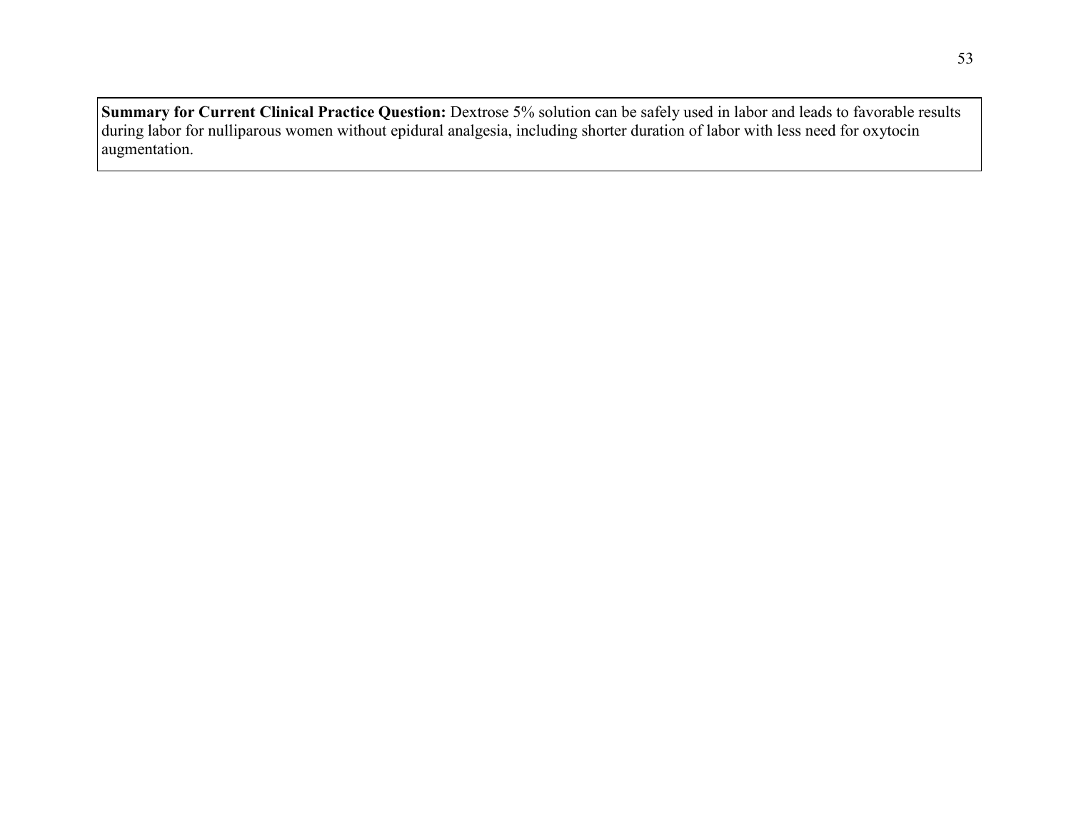**Summary for Current Clinical Practice Question:** Dextrose 5% solution can be safely used in labor and leads to favorable results during labor for nulliparous women without epidural analgesia, including shorter duration of labor with less need for oxytocin augmentation.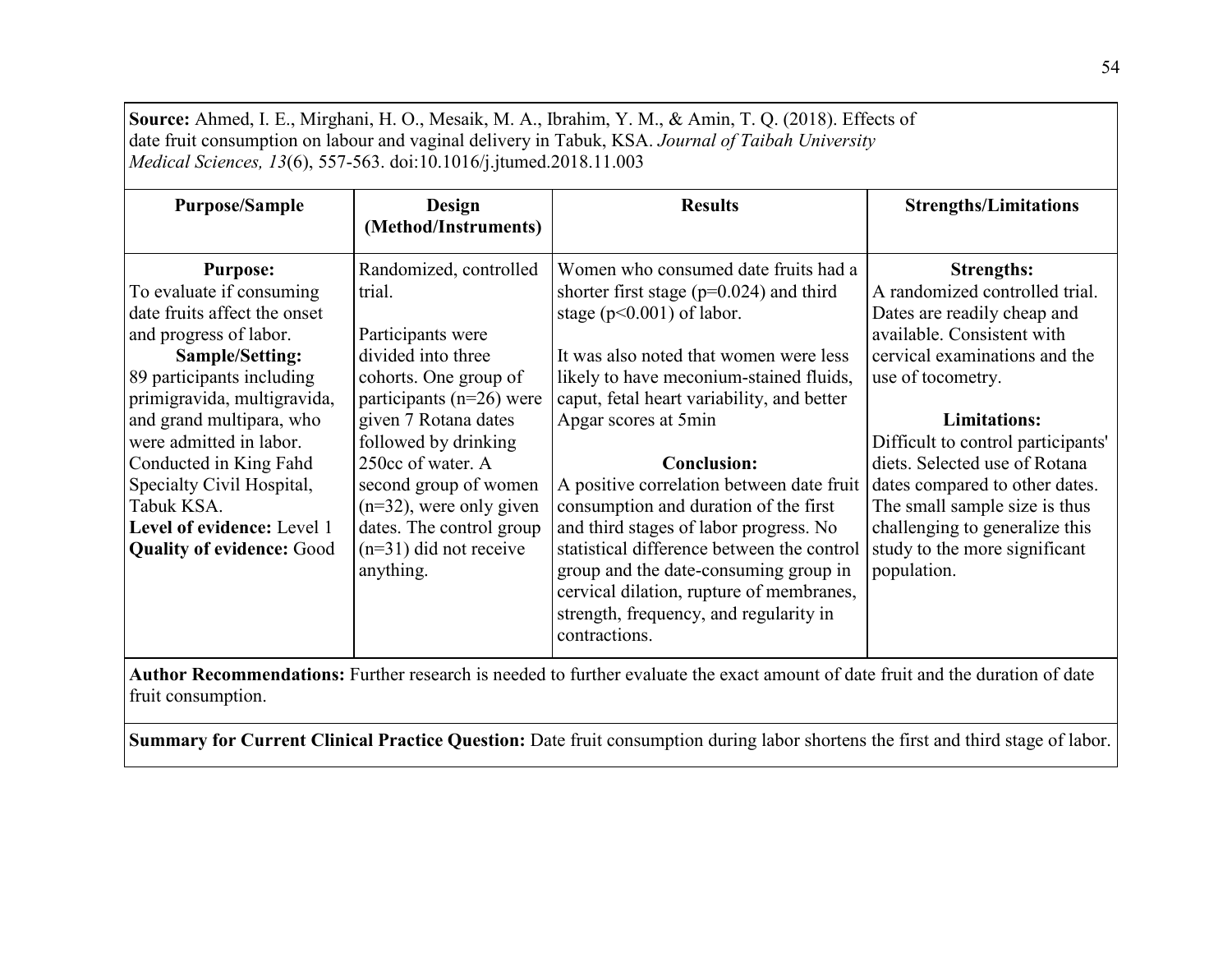**Source:** Ahmed, I. E., Mirghani, H. O., Mesaik, M. A., Ibrahim, Y. M., & Amin, T. Q. (2018). Effects of date fruit consumption on labour and vaginal delivery in Tabuk, KSA. *Journal of Taibah University Medical Sciences, 13*(6), 557-563. doi:10.1016/j.jtumed.2018.11.003

| Purpose/Sample | Design (Method/Instruments) | Results | Strengths/Limitations |
|---|---|---|---|
| **Purpose:**<br>To evaluate if consuming date fruits affect the onset and progress of labor.<br>**Sample/Setting:**<br>89 participants including primigravida, multigravida, and grand multipara, who were admitted in labor. Conducted in King Fahd Specialty Civil Hospital, Tabuk KSA.<br>**Level of evidence:** Level 1<br>**Quality of evidence:** Good | Randomized, controlled trial.<br><br>Participants were divided into three cohorts. One group of participants (n=26) were given 7 Rotana dates followed by drinking 250cc of water. A second group of women (n=32), were only given dates. The control group (n=31) did not receive anything. | Women who consumed date fruits had a shorter first stage ($p=0.024$) and third stage ($p<0.001$) of labor.<br><br>It was also noted that women were less likely to have meconium-stained fluids, caput, fetal heart variability, and better Apgar scores at 5min<br><br>**Conclusion:**<br>A positive correlation between date fruit consumption and duration of the first and third stages of labor progress. No statistical difference between the control group and the date-consuming group in cervical dilation, rupture of membranes, strength, frequency, and regularity in contractions. | **Strengths:**<br>A randomized controlled trial. Dates are readily cheap and available. Consistent with cervical examinations and the use of tocometry.<br><br>**Limitations:**<br>Difficult to control participants' diets. Selected use of Rotana dates compared to other dates. The small sample size is thus challenging to generalize this study to the more significant population. |

**Author Recommendations:** Further research is needed to further evaluate the exact amount of date fruit and the duration of date fruit consumption.

**Summary for Current Clinical Practice Question:** Date fruit consumption during labor shortens the first and third stage of labor.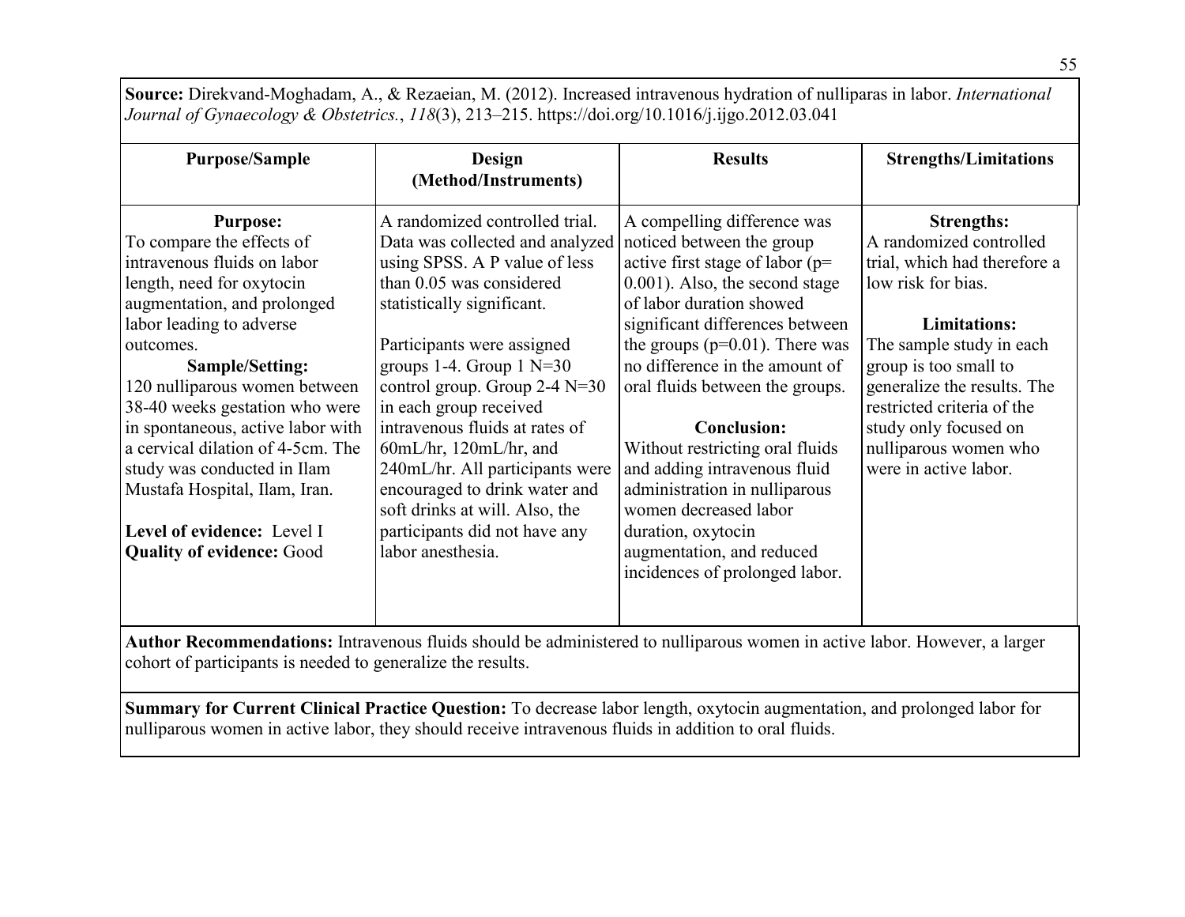**Source:** Direkvand-Moghadam, A., & Rezaeian, M. (2012). Increased intravenous hydration of nulliparas in labor. *International Journal of Gynaecology & Obstetrics.*, *118*(3), 213–215. https://doi.org/10.1016/j.ijgo.2012.03.041

| Purpose/Sample | Design (Method/Instruments) | Results | Strengths/Limitations |
|---|---|---|---|
| **Purpose:**<br>To compare the effects of intravenous fluids on labor length, need for oxytocin augmentation, and prolonged labor leading to adverse outcomes.<br>**Sample/Setting:**<br>120 nulliparous women between 38-40 weeks gestation who were in spontaneous, active labor with a cervical dilation of 4-5cm. The study was conducted in Ilam Mustafa Hospital, Ilam, Iran.<br><br>**Level of evidence:** Level I<br>**Quality of evidence:** Good | A randomized controlled trial. Data was collected and analyzed using SPSS. A P value of less than 0.05 was considered statistically significant.<br><br>Participants were assigned groups 1-4. Group 1 N=30 control group. Group 2-4 N=30 in each group received intravenous fluids at rates of 60mL/hr, 120mL/hr, and 240mL/hr. All participants were encouraged to drink water and soft drinks at will. Also, the participants did not have any labor anesthesia. | A compelling difference was noticed between the group active first stage of labor ($p= 0.001$). Also, the second stage of labor duration showed significant differences between the groups ($p=0.01$). There was no difference in the amount of oral fluids between the groups.<br><br>**Conclusion:**<br>Without restricting oral fluids and adding intravenous fluid administration in nulliparous women decreased labor duration, oxytocin augmentation, and reduced incidences of prolonged labor. | **Strengths:**<br>A randomized controlled trial, which had therefore a low risk for bias.<br><br>**Limitations:**<br>The sample study in each group is too small to generalize the results. The restricted criteria of the study only focused on nulliparous women who were in active labor. |

**Author Recommendations:** Intravenous fluids should be administered to nulliparous women in active labor. However, a larger cohort of participants is needed to generalize the results.

**Summary for Current Clinical Practice Question:** To decrease labor length, oxytocin augmentation, and prolonged labor for nulliparous women in active labor, they should receive intravenous fluids in addition to oral fluids.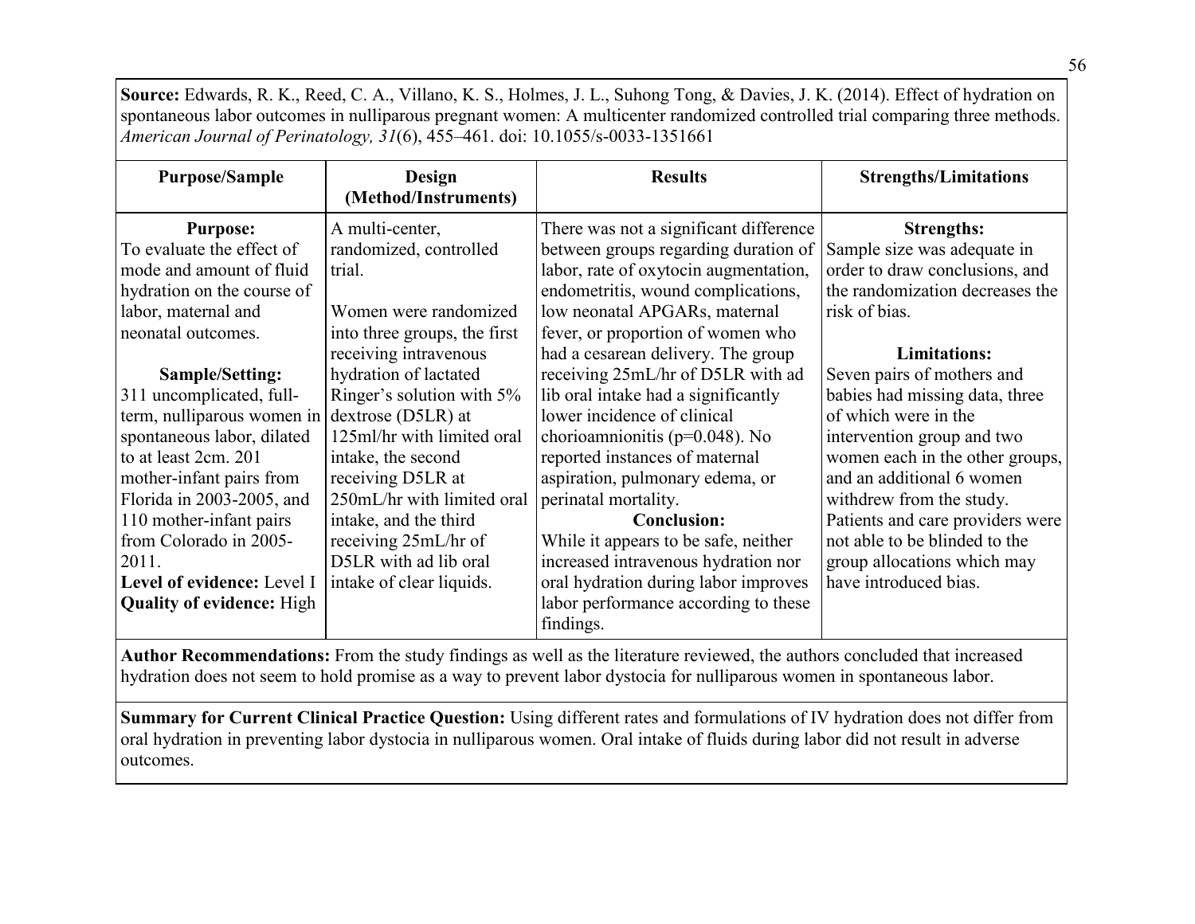**Source:** Edwards, R. K., Reed, C. A., Villano, K. S., Holmes, J. L., Suhong Tong, & Davies, J. K. (2014). Effect of hydration on spontaneous labor outcomes in nulliparous pregnant women: A multicenter randomized controlled trial comparing three methods. *American Journal of Perinatology, 31*(6), 455–461. doi: 10.1055/s-0033-1351661

| Purpose/Sample | Design (Method/Instruments) | Results | Strengths/Limitations |
|---|---|---|---|
| **Purpose:**<br>To evaluate the effect of mode and amount of fluid hydration on the course of labor, maternal and neonatal outcomes.<br><br>**Sample/Setting:**<br>311 uncomplicated, full-term, nulliparous women in spontaneous labor, dilated to at least 2cm. 201 mother-infant pairs from Florida in 2003-2005, and 110 mother-infant pairs from Colorado in 2005-2011.<br>**Level of evidence:** Level I<br>**Quality of evidence:** High | A multi-center, randomized, controlled trial.<br><br>Women were randomized into three groups, the first receiving intravenous hydration of lactated Ringer's solution with 5% dextrose (D5LR) at 125ml/hr with limited oral intake, the second receiving D5LR at 250mL/hr with limited oral intake, and the third receiving 25mL/hr of D5LR with ad lib oral intake of clear liquids. | There was not a significant difference between groups regarding duration of labor, rate of oxytocin augmentation, endometritis, wound complications, low neonatal APGARs, maternal fever, or proportion of women who had a cesarean delivery. The group receiving 25mL/hr of D5LR with ad lib oral intake had a significantly lower incidence of clinical chorioamnionitis ($p=0.048$). No reported instances of maternal aspiration, pulmonary edema, or perinatal mortality.<br>**Conclusion:**<br>While it appears to be safe, neither increased intravenous hydration nor oral hydration during labor improves labor performance according to these findings. | **Strengths:**<br>Sample size was adequate in order to draw conclusions, and the randomization decreases the risk of bias.<br><br>**Limitations:**<br>Seven pairs of mothers and babies had missing data, three of which were in the intervention group and two women each in the other groups, and an additional 6 women withdrew from the study. Patients and care providers were not able to be blinded to the group allocations which may have introduced bias. |

**Author Recommendations:** From the study findings as well as the literature reviewed, the authors concluded that increased hydration does not seem to hold promise as a way to prevent labor dystocia for nulliparous women in spontaneous labor.

**Summary for Current Clinical Practice Question:** Using different rates and formulations of IV hydration does not differ from oral hydration in preventing labor dystocia in nulliparous women. Oral intake of fluids during labor did not result in adverse outcomes.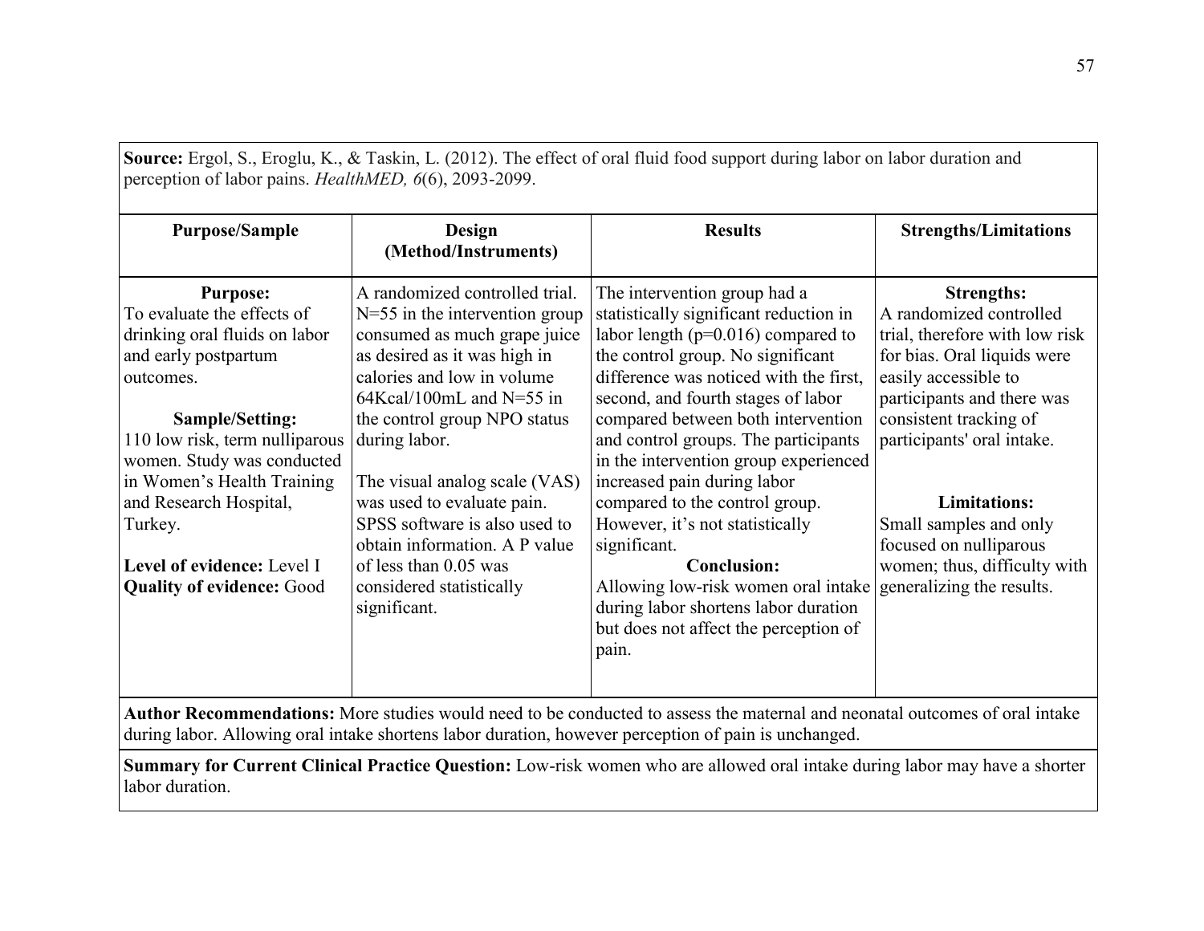**Source:** Ergol, S., Eroglu, K., & Taskin, L. (2012). The effect of oral fluid food support during labor on labor duration and perception of labor pains. *HealthMED, 6*(6), 2093-2099.

| Purpose/Sample | Design (Method/Instruments) | Results | Strengths/Limitations |
|---|---|---|---|
| **Purpose:**<br>To evaluate the effects of drinking oral fluids on labor and early postpartum outcomes.<br><br>**Sample/Setting:**<br>110 low risk, term nulliparous women. Study was conducted in Women's Health Training and Research Hospital, Turkey.<br><br>**Level of evidence:** Level I<br>**Quality of evidence:** Good | A randomized controlled trial. N=55 in the intervention group consumed as much grape juice as desired as it was high in calories and low in volume 64Kcal/100mL and N=55 in the control group NPO status during labor.<br><br>The visual analog scale (VAS) was used to evaluate pain. SPSS software is also used to obtain information. A P value of less than 0.05 was considered statistically significant. | The intervention group had a statistically significant reduction in labor length ($p=0.016$) compared to the control group. No significant difference was noticed with the first, second, and fourth stages of labor compared between both intervention and control groups. The participants in the intervention group experienced increased pain during labor compared to the control group. However, it's not statistically significant.<br>**Conclusion:**<br>Allowing low-risk women oral intake during labor shortens labor duration but does not affect the perception of pain. | **Strengths:**<br>A randomized controlled trial, therefore with low risk for bias. Oral liquids were easily accessible to participants and there was consistent tracking of participants' oral intake.<br><br>**Limitations:**<br>Small samples and only focused on nulliparous women; thus, difficulty with generalizing the results. |

**Author Recommendations:** More studies would need to be conducted to assess the maternal and neonatal outcomes of oral intake during labor. Allowing oral intake shortens labor duration, however perception of pain is unchanged.

**Summary for Current Clinical Practice Question:** Low-risk women who are allowed oral intake during labor may have a shorter labor duration.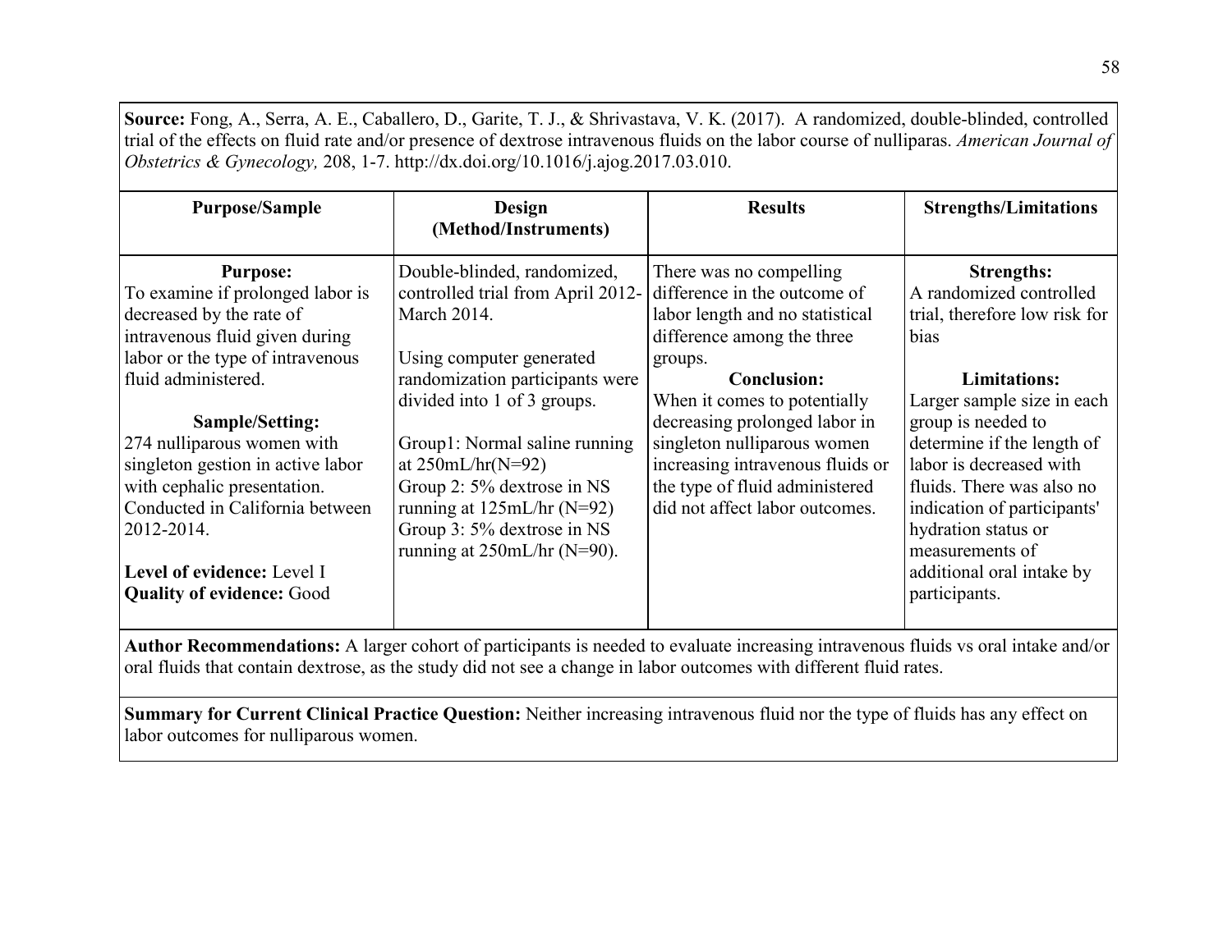**Source:** Fong, A., Serra, A. E., Caballero, D., Garite, T. J., & Shrivastava, V. K. (2017). A randomized, double-blinded, controlled trial of the effects on fluid rate and/or presence of dextrose intravenous fluids on the labor course of nulliparas. *American Journal of Obstetrics & Gynecology,* 208, 1-7. http://dx.doi.org/10.1016/j.ajog.2017.03.010.

| Purpose/Sample | Design (Method/Instruments) | Results | Strengths/Limitations |
|---|---|---|---|
| **Purpose:**<br>To examine if prolonged labor is decreased by the rate of intravenous fluid given during labor or the type of intravenous fluid administered.<br><br>**Sample/Setting:**<br>274 nulliparous women with singleton gestion in active labor with cephalic presentation. Conducted in California between 2012-2014.<br><br>**Level of evidence:** Level I<br>**Quality of evidence:** Good | Double-blinded, randomized, controlled trial from April 2012-March 2014.<br><br>Using computer generated randomization participants were divided into 1 of 3 groups.<br><br>Group1: Normal saline running at 250mL/hr(N=92)<br>Group 2: 5% dextrose in NS running at 125mL/hr (N=92)<br>Group 3: 5% dextrose in NS running at 250mL/hr (N=90). | There was no compelling difference in the outcome of labor length and no statistical difference among the three groups.<br>**Conclusion:**<br>When it comes to potentially decreasing prolonged labor in singleton nulliparous women increasing intravenous fluids or the type of fluid administered did not affect labor outcomes. | **Strengths:**<br>A randomized controlled trial, therefore low risk for bias<br><br>**Limitations:**<br>Larger sample size in each group is needed to determine if the length of labor is decreased with fluids. There was also no indication of participants' hydration status or measurements of additional oral intake by participants. |

**Author Recommendations:** A larger cohort of participants is needed to evaluate increasing intravenous fluids vs oral intake and/or oral fluids that contain dextrose, as the study did not see a change in labor outcomes with different fluid rates.

**Summary for Current Clinical Practice Question:** Neither increasing intravenous fluid nor the type of fluids has any effect on labor outcomes for nulliparous women.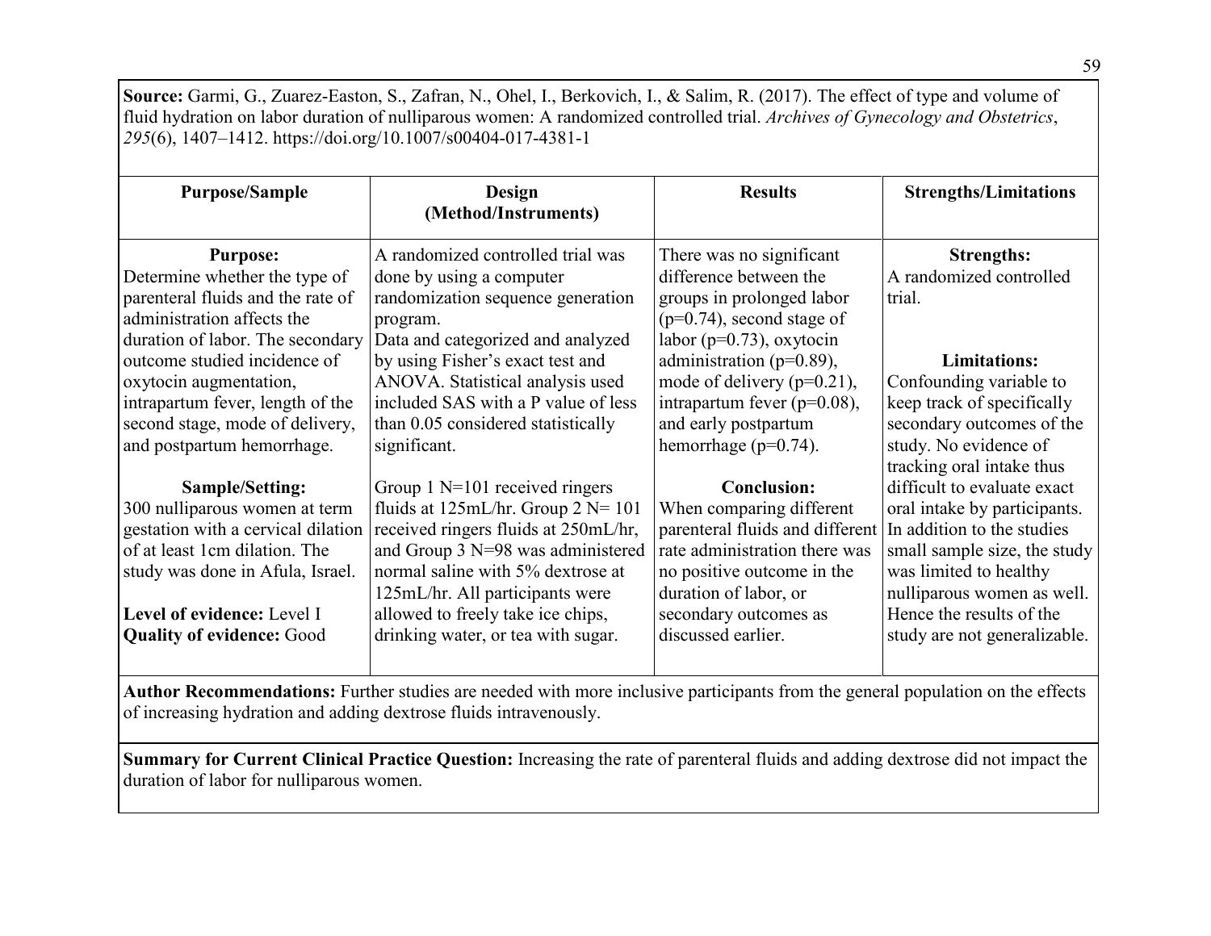**Source:** Garmi, G., Zuarez-Easton, S., Zafran, N., Ohel, I., Berkovich, I., & Salim, R. (2017). The effect of type and volume of fluid hydration on labor duration of nulliparous women: A randomized controlled trial. *Archives of Gynecology and Obstetrics*, *295*(6), 1407–1412. https://doi.org/10.1007/s00404-017-4381-1

| Purpose/Sample | Design (Method/Instruments) | Results | Strengths/Limitations |
|---|---|---|---|
| **Purpose:**<br>Determine whether the type of parenteral fluids and the rate of administration affects the duration of labor. The secondary outcome studied incidence of oxytocin augmentation, intrapartum fever, length of the second stage, mode of delivery, and postpartum hemorrhage.<br><br>**Sample/Setting:**<br>300 nulliparous women at term gestation with a cervical dilation of at least 1cm dilation. The study was done in Afula, Israel.<br><br>**Level of evidence:** Level I<br>**Quality of evidence:** Good | A randomized controlled trial was done by using a computer randomization sequence generation program.<br>Data and categorized and analyzed by using Fisher's exact test and ANOVA. Statistical analysis used included SAS with a P value of less than 0.05 considered statistically significant.<br><br>Group 1 N=101 received ringers fluids at 125mL/hr. Group 2 N= 101 received ringers fluids at 250mL/hr, and Group 3 N=98 was administered normal saline with 5% dextrose at 125mL/hr. All participants were allowed to freely take ice chips, drinking water, or tea with sugar. | There was no significant difference between the groups in prolonged labor ($p=0.74$), second stage of labor ($p=0.73$), oxytocin administration ($p=0.89$), mode of delivery ($p=0.21$), intrapartum fever ($p=0.08$), and early postpartum hemorrhage ($p=0.74$).<br><br>**Conclusion:**<br>When comparing different parenteral fluids and different rate administration there was no positive outcome in the duration of labor, or secondary outcomes as discussed earlier. | **Strengths:**<br>A randomized controlled trial.<br><br>**Limitations:**<br>Confounding variable to keep track of specifically secondary outcomes of the study. No evidence of tracking oral intake thus difficult to evaluate exact oral intake by participants. In addition to the studies small sample size, the study was limited to healthy nulliparous women as well. Hence the results of the study are not generalizable. |

**Author Recommendations:** Further studies are needed with more inclusive participants from the general population on the effects of increasing hydration and adding dextrose fluids intravenously.

**Summary for Current Clinical Practice Question:** Increasing the rate of parenteral fluids and adding dextrose did not impact the duration of labor for nulliparous women.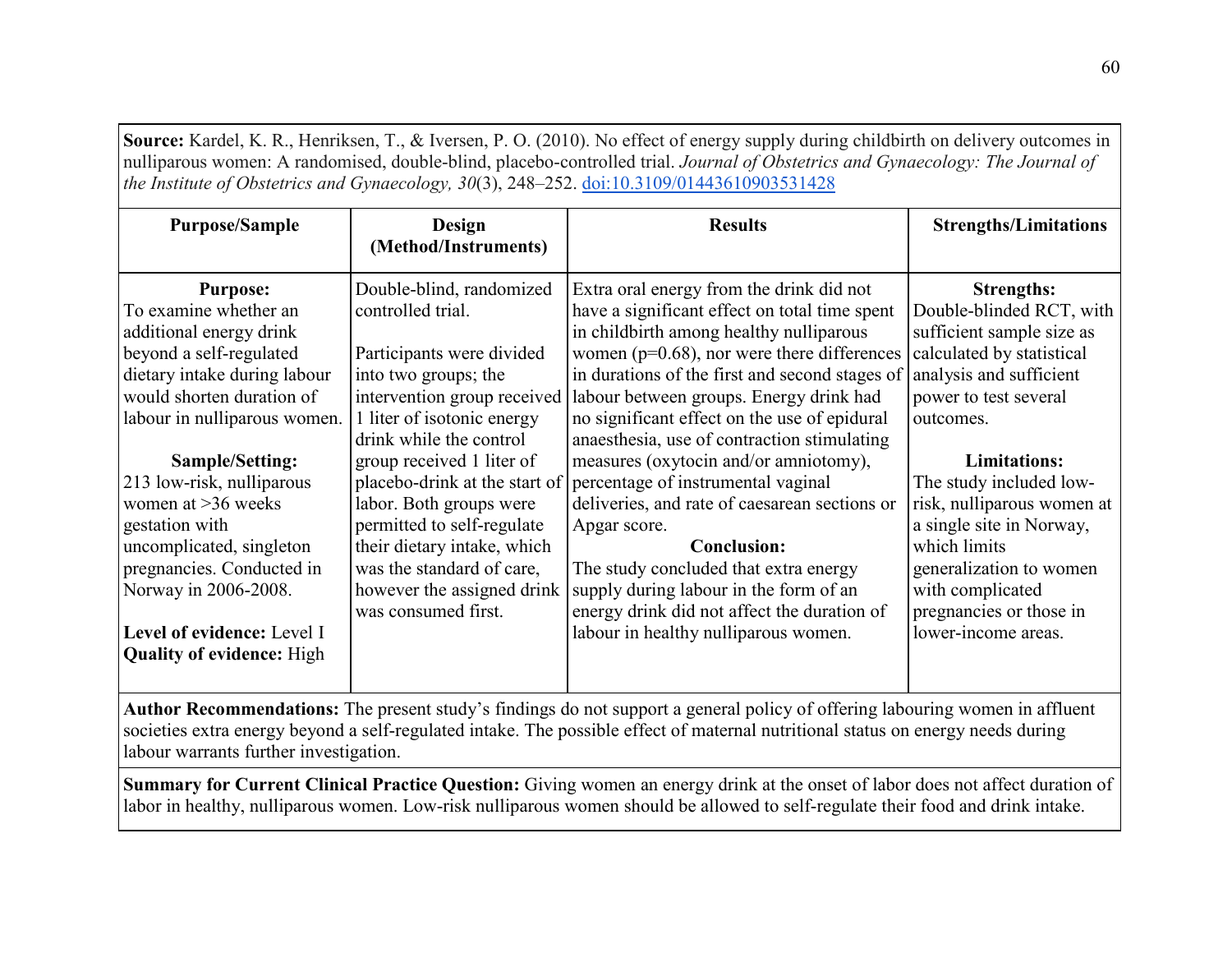**Source:** Kardel, K. R., Henriksen, T., & Iversen, P. O. (2010). No effect of energy supply during childbirth on delivery outcomes in nulliparous women: A randomised, double-blind, placebo-controlled trial. *Journal of Obstetrics and Gynaecology: The Journal of the Institute of Obstetrics and Gynaecology, 30*(3), 248–252. doi:10.3109/01443610903531428

| Purpose/Sample | Design (Method/Instruments) | Results | Strengths/Limitations |
|---|---|---|---|
| **Purpose:**<br>To examine whether an additional energy drink beyond a self-regulated dietary intake during labour would shorten duration of labour in nulliparous women.<br><br>**Sample/Setting:**<br>213 low-risk, nulliparous women at >36 weeks gestation with uncomplicated, singleton pregnancies. Conducted in Norway in 2006-2008.<br><br>**Level of evidence:** Level I<br>**Quality of evidence:** High | Double-blind, randomized controlled trial.<br><br>Participants were divided into two groups; the intervention group received 1 liter of isotonic energy drink while the control group received 1 liter of placebo-drink at the start of labor. Both groups were permitted to self-regulate their dietary intake, which was the standard of care, however the assigned drink was consumed first. | Extra oral energy from the drink did not have a significant effect on total time spent in childbirth among healthy nulliparous women ($p=0.68$), nor were there differences in durations of the first and second stages of labour between groups. Energy drink had no significant effect on the use of epidural anaesthesia, use of contraction stimulating measures (oxytocin and/or amniotomy), percentage of instrumental vaginal deliveries, and rate of caesarean sections or Apgar score.<br>**Conclusion:**<br>The study concluded that extra energy supply during labour in the form of an energy drink did not affect the duration of labour in healthy nulliparous women. | **Strengths:**<br>Double-blinded RCT, with sufficient sample size as calculated by statistical analysis and sufficient power to test several outcomes.<br><br>**Limitations:**<br>The study included low-risk, nulliparous women at a single site in Norway, which limits generalization to women with complicated pregnancies or those in lower-income areas. |

**Author Recommendations:** The present study's findings do not support a general policy of offering labouring women in affluent societies extra energy beyond a self-regulated intake. The possible effect of maternal nutritional status on energy needs during labour warrants further investigation.

**Summary for Current Clinical Practice Question:** Giving women an energy drink at the onset of labor does not affect duration of labor in healthy, nulliparous women. Low-risk nulliparous women should be allowed to self-regulate their food and drink intake.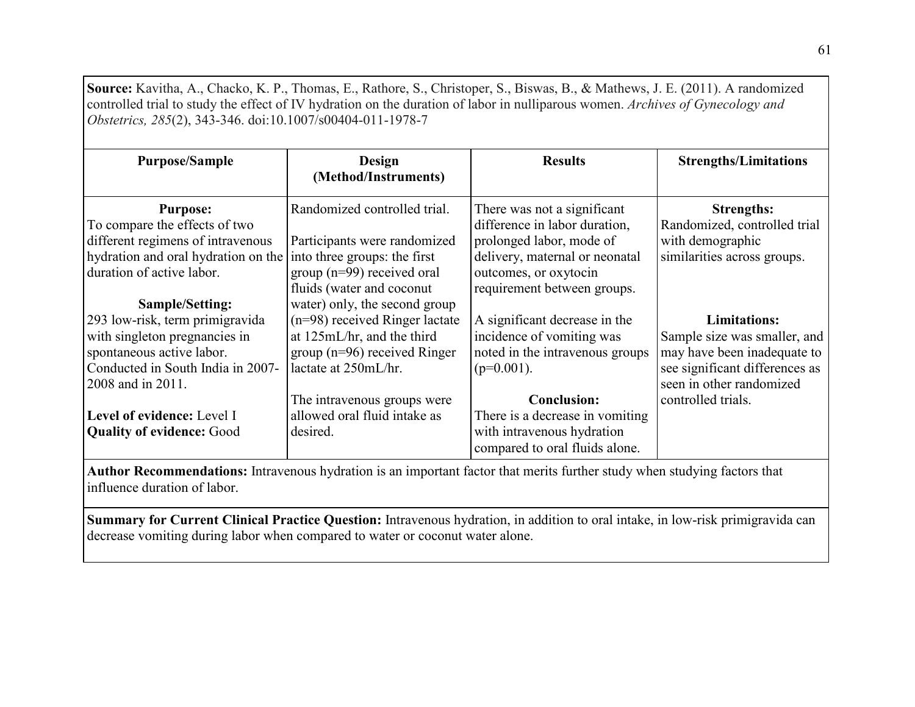**Source:** Kavitha, A., Chacko, K. P., Thomas, E., Rathore, S., Christoper, S., Biswas, B., & Mathews, J. E. (2011). A randomized controlled trial to study the effect of IV hydration on the duration of labor in nulliparous women. *Archives of Gynecology and Obstetrics, 285*(2), 343-346. doi:10.1007/s00404-011-1978-7

| Purpose/Sample | Design (Method/Instruments) | Results | Strengths/Limitations |
|---|---|---|---|
| **Purpose:** To compare the effects of two different regimens of intravenous hydration and oral hydration on the duration of active labor. <br><br> **Sample/Setting:** 293 low-risk, term primigravida with singleton pregnancies in spontaneous active labor. Conducted in South India in 2007-2008 and in 2011. <br><br> **Level of evidence:** Level I <br> **Quality of evidence:** Good | Randomized controlled trial. <br><br> Participants were randomized into three groups: the first group (n=99) received oral fluids (water and coconut water) only, the second group (n=98) received Ringer lactate at 125mL/hr, and the third group (n=96) received Ringer lactate at 250mL/hr. <br><br> The intravenous groups were allowed oral fluid intake as desired. | There was not a significant difference in labor duration, prolonged labor, mode of delivery, maternal or neonatal outcomes, or oxytocin requirement between groups. <br><br> A significant decrease in the incidence of vomiting was noted in the intravenous groups (p=0.001). <br><br> **Conclusion:** There is a decrease in vomiting with intravenous hydration compared to oral fluids alone. | **Strengths:** Randomized, controlled trial with demographic similarities across groups. <br><br> **Limitations:** Sample size was smaller, and may have been inadequate to see significant differences as seen in other randomized controlled trials. |

**Author Recommendations:** Intravenous hydration is an important factor that merits further study when studying factors that influence duration of labor.

**Summary for Current Clinical Practice Question:** Intravenous hydration, in addition to oral intake, in low-risk primigravida can decrease vomiting during labor when compared to water or coconut water alone.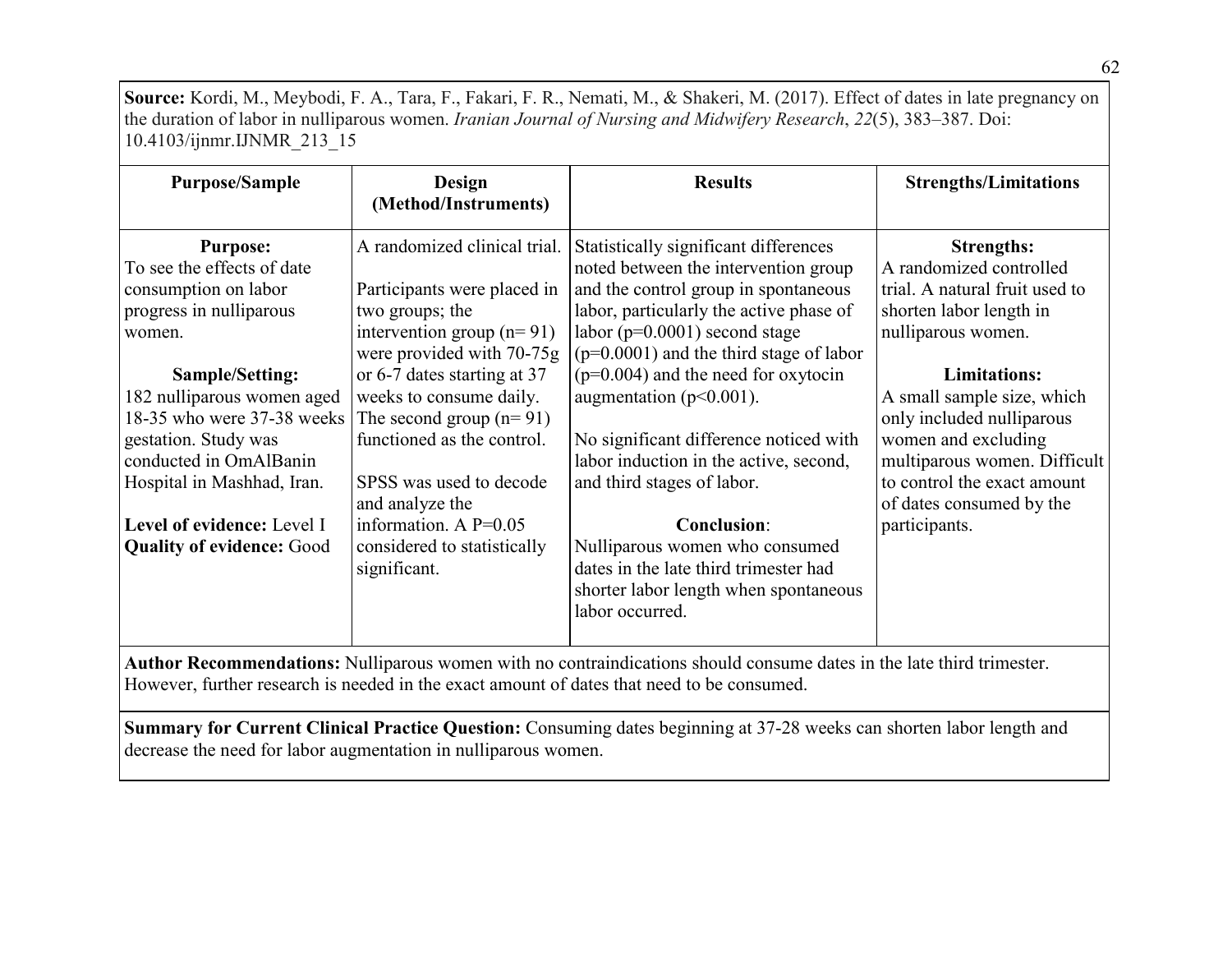**Source:** Kordi, M., Meybodi, F. A., Tara, F., Fakari, F. R., Nemati, M., & Shakeri, M. (2017). Effect of dates in late pregnancy on the duration of labor in nulliparous women. *Iranian Journal of Nursing and Midwifery Research*, *22*(5), 383–387. Doi: 10.4103/ijnmr.IJNMR_213_15

| Purpose/Sample | Design (Method/Instruments) | Results | Strengths/Limitations |
|---|---|---|---|
| **Purpose:**<br>To see the effects of date consumption on labor progress in nulliparous women.<br><br>**Sample/Setting:**<br>182 nulliparous women aged 18-35 who were 37-38 weeks gestation. Study was conducted in OmAlBanin Hospital in Mashhad, Iran.<br><br>**Level of evidence:** Level I<br>**Quality of evidence:** Good | A randomized clinical trial.<br><br>Participants were placed in two groups; the intervention group (n= 91) were provided with 70-75g or 6-7 dates starting at 37 weeks to consume daily. The second group (n= 91) functioned as the control.<br><br>SPSS was used to decode and analyze the information. A P=0.05 considered to statistically significant. | Statistically significant differences noted between the intervention group and the control group in spontaneous labor, particularly the active phase of labor ($p=0.0001$) second stage ($p=0.0001$) and the third stage of labor ($p=0.004$) and the need for oxytocin augmentation ($p<0.001$).<br><br>No significant difference noticed with labor induction in the active, second, and third stages of labor.<br><br>**Conclusion**:<br>Nulliparous women who consumed dates in the late third trimester had shorter labor length when spontaneous labor occurred. | **Strengths:**<br>A randomized controlled trial. A natural fruit used to shorten labor length in nulliparous women.<br><br>**Limitations:**<br>A small sample size, which only included nulliparous women and excluding multiparous women. Difficult to control the exact amount of dates consumed by the participants. |

**Author Recommendations:** Nulliparous women with no contraindications should consume dates in the late third trimester. However, further research is needed in the exact amount of dates that need to be consumed.

**Summary for Current Clinical Practice Question:** Consuming dates beginning at 37-28 weeks can shorten labor length and decrease the need for labor augmentation in nulliparous women.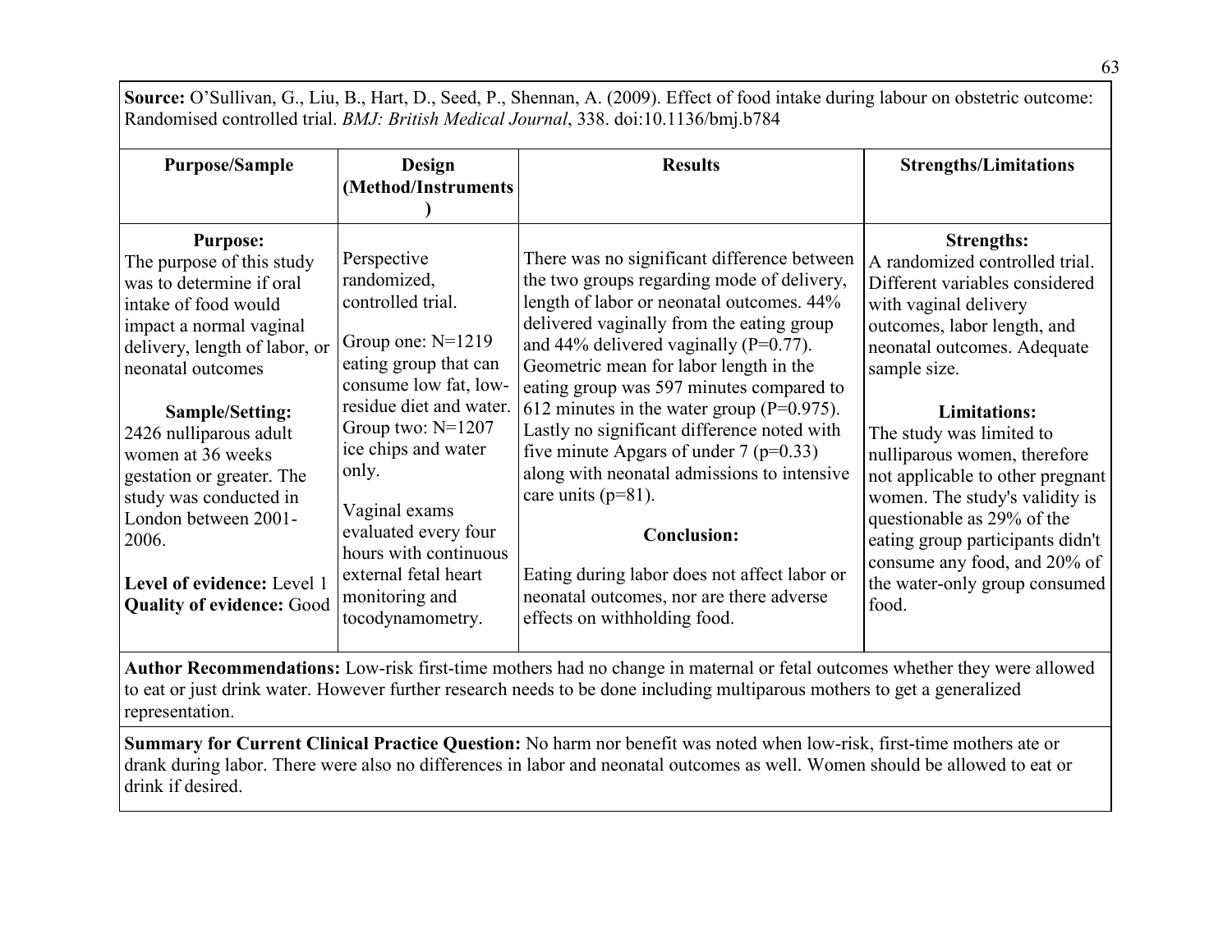**Source:** O'Sullivan, G., Liu, B., Hart, D., Seed, P., Shennan, A. (2009). Effect of food intake during labour on obstetric outcome: Randomised controlled trial. *BMJ: British Medical Journal*, 338. doi:10.1136/bmj.b784

| Purpose/Sample | Design (Method/Instruments) | Results | Strengths/Limitations |
|---|---|---|---|
| **Purpose:** The purpose of this study was to determine if oral intake of food would impact a normal vaginal delivery, length of labor, or neonatal outcomes<br><br>**Sample/Setting:** 2426 nulliparous adult women at 36 weeks gestation or greater. The study was conducted in London between 2001-2006.<br><br>**Level of evidence:** Level 1<br>**Quality of evidence:** Good | Perspective randomized, controlled trial.<br><br>Group one: N=1219 eating group that can consume low fat, low-residue diet and water.<br>Group two: N=1207 ice chips and water only.<br><br>Vaginal exams evaluated every four hours with continuous external fetal heart monitoring and tocodynamometry. | There was no significant difference between the two groups regarding mode of delivery, length of labor or neonatal outcomes. 44% delivered vaginally from the eating group and 44% delivered vaginally (P=0.77). Geometric mean for labor length in the eating group was 597 minutes compared to 612 minutes in the water group (P=0.975). Lastly no significant difference noted with five minute Apgars of under 7 (p=0.33) along with neonatal admissions to intensive care units (p=81).<br><br>**Conclusion:**<br><br>Eating during labor does not affect labor or neonatal outcomes, nor are there adverse effects on withholding food. | **Strengths:** A randomized controlled trial. Different variables considered with vaginal delivery outcomes, labor length, and neonatal outcomes. Adequate sample size.<br><br>**Limitations:** The study was limited to nulliparous women, therefore not applicable to other pregnant women. The study's validity is questionable as 29% of the eating group participants didn't consume any food, and 20% of the water-only group consumed food. |

**Author Recommendations:** Low-risk first-time mothers had no change in maternal or fetal outcomes whether they were allowed to eat or just drink water. However further research needs to be done including multiparous mothers to get a generalized representation.

**Summary for Current Clinical Practice Question:** No harm nor benefit was noted when low-risk, first-time mothers ate or drank during labor. There were also no differences in labor and neonatal outcomes as well. Women should be allowed to eat or drink if desired.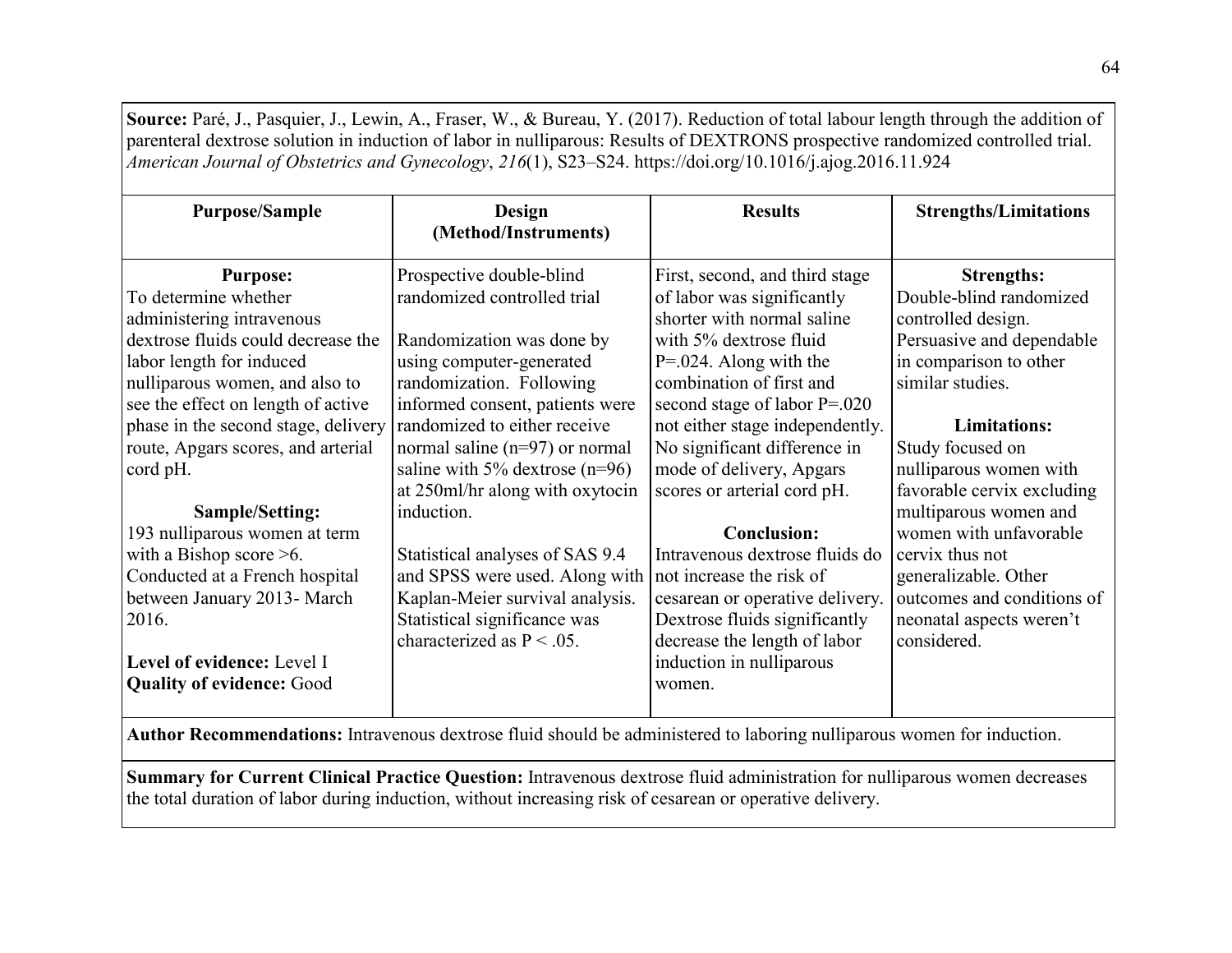**Source:** Paré, J., Pasquier, J., Lewin, A., Fraser, W., & Bureau, Y. (2017). Reduction of total labour length through the addition of parenteral dextrose solution in induction of labor in nulliparous: Results of DEXTRONS prospective randomized controlled trial. *American Journal of Obstetrics and Gynecology*, *216*(1), S23–S24. https://doi.org/10.1016/j.ajog.2016.11.924

| Purpose/Sample | Design (Method/Instruments) | Results | Strengths/Limitations |
|---|---|---|---|
| **Purpose:**<br>To determine whether administering intravenous dextrose fluids could decrease the labor length for induced nulliparous women, and also to see the effect on length of active phase in the second stage, delivery route, Apgars scores, and arterial cord pH.<br><br>**Sample/Setting:**<br>193 nulliparous women at term with a Bishop score >6. Conducted at a French hospital between January 2013- March 2016.<br><br>**Level of evidence:** Level I<br>**Quality of evidence:** Good | Prospective double-blind randomized controlled trial<br><br>Randomization was done by using computer-generated randomization. Following informed consent, patients were randomized to either receive normal saline (n=97) or normal saline with 5% dextrose (n=96) at 250ml/hr along with oxytocin induction.<br><br>Statistical analyses of SAS 9.4 and SPSS were used. Along with Kaplan-Meier survival analysis. Statistical significance was characterized as $P < .05$. | First, second, and third stage of labor was significantly shorter with normal saline with 5% dextrose fluid $P=.024$. Along with the combination of first and second stage of labor $P=.020$ not either stage independently. No significant difference in mode of delivery, Apgars scores or arterial cord pH.<br><br>**Conclusion:**<br>Intravenous dextrose fluids do not increase the risk of cesarean or operative delivery. Dextrose fluids significantly decrease the length of labor induction in nulliparous women. | **Strengths:**<br>Double-blind randomized controlled design. Persuasive and dependable in comparison to other similar studies.<br><br>**Limitations:**<br>Study focused on nulliparous women with favorable cervix excluding multiparous women and women with unfavorable cervix thus not generalizable. Other outcomes and conditions of neonatal aspects weren't considered. |

**Author Recommendations:** Intravenous dextrose fluid should be administered to laboring nulliparous women for induction.

**Summary for Current Clinical Practice Question:** Intravenous dextrose fluid administration for nulliparous women decreases the total duration of labor during induction, without increasing risk of cesarean or operative delivery.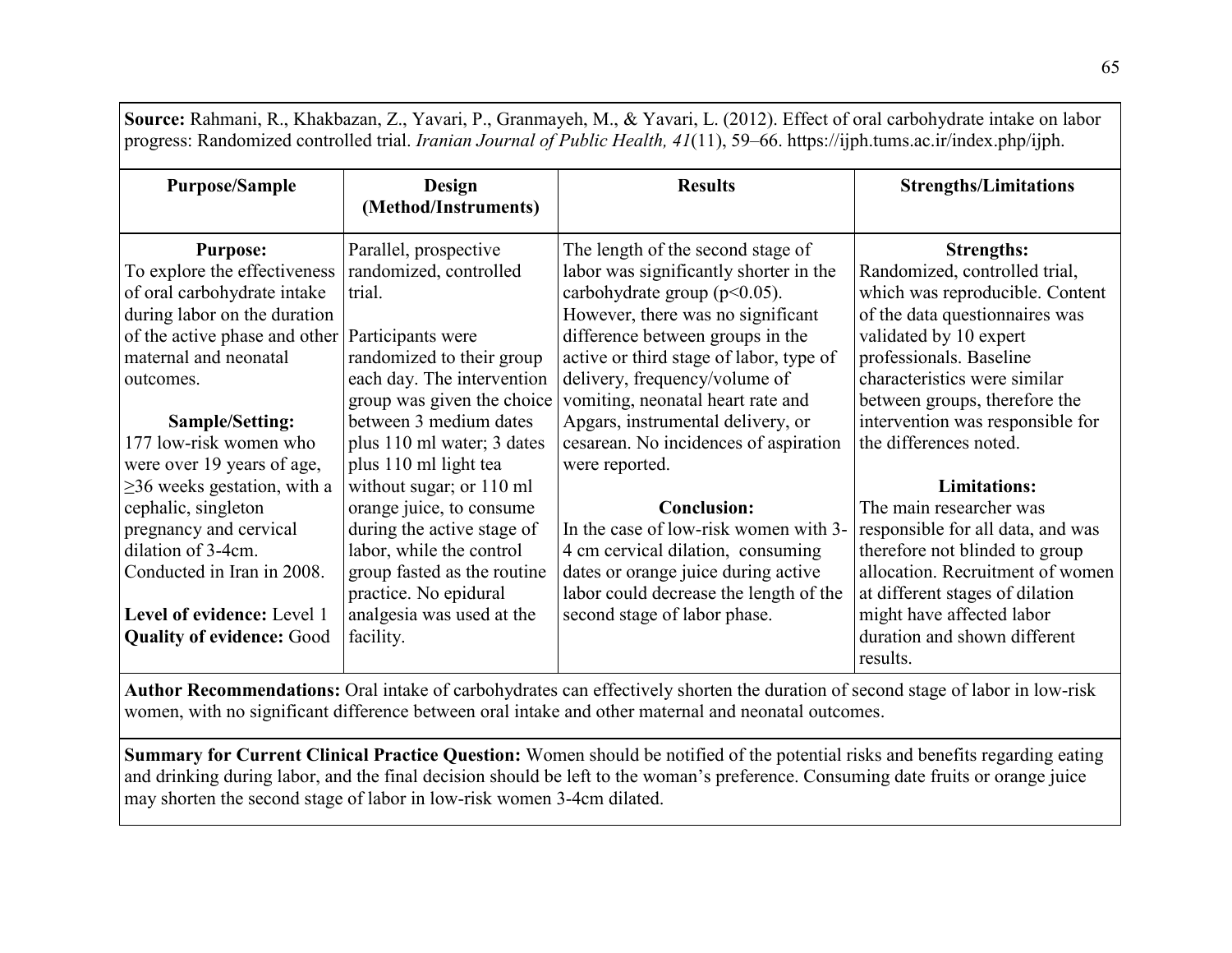**Source:** Rahmani, R., Khakbazan, Z., Yavari, P., Granmayeh, M., & Yavari, L. (2012). Effect of oral carbohydrate intake on labor progress: Randomized controlled trial. *Iranian Journal of Public Health, 41*(11), 59–66. https://ijph.tums.ac.ir/index.php/ijph.

| Purpose/Sample | Design (Method/Instruments) | Results | Strengths/Limitations |
|---|---|---|---|
| **Purpose:** To explore the effectiveness of oral carbohydrate intake during labor on the duration of the active phase and other maternal and neonatal outcomes.<br><br>**Sample/Setting:** 177 low-risk women who were over 19 years of age, ≥36 weeks gestation, with a cephalic, singleton pregnancy and cervical dilation of 3-4cm. Conducted in Iran in 2008.<br><br>**Level of evidence:** Level 1<br>**Quality of evidence:** Good | Parallel, prospective randomized, controlled trial.<br><br>Participants were randomized to their group each day. The intervention group was given the choice between 3 medium dates plus 110 ml water; 3 dates plus 110 ml light tea without sugar; or 110 ml orange juice, to consume during the active stage of labor, while the control group fasted as the routine practice. No epidural analgesia was used at the facility. | The length of the second stage of labor was significantly shorter in the carbohydrate group ($p<0.05$). However, there was no significant difference between groups in the active or third stage of labor, type of delivery, frequency/volume of vomiting, neonatal heart rate and Apgars, instrumental delivery, or cesarean. No incidences of aspiration were reported.<br><br>**Conclusion:** In the case of low-risk women with 3-4 cm cervical dilation, consuming dates or orange juice during active labor could decrease the length of the second stage of labor phase. | **Strengths:** Randomized, controlled trial, which was reproducible. Content of the data questionnaires was validated by 10 expert professionals. Baseline characteristics were similar between groups, therefore the intervention was responsible for the differences noted.<br><br>**Limitations:** The main researcher was responsible for all data, and was therefore not blinded to group allocation. Recruitment of women at different stages of dilation might have affected labor duration and shown different results. |

**Author Recommendations:** Oral intake of carbohydrates can effectively shorten the duration of second stage of labor in low-risk women, with no significant difference between oral intake and other maternal and neonatal outcomes.

**Summary for Current Clinical Practice Question:** Women should be notified of the potential risks and benefits regarding eating and drinking during labor, and the final decision should be left to the woman's preference. Consuming date fruits or orange juice may shorten the second stage of labor in low-risk women 3-4cm dilated.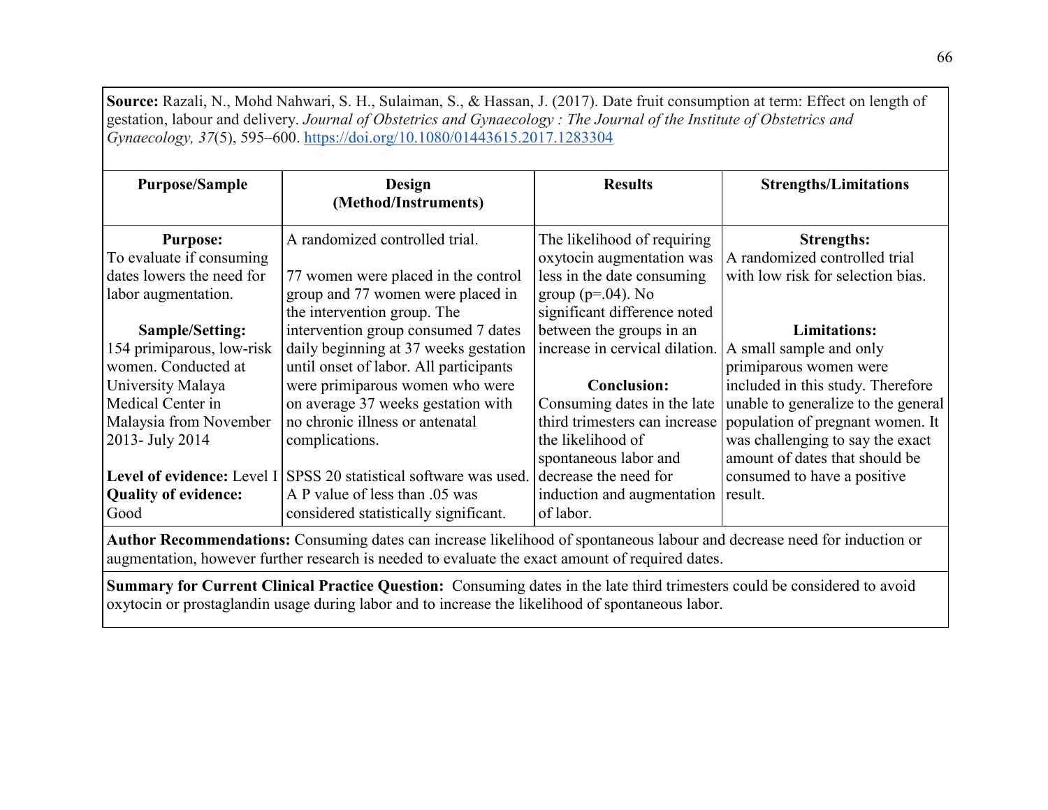**Source:** Razali, N., Mohd Nahwari, S. H., Sulaiman, S., & Hassan, J. (2017). Date fruit consumption at term: Effect on length of gestation, labour and delivery. *Journal of Obstetrics and Gynaecology : The Journal of the Institute of Obstetrics and Gynaecology, 37*(5), 595–600. https://doi.org/10.1080/01443615.2017.1283304

| Purpose/Sample | Design (Method/Instruments) | Results | Strengths/Limitations |
|---|---|---|---|
| **Purpose:** To evaluate if consuming dates lowers the need for labor augmentation.<br><br>**Sample/Setting:** 154 primiparous, low-risk women. Conducted at University Malaya Medical Center in Malaysia from November 2013- July 2014<br><br>**Level of evidence:** Level I<br>**Quality of evidence:** Good | A randomized controlled trial.<br><br>77 women were placed in the control group and 77 women were placed in the intervention group. The intervention group consumed 7 dates daily beginning at 37 weeks gestation until onset of labor. All participants were primiparous women who were on average 37 weeks gestation with no chronic illness or antenatal complications.<br><br>SPSS 20 statistical software was used. A P value of less than .05 was considered statistically significant. | The likelihood of requiring oxytocin augmentation was less in the date consuming group ($p=.04$). No significant difference noted between the groups in an increase in cervical dilation.<br><br>**Conclusion:** Consuming dates in the late third trimesters can increase the likelihood of spontaneous labor and decrease the need for induction and augmentation of labor. | **Strengths:** A randomized controlled trial with low risk for selection bias.<br><br>**Limitations:** A small sample and only primiparous women were included in this study. Therefore unable to generalize to the general population of pregnant women. It was challenging to say the exact amount of dates that should be consumed to have a positive result. |

**Author Recommendations:** Consuming dates can increase likelihood of spontaneous labour and decrease need for induction or augmentation, however further research is needed to evaluate the exact amount of required dates.

**Summary for Current Clinical Practice Question:** Consuming dates in the late third trimesters could be considered to avoid oxytocin or prostaglandin usage during labor and to increase the likelihood of spontaneous labor.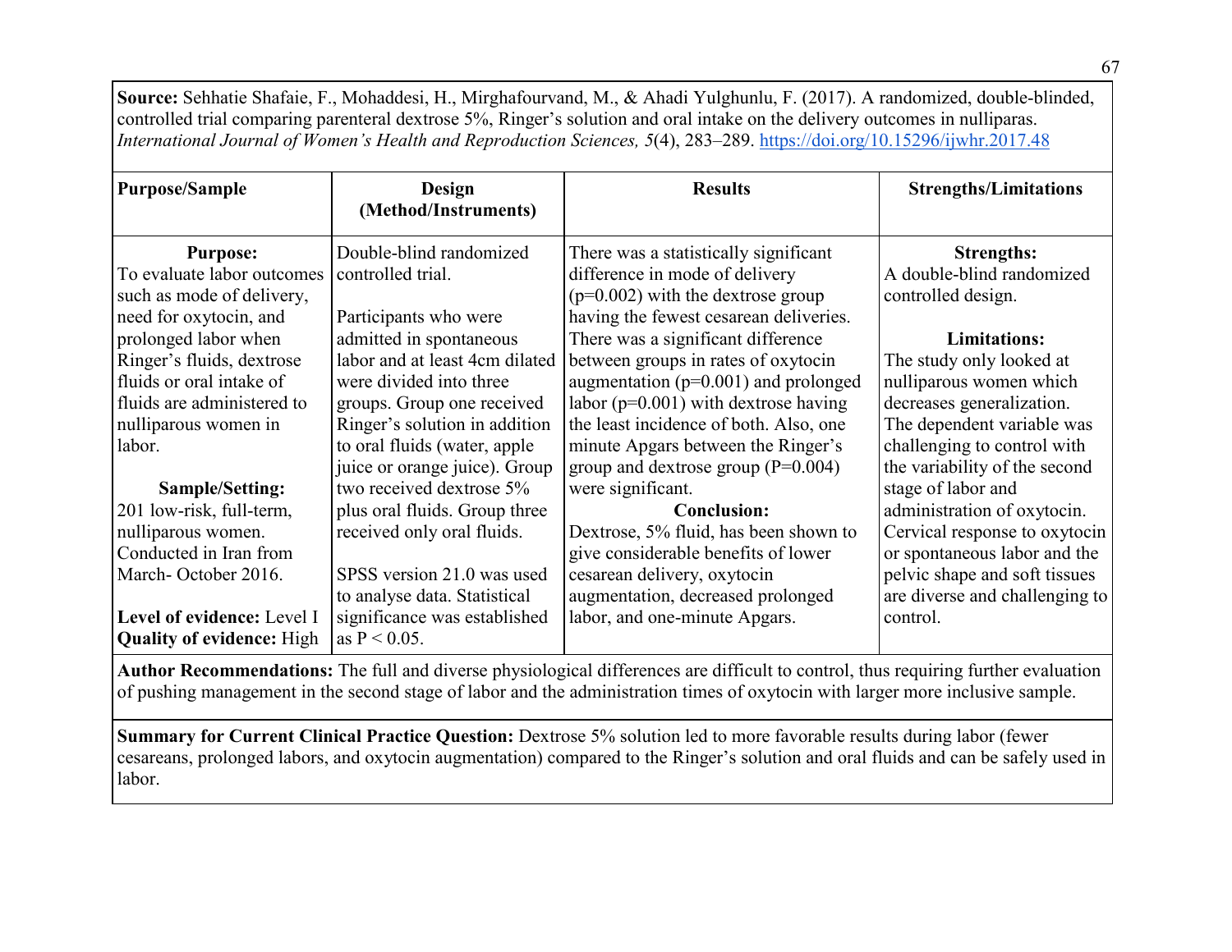**Source:** Sehhatie Shafaie, F., Mohaddesi, H., Mirghafourvand, M., & Ahadi Yulghunlu, F. (2017). A randomized, double-blinded, controlled trial comparing parenteral dextrose 5%, Ringer's solution and oral intake on the delivery outcomes in nulliparas. *International Journal of Women's Health and Reproduction Sciences, 5*(4), 283–289. https://doi.org/10.15296/ijwhr.2017.48

| Purpose/Sample | Design (Method/Instruments) | Results | Strengths/Limitations |
|---|---|---|---|
| **Purpose:** To evaluate labor outcomes such as mode of delivery, need for oxytocin, and prolonged labor when Ringer's fluids, dextrose fluids or oral intake of fluids are administered to nulliparous women in labor. <br><br> **Sample/Setting:** 201 low-risk, full-term, nulliparous women. Conducted in Iran from March- October 2016. <br><br> **Level of evidence:** Level I <br> **Quality of evidence:** High | Double-blind randomized controlled trial. <br><br> Participants who were admitted in spontaneous labor and at least 4cm dilated were divided into three groups. Group one received Ringer's solution in addition to oral fluids (water, apple juice or orange juice). Group two received dextrose 5% plus oral fluids. Group three received only oral fluids. <br><br> SPSS version 21.0 was used to analyse data. Statistical significance was established as $P < 0.05$. | There was a statistically significant difference in mode of delivery ($p=0.002$) with the dextrose group having the fewest cesarean deliveries. There was a significant difference between groups in rates of oxytocin augmentation ($p=0.001$) and prolonged labor ($p=0.001$) with dextrose having the least incidence of both. Also, one minute Apgars between the Ringer's group and dextrose group ($P=0.004$) were significant. <br> **Conclusion:** <br> Dextrose, 5% fluid, has been shown to give considerable benefits of lower cesarean delivery, oxytocin augmentation, decreased prolonged labor, and one-minute Apgars. | **Strengths:** <br> A double-blind randomized controlled design. <br><br> **Limitations:** <br> The study only looked at nulliparous women which decreases generalization. The dependent variable was challenging to control with the variability of the second stage of labor and administration of oxytocin. Cervical response to oxytocin or spontaneous labor and the pelvic shape and soft tissues are diverse and challenging to control. |

**Author Recommendations:** The full and diverse physiological differences are difficult to control, thus requiring further evaluation of pushing management in the second stage of labor and the administration times of oxytocin with larger more inclusive sample.

**Summary for Current Clinical Practice Question:** Dextrose 5% solution led to more favorable results during labor (fewer cesareans, prolonged labors, and oxytocin augmentation) compared to the Ringer's solution and oral fluids and can be safely used in labor.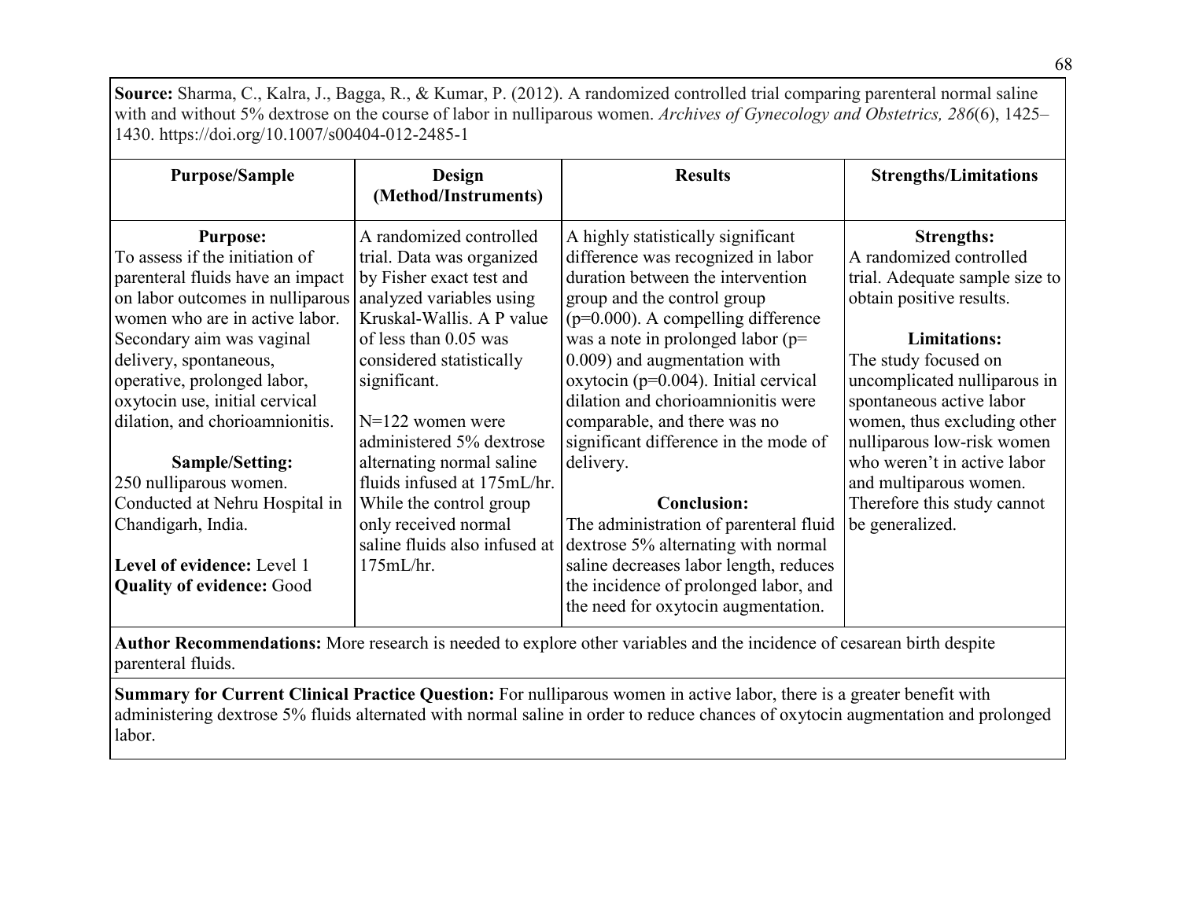**Source:** Sharma, C., Kalra, J., Bagga, R., & Kumar, P. (2012). A randomized controlled trial comparing parenteral normal saline with and without 5% dextrose on the course of labor in nulliparous women. *Archives of Gynecology and Obstetrics, 286*(6), 1425–1430. https://doi.org/10.1007/s00404-012-2485-1

| Purpose/Sample | Design (Method/Instruments) | Results | Strengths/Limitations |
|---|---|---|---|
| **Purpose:**<br>To assess if the initiation of parenteral fluids have an impact on labor outcomes in nulliparous women who are in active labor. Secondary aim was vaginal delivery, spontaneous, operative, prolonged labor, oxytocin use, initial cervical dilation, and chorioamnionitis.<br><br>**Sample/Setting:**<br>250 nulliparous women. Conducted at Nehru Hospital in Chandigarh, India.<br><br>**Level of evidence:** Level 1<br>**Quality of evidence:** Good | A randomized controlled trial. Data was organized by Fisher exact test and analyzed variables using Kruskal-Wallis. A P value of less than 0.05 was considered statistically significant.<br><br>N=122 women were administered 5% dextrose alternating normal saline fluids infused at 175mL/hr. While the control group only received normal saline fluids also infused at 175mL/hr. | A highly statistically significant difference was recognized in labor duration between the intervention group and the control group ($p=0.000$). A compelling difference was a note in prolonged labor ($p= 0.009$) and augmentation with oxytocin ($p=0.004$). Initial cervical dilation and chorioamnionitis were comparable, and there was no significant difference in the mode of delivery.<br><br>**Conclusion:**<br>The administration of parenteral fluid dextrose 5% alternating with normal saline decreases labor length, reduces the incidence of prolonged labor, and the need for oxytocin augmentation. | **Strengths:**<br>A randomized controlled trial. Adequate sample size to obtain positive results.<br><br>**Limitations:**<br>The study focused on uncomplicated nulliparous in spontaneous active labor women, thus excluding other nulliparous low-risk women who weren't in active labor and multiparous women. Therefore this study cannot be generalized. |

**Author Recommendations:** More research is needed to explore other variables and the incidence of cesarean birth despite parenteral fluids.

**Summary for Current Clinical Practice Question:** For nulliparous women in active labor, there is a greater benefit with administering dextrose 5% fluids alternated with normal saline in order to reduce chances of oxytocin augmentation and prolonged labor.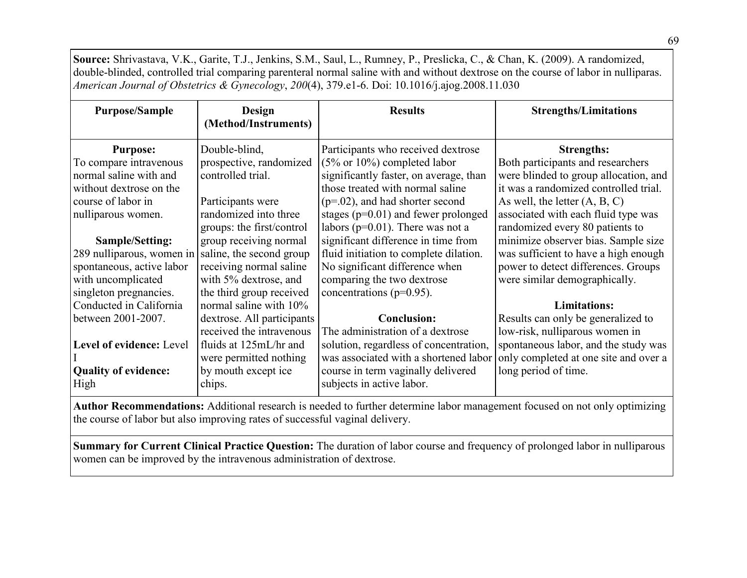**Source:** Shrivastava, V.K., Garite, T.J., Jenkins, S.M., Saul, L., Rumney, P., Preslicka, C., & Chan, K. (2009). A randomized, double-blinded, controlled trial comparing parenteral normal saline with and without dextrose on the course of labor in nulliparas. *American Journal of Obstetrics & Gynecology*, *200*(4), 379.e1-6. Doi: 10.1016/j.ajog.2008.11.030

| Purpose/Sample | Design (Method/Instruments) | Results | Strengths/Limitations |
|---|---|---|---|
| **Purpose:** To compare intravenous normal saline with and without dextrose on the course of labor in nulliparous women.<br><br>**Sample/Setting:** 289 nulliparous, women in spontaneous, active labor with uncomplicated singleton pregnancies. Conducted in California between 2001-2007.<br><br>**Level of evidence:** Level I<br>**Quality of evidence:** High | Double-blind, prospective, randomized controlled trial.<br><br>Participants were randomized into three groups: the first/control group receiving normal saline, the second group receiving normal saline with 5% dextrose, and the third group received normal saline with 10% dextrose. All participants received the intravenous fluids at 125mL/hr and were permitted nothing by mouth except ice chips. | Participants who received dextrose (5% or 10%) completed labor significantly faster, on average, than those treated with normal saline ($p=.02$), and had shorter second stages ($p=0.01$) and fewer prolonged labors ($p=0.01$). There was not a significant difference in time from fluid initiation to complete dilation. No significant difference when comparing the two dextrose concentrations ($p=0.95$).<br><br>**Conclusion:** The administration of a dextrose solution, regardless of concentration, was associated with a shortened labor course in term vaginally delivered subjects in active labor. | **Strengths:** Both participants and researchers were blinded to group allocation, and it was a randomized controlled trial. As well, the letter (A, B, C) associated with each fluid type was randomized every 80 patients to minimize observer bias. Sample size was sufficient to have a high enough power to detect differences. Groups were similar demographically.<br><br>**Limitations:** Results can only be generalized to low-risk, nulliparous women in spontaneous labor, and the study was only completed at one site and over a long period of time. |

**Author Recommendations:** Additional research is needed to further determine labor management focused on not only optimizing the course of labor but also improving rates of successful vaginal delivery.

**Summary for Current Clinical Practice Question:** The duration of labor course and frequency of prolonged labor in nulliparous women can be improved by the intravenous administration of dextrose.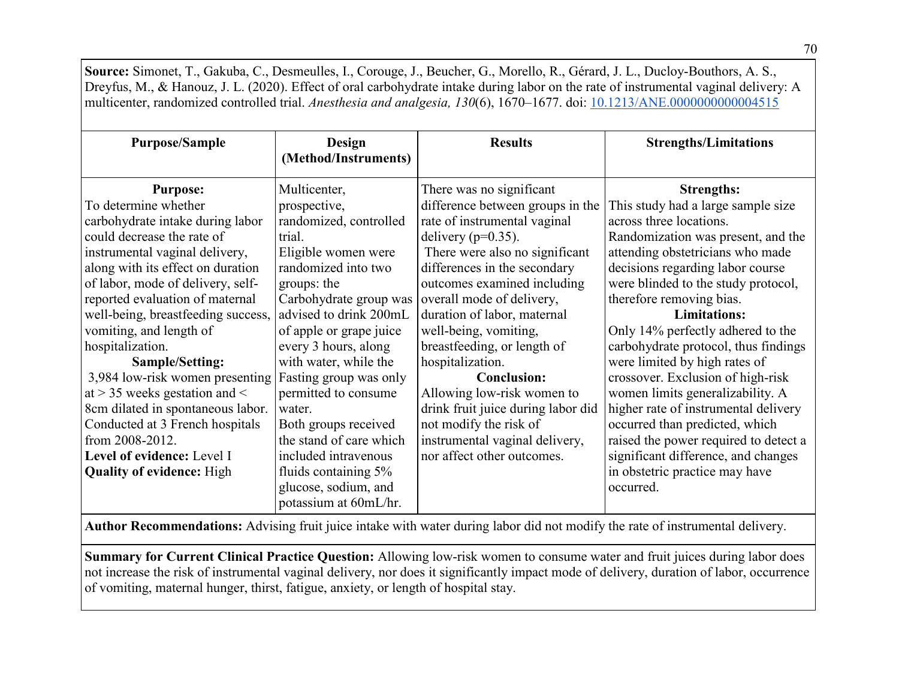**Source:** Simonet, T., Gakuba, C., Desmeulles, I., Corouge, J., Beucher, G., Morello, R., Gérard, J. L., Ducloy-Bouthors, A. S., Dreyfus, M., & Hanouz, J. L. (2020). Effect of oral carbohydrate intake during labor on the rate of instrumental vaginal delivery: A multicenter, randomized controlled trial. *Anesthesia and analgesia, 130*(6), 1670–1677. doi: 10.1213/ANE.0000000000004515

| Purpose/Sample | Design (Method/Instruments) | Results | Strengths/Limitations |
|---|---|---|---|
| **Purpose:** To determine whether carbohydrate intake during labor could decrease the rate of instrumental vaginal delivery, along with its effect on duration of labor, mode of delivery, self-reported evaluation of maternal well-being, breastfeeding success, vomiting, and length of hospitalization. **Sample/Setting:** 3,984 low-risk women presenting at > 35 weeks gestation and < 8cm dilated in spontaneous labor. Conducted at 3 French hospitals from 2008-2012. **Level of evidence:** Level I **Quality of evidence:** High | Multicenter, prospective, randomized, controlled trial. Eligible women were randomized into two groups: the Carbohydrate group was advised to drink 200mL of apple or grape juice every 3 hours, along with water, while the Fasting group was only permitted to consume water. Both groups received the stand of care which included intravenous fluids containing 5% glucose, sodium, and potassium at 60mL/hr. | There was no significant difference between groups in the rate of instrumental vaginal delivery ($p=0.35$). There were also no significant differences in the secondary outcomes examined including overall mode of delivery, duration of labor, maternal well-being, vomiting, breastfeeding, or length of hospitalization. **Conclusion:** Allowing low-risk women to drink fruit juice during labor did not modify the risk of instrumental vaginal delivery, nor affect other outcomes. | **Strengths:** This study had a large sample size across three locations. Randomization was present, and the attending obstetricians who made decisions regarding labor course were blinded to the study protocol, therefore removing bias. **Limitations:** Only 14% perfectly adhered to the carbohydrate protocol, thus findings were limited by high rates of crossover. Exclusion of high-risk women limits generalizability. A higher rate of instrumental delivery occurred than predicted, which raised the power required to detect a significant difference, and changes in obstetric practice may have occurred. |

**Author Recommendations:** Advising fruit juice intake with water during labor did not modify the rate of instrumental delivery.

**Summary for Current Clinical Practice Question:** Allowing low-risk women to consume water and fruit juices during labor does not increase the risk of instrumental vaginal delivery, nor does it significantly impact mode of delivery, duration of labor, occurrence of vomiting, maternal hunger, thirst, fatigue, anxiety, or length of hospital stay.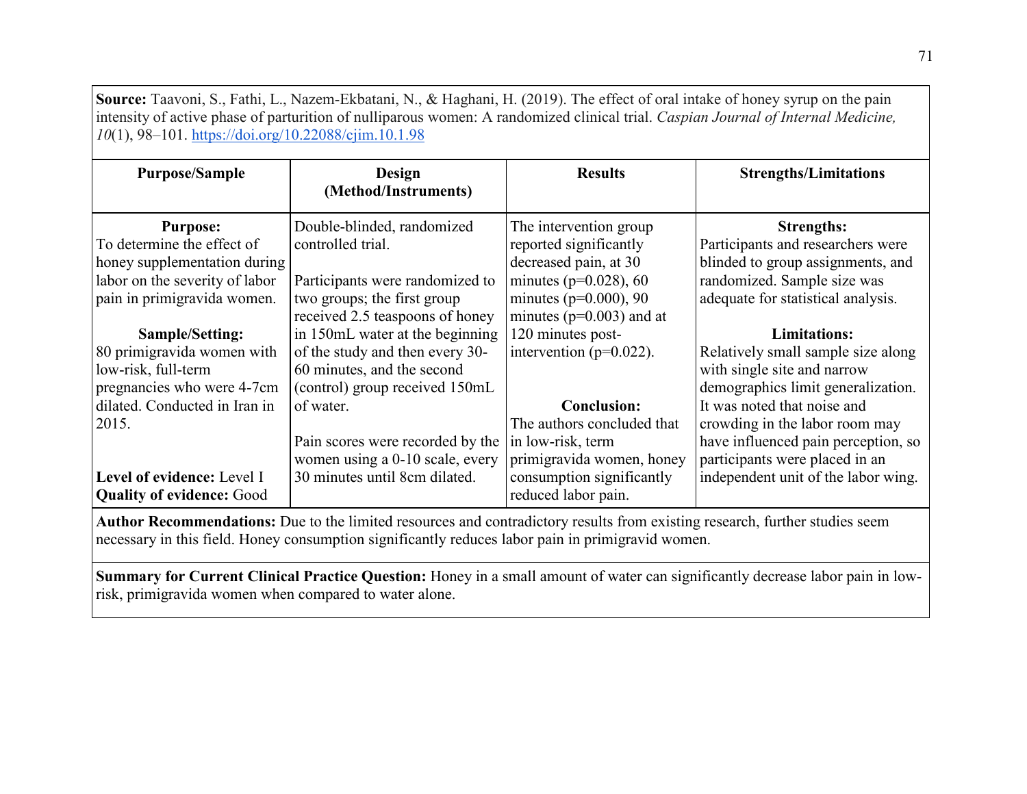**Source:** Taavoni, S., Fathi, L., Nazem-Ekbatani, N., & Haghani, H. (2019). The effect of oral intake of honey syrup on the pain intensity of active phase of parturition of nulliparous women: A randomized clinical trial. *Caspian Journal of Internal Medicine, 10*(1), 98–101. https://doi.org/10.22088/cjim.10.1.98

| Purpose/Sample | Design (Method/Instruments) | Results | Strengths/Limitations |
|---|---|---|---|
| **Purpose:**<br>To determine the effect of honey supplementation during labor on the severity of labor pain in primigravida women.<br><br>**Sample/Setting:**<br>80 primigravida women with low-risk, full-term pregnancies who were 4-7cm dilated. Conducted in Iran in 2015.<br><br>**Level of evidence:** Level I<br>**Quality of evidence:** Good | Double-blinded, randomized controlled trial.<br><br>Participants were randomized to two groups; the first group received 2.5 teaspoons of honey in 150mL water at the beginning of the study and then every 30-60 minutes, and the second (control) group received 150mL of water.<br><br>Pain scores were recorded by the women using a 0-10 scale, every 30 minutes until 8cm dilated. | The intervention group reported significantly decreased pain, at 30 minutes ($p=0.028$), 60 minutes ($p=0.000$), 90 minutes ($p=0.003$) and at 120 minutes post-intervention ($p=0.022$).<br><br>**Conclusion:**<br>The authors concluded that in low-risk, term primigravida women, honey consumption significantly reduced labor pain. | **Strengths:**<br>Participants and researchers were blinded to group assignments, and randomized. Sample size was adequate for statistical analysis.<br><br>**Limitations:**<br>Relatively small sample size along with single site and narrow demographics limit generalization. It was noted that noise and crowding in the labor room may have influenced pain perception, so participants were placed in an independent unit of the labor wing. |

**Author Recommendations:** Due to the limited resources and contradictory results from existing research, further studies seem necessary in this field. Honey consumption significantly reduces labor pain in primigravid women.

**Summary for Current Clinical Practice Question:** Honey in a small amount of water can significantly decrease labor pain in low-risk, primigravida women when compared to water alone.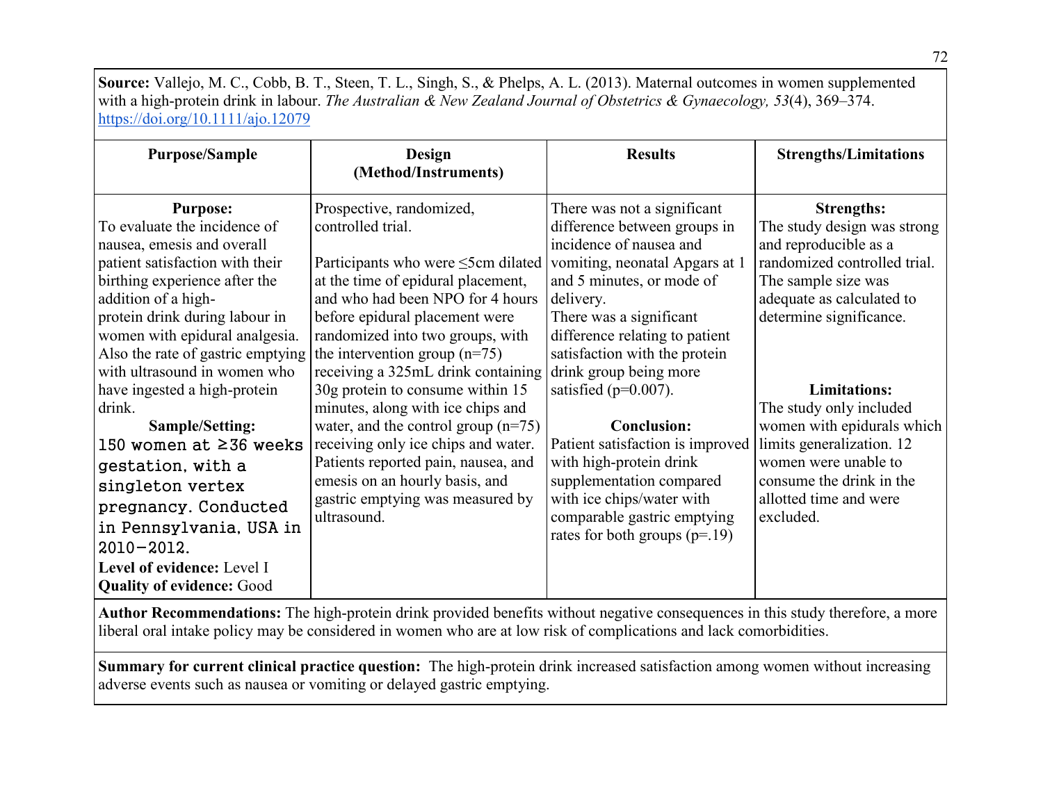**Source:** Vallejo, M. C., Cobb, B. T., Steen, T. L., Singh, S., & Phelps, A. L. (2013). Maternal outcomes in women supplemented with a high-protein drink in labour. *The Australian & New Zealand Journal of Obstetrics & Gynaecology, 53*(4), 369–374. https://doi.org/10.1111/ajo.12079

| Purpose/Sample | Design (Method/Instruments) | Results | Strengths/Limitations |
|---|---|---|---|
| **Purpose:** To evaluate the incidence of nausea, emesis and overall patient satisfaction with their birthing experience after the addition of a high-protein drink during labour in women with epidural analgesia. Also the rate of gastric emptying with ultrasound in women who have ingested a high-protein drink.<br>**Sample/Setting:** 150 women at ≥36 weeks gestation, with a singleton vertex pregnancy. Conducted in Pennsylvania, USA in 2010–2012.<br>**Level of evidence:** Level I<br>**Quality of evidence:** Good | Prospective, randomized, controlled trial.<br><br>Participants who were ≤5cm dilated at the time of epidural placement, and who had been NPO for 4 hours before epidural placement were randomized into two groups, with the intervention group (n=75) receiving a 325mL drink containing 30g protein to consume within 15 minutes, along with ice chips and water, and the control group (n=75) receiving only ice chips and water. Patients reported pain, nausea, and emesis on an hourly basis, and gastric emptying was measured by ultrasound. | There was not a significant difference between groups in incidence of nausea and vomiting, neonatal Apgars at 1 and 5 minutes, or mode of delivery.<br>There was a significant difference relating to patient satisfaction with the protein drink group being more satisfied ($p=0.007$).<br><br>**Conclusion:** Patient satisfaction is improved with high-protein drink supplementation compared with ice chips/water with comparable gastric emptying rates for both groups ($p=.19$) | **Strengths:** The study design was strong and reproducible as a randomized controlled trial. The sample size was adequate as calculated to determine significance.<br><br>**Limitations:** The study only included women with epidurals which limits generalization. 12 women were unable to consume the drink in the allotted time and were excluded. |

**Author Recommendations:** The high-protein drink provided benefits without negative consequences in this study therefore, a more liberal oral intake policy may be considered in women who are at low risk of complications and lack comorbidities.

**Summary for current clinical practice question:** The high-protein drink increased satisfaction among women without increasing adverse events such as nausea or vomiting or delayed gastric emptying.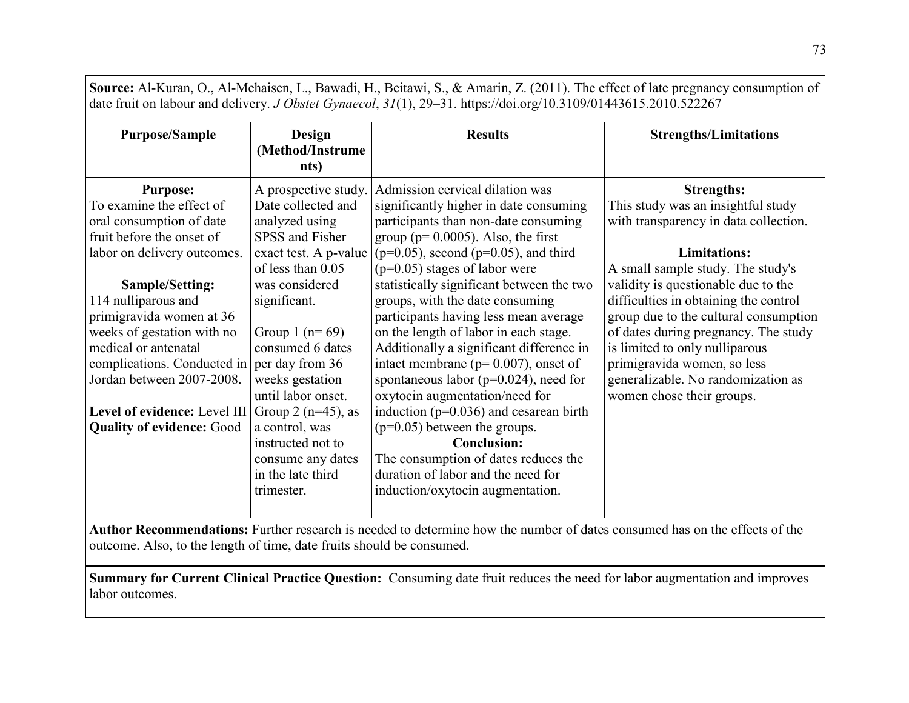**Source:** Al-Kuran, O., Al-Mehaisen, L., Bawadi, H., Beitawi, S., & Amarin, Z. (2011). The effect of late pregnancy consumption of date fruit on labour and delivery. *J Obstet Gynaecol*, *31*(1), 29–31. https://doi.org/10.3109/01443615.2010.522267

| Purpose/Sample | Design (Method/Instruments) | Results | Strengths/Limitations |
|---|---|---|---|
| **Purpose:**<br>To examine the effect of oral consumption of date fruit before the onset of labor on delivery outcomes.<br><br>**Sample/Setting:**<br>114 nulliparous and primigravida women at 36 weeks of gestation with no medical or antenatal complications. Conducted in Jordan between 2007-2008.<br><br>**Level of evidence:** Level III<br>**Quality of evidence:** Good | A prospective study. Date collected and analyzed using SPSS and Fisher exact test. A p-value of less than 0.05 was considered significant.<br><br>Group 1 (n= 69) consumed 6 dates per day from 36 weeks gestation until labor onset. Group 2 (n=45), as a control, was instructed not to consume any dates in the late third trimester. | Admission cervical dilation was significantly higher in date consuming participants than non-date consuming group ($p= 0.0005$). Also, the first ($p=0.05$), second ($p=0.05$), and third ($p=0.05$) stages of labor were statistically significant between the two groups, with the date consuming participants having less mean average on the length of labor in each stage. Additionally a significant difference in intact membrane ($p= 0.007$), onset of spontaneous labor ($p=0.024$), need for oxytocin augmentation/need for induction ($p=0.036$) and cesarean birth ($p=0.05$) between the groups.<br>**Conclusion:**<br>The consumption of dates reduces the duration of labor and the need for induction/oxytocin augmentation. | **Strengths:**<br>This study was an insightful study with transparency in data collection.<br><br>**Limitations:**<br>A small sample study. The study's validity is questionable due to the difficulties in obtaining the control group due to the cultural consumption of dates during pregnancy. The study is limited to only nulliparous primigravida women, so less generalizable. No randomization as women chose their groups. |

**Author Recommendations:** Further research is needed to determine how the number of dates consumed has on the effects of the outcome. Also, to the length of time, date fruits should be consumed.

**Summary for Current Clinical Practice Question:** Consuming date fruit reduces the need for labor augmentation and improves labor outcomes.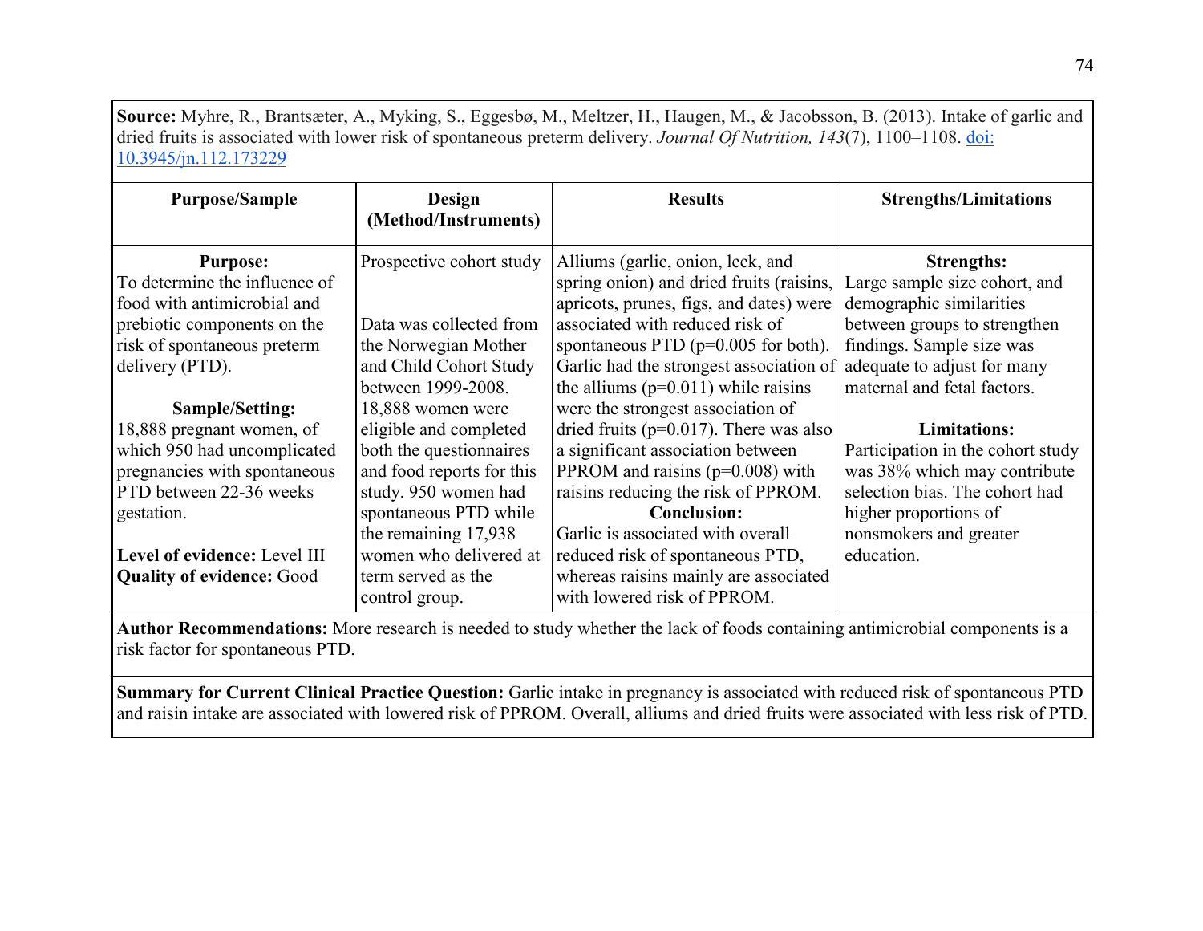**Source:** Myhre, R., Brantsæter, A., Myking, S., Eggesbø, M., Meltzer, H., Haugen, M., & Jacobsson, B. (2013). Intake of garlic and dried fruits is associated with lower risk of spontaneous preterm delivery. *Journal Of Nutrition, 143*(7), 1100–1108. doi: 10.3945/jn.112.173229

| Purpose/Sample | Design (Method/Instruments) | Results | Strengths/Limitations |
|---|---|---|---|
| **Purpose:** To determine the influence of food with antimicrobial and prebiotic components on the risk of spontaneous preterm delivery (PTD).<br><br>**Sample/Setting:** 18,888 pregnant women, of which 950 had uncomplicated pregnancies with spontaneous PTD between 22-36 weeks gestation.<br><br>**Level of evidence:** Level III<br>**Quality of evidence:** Good | Prospective cohort study<br><br>Data was collected from the Norwegian Mother and Child Cohort Study between 1999-2008. 18,888 women were eligible and completed both the questionnaires and food reports for this study. 950 women had spontaneous PTD while the remaining 17,938 women who delivered at term served as the control group. | Alliums (garlic, onion, leek, and spring onion) and dried fruits (raisins, apricots, prunes, figs, and dates) were associated with reduced risk of spontaneous PTD ($p=0.005$ for both). Garlic had the strongest association of the alliums ($p=0.011$) while raisins were the strongest association of dried fruits ($p=0.017$). There was also a significant association between PPROM and raisins ($p=0.008$) with raisins reducing the risk of PPROM.<br>**Conclusion:**<br>Garlic is associated with overall reduced risk of spontaneous PTD, whereas raisins mainly are associated with lowered risk of PPROM. | **Strengths:**<br>Large sample size cohort, and demographic similarities between groups to strengthen findings. Sample size was adequate to adjust for many maternal and fetal factors.<br><br>**Limitations:**<br>Participation in the cohort study was 38% which may contribute selection bias. The cohort had higher proportions of nonsmokers and greater education. |

**Author Recommendations:** More research is needed to study whether the lack of foods containing antimicrobial components is a risk factor for spontaneous PTD.

**Summary for Current Clinical Practice Question:** Garlic intake in pregnancy is associated with reduced risk of spontaneous PTD and raisin intake are associated with lowered risk of PPROM. Overall, alliums and dried fruits were associated with less risk of PTD.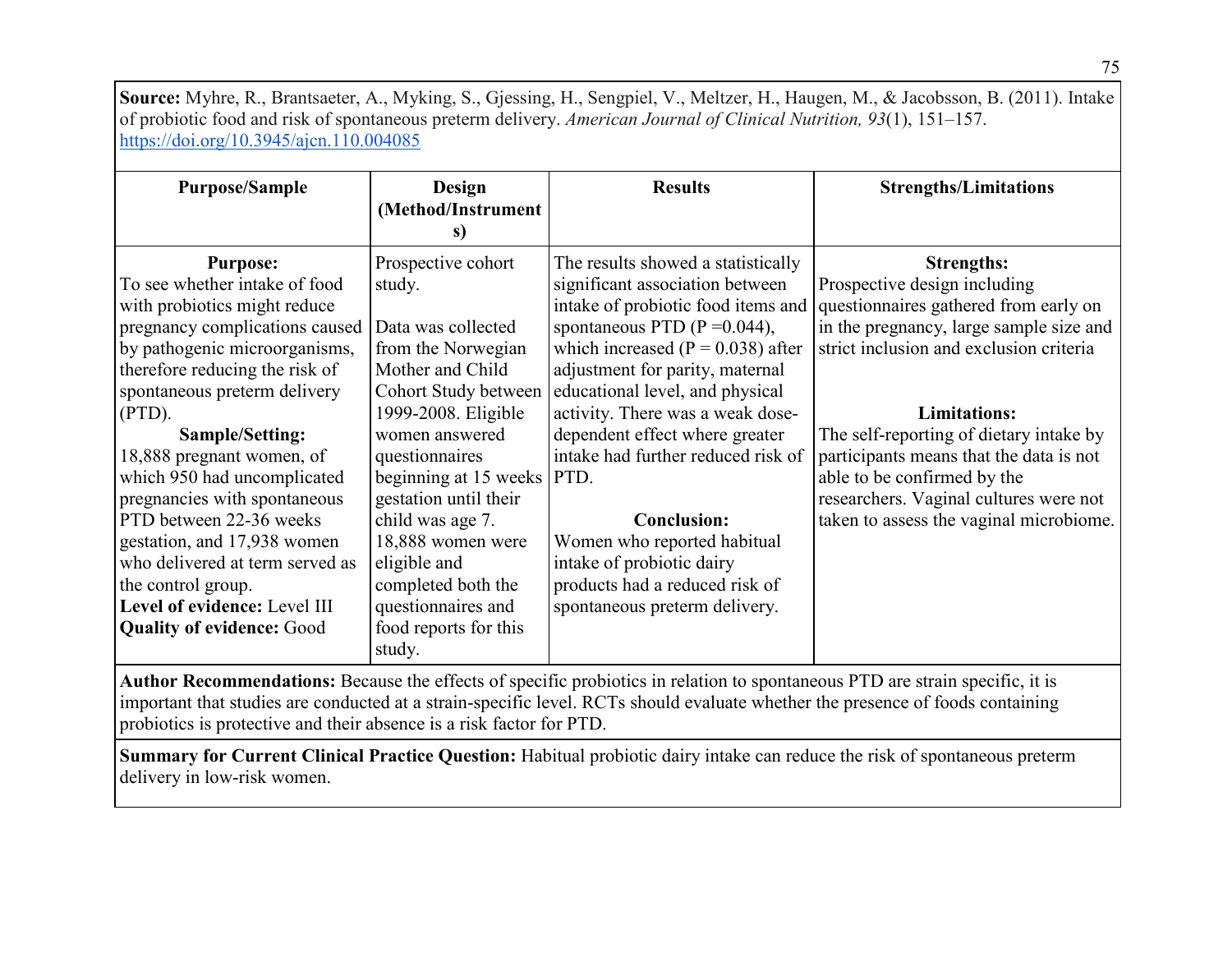**Source:** Myhre, R., Brantsaeter, A., Myking, S., Gjessing, H., Sengpiel, V., Meltzer, H., Haugen, M., & Jacobsson, B. (2011). Intake of probiotic food and risk of spontaneous preterm delivery. *American Journal of Clinical Nutrition, 93*(1), 151–157. https://doi.org/10.3945/ajcn.110.004085

| Purpose/Sample | Design (Method/Instruments) | Results | Strengths/Limitations |
|---|---|---|---|
| **Purpose:**<br>To see whether intake of food with probiotics might reduce pregnancy complications caused by pathogenic microorganisms, therefore reducing the risk of spontaneous preterm delivery (PTD).<br>**Sample/Setting:**<br>18,888 pregnant women, of which 950 had uncomplicated pregnancies with spontaneous PTD between 22-36 weeks gestation, and 17,938 women who delivered at term served as the control group.<br>**Level of evidence:** Level III<br>**Quality of evidence:** Good | Prospective cohort study.<br><br>Data was collected from the Norwegian Mother and Child Cohort Study between 1999-2008. Eligible women answered questionnaires beginning at 15 weeks gestation until their child was age 7. 18,888 women were eligible and completed both the questionnaires and food reports for this study. | The results showed a statistically significant association between intake of probiotic food items and spontaneous PTD ($P = 0.044$), which increased ($P = 0.038$) after adjustment for parity, maternal educational level, and physical activity. There was a weak dose-dependent effect where greater intake had further reduced risk of PTD.<br><br>**Conclusion:**<br>Women who reported habitual intake of probiotic dairy products had a reduced risk of spontaneous preterm delivery. | **Strengths:**<br>Prospective design including questionnaires gathered from early on in the pregnancy, large sample size and strict inclusion and exclusion criteria<br><br>**Limitations:**<br>The self-reporting of dietary intake by participants means that the data is not able to be confirmed by the researchers. Vaginal cultures were not taken to assess the vaginal microbiome. |

**Author Recommendations:** Because the effects of specific probiotics in relation to spontaneous PTD are strain specific, it is important that studies are conducted at a strain-specific level. RCTs should evaluate whether the presence of foods containing probiotics is protective and their absence is a risk factor for PTD.

**Summary for Current Clinical Practice Question:** Habitual probiotic dairy intake can reduce the risk of spontaneous preterm delivery in low-risk women.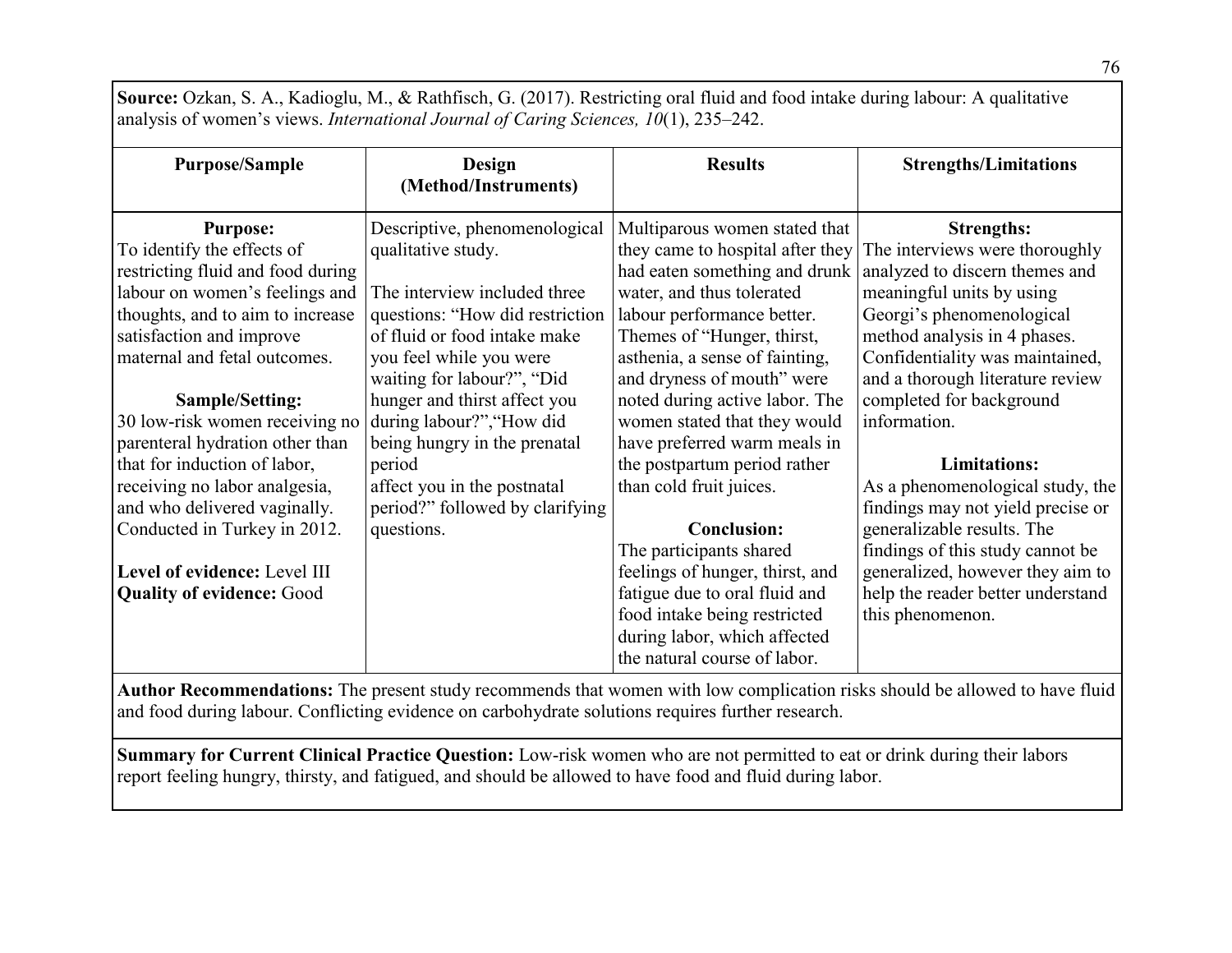**Source:** Ozkan, S. A., Kadioglu, M., & Rathfisch, G. (2017). Restricting oral fluid and food intake during labour: A qualitative analysis of women's views. *International Journal of Caring Sciences, 10*(1), 235–242.

| Purpose/Sample | Design (Method/Instruments) | Results | Strengths/Limitations |
|---|---|---|---|
| **Purpose:** To identify the effects of restricting fluid and food during labour on women's feelings and thoughts, and to aim to increase satisfaction and improve maternal and fetal outcomes. <br><br> **Sample/Setting:** 30 low-risk women receiving no parenteral hydration other than that for induction of labor, receiving no labor analgesia, and who delivered vaginally. Conducted in Turkey in 2012. <br><br> **Level of evidence:** Level III <br> **Quality of evidence:** Good | Descriptive, phenomenological qualitative study. <br><br> The interview included three questions: "How did restriction of fluid or food intake make you feel while you were waiting for labour?", "Did hunger and thirst affect you during labour?","How did being hungry in the prenatal period affect you in the postnatal period?" followed by clarifying questions. | Multiparous women stated that they came to hospital after they had eaten something and drunk water, and thus tolerated labour performance better. Themes of "Hunger, thirst, asthenia, a sense of fainting, and dryness of mouth" were noted during active labor. The women stated that they would have preferred warm meals in the postpartum period rather than cold fruit juices. <br><br> **Conclusion:** The participants shared feelings of hunger, thirst, and fatigue due to oral fluid and food intake being restricted during labor, which affected the natural course of labor. | **Strengths:** The interviews were thoroughly analyzed to discern themes and meaningful units by using Georgi's phenomenological method analysis in 4 phases. Confidentiality was maintained, and a thorough literature review completed for background information. <br><br> **Limitations:** As a phenomenological study, the findings may not yield precise or generalizable results. The findings of this study cannot be generalized, however they aim to help the reader better understand this phenomenon. |

**Author Recommendations:** The present study recommends that women with low complication risks should be allowed to have fluid and food during labour. Conflicting evidence on carbohydrate solutions requires further research.

**Summary for Current Clinical Practice Question:** Low-risk women who are not permitted to eat or drink during their labors report feeling hungry, thirsty, and fatigued, and should be allowed to have food and fluid during labor.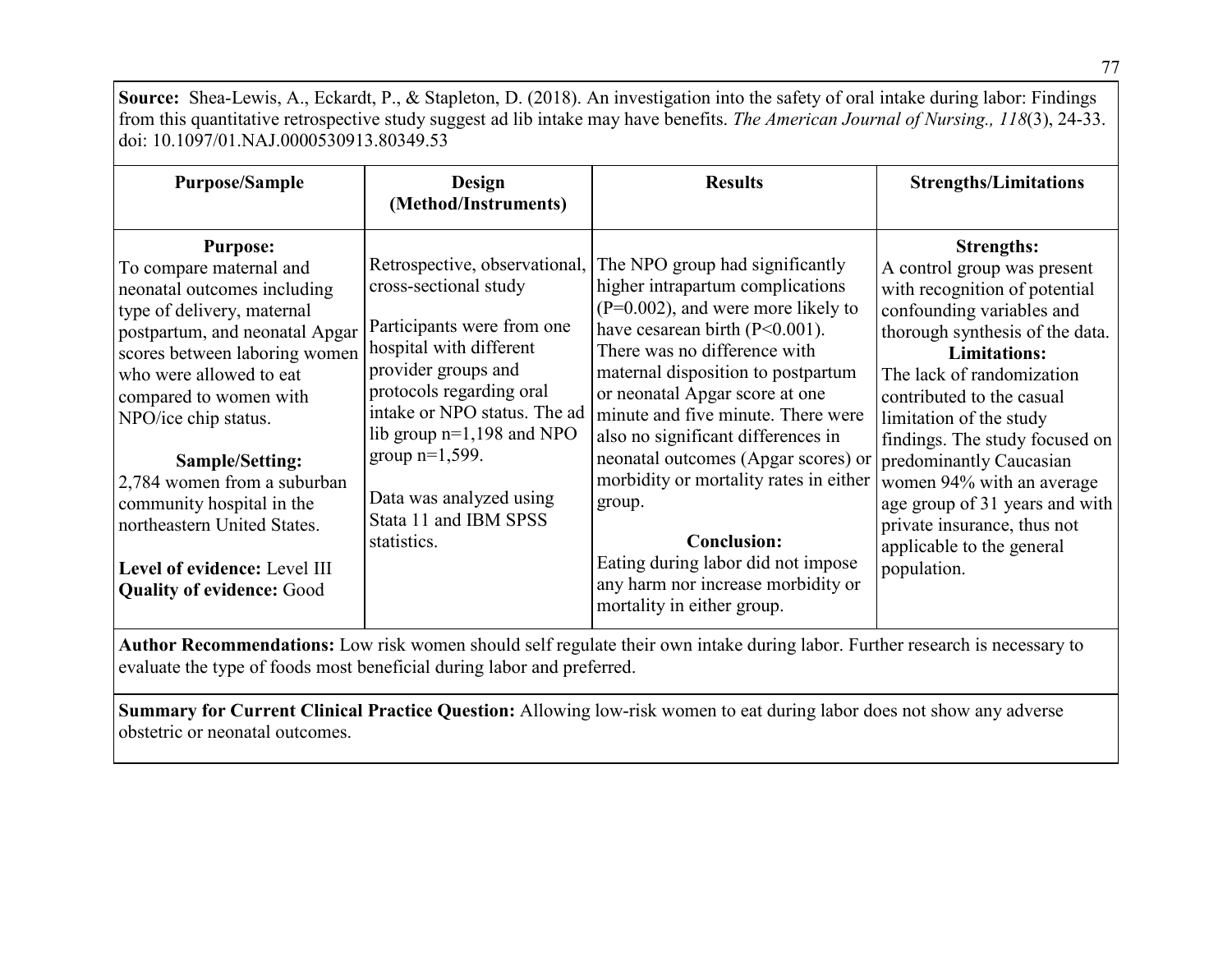**Source:** Shea-Lewis, A., Eckardt, P., & Stapleton, D. (2018). An investigation into the safety of oral intake during labor: Findings from this quantitative retrospective study suggest ad lib intake may have benefits. *The American Journal of Nursing., 118*(3), 24-33. doi: 10.1097/01.NAJ.0000530913.80349.53

| Purpose/Sample | Design (Method/Instruments) | Results | Strengths/Limitations |
|---|---|---|---|
| **Purpose:**<br>To compare maternal and neonatal outcomes including type of delivery, maternal postpartum, and neonatal Apgar scores between laboring women who were allowed to eat compared to women with NPO/ice chip status.<br><br>**Sample/Setting:**<br>2,784 women from a suburban community hospital in the northeastern United States.<br><br>**Level of evidence:** Level III<br>**Quality of evidence:** Good | Retrospective, observational, cross-sectional study<br><br>Participants were from one hospital with different provider groups and protocols regarding oral intake or NPO status. The ad lib group n=1,198 and NPO group n=1,599.<br><br>Data was analyzed using Stata 11 and IBM SPSS statistics. | The NPO group had significantly higher intrapartum complications (P=0.002), and were more likely to have cesarean birth (P<0.001). There was no difference with maternal disposition to postpartum or neonatal Apgar score at one minute and five minute. There were also no significant differences in neonatal outcomes (Apgar scores) or morbidity or mortality rates in either group.<br><br>**Conclusion:**<br>Eating during labor did not impose any harm nor increase morbidity or mortality in either group. | **Strengths:**<br>A control group was present with recognition of potential confounding variables and thorough synthesis of the data.<br>**Limitations:**<br>The lack of randomization contributed to the casual limitation of the study findings. The study focused on predominantly Caucasian women 94% with an average age group of 31 years and with private insurance, thus not applicable to the general population. |

**Author Recommendations:** Low risk women should self regulate their own intake during labor. Further research is necessary to evaluate the type of foods most beneficial during labor and preferred.

**Summary for Current Clinical Practice Question:** Allowing low-risk women to eat during labor does not show any adverse obstetric or neonatal outcomes.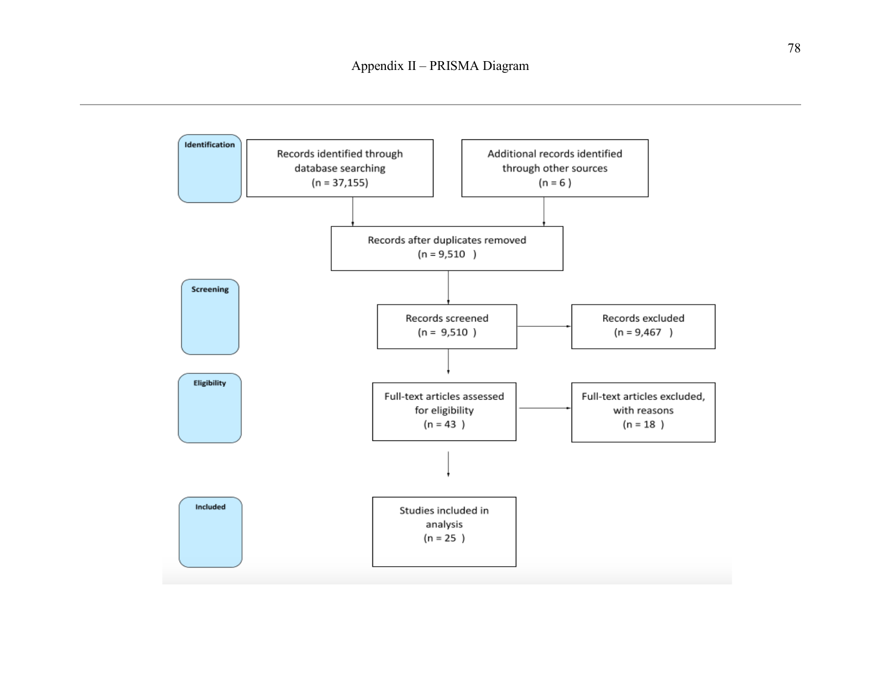# Appendix II – PRISMA Diagram

Identification

Records identified through database searching (n = 37,155)

Additional records identified through other sources (n = 6 )

Records after duplicates removed (n = 9,510 )

Screening

Records screened (n = 9,510 )

Records excluded (n = 9,467 )

Eligibility

Full-text articles assessed for eligibility (n = 43 )

Full-text articles excluded, with reasons (n = 18 )

Included

Studies included in analysis (n = 25 )